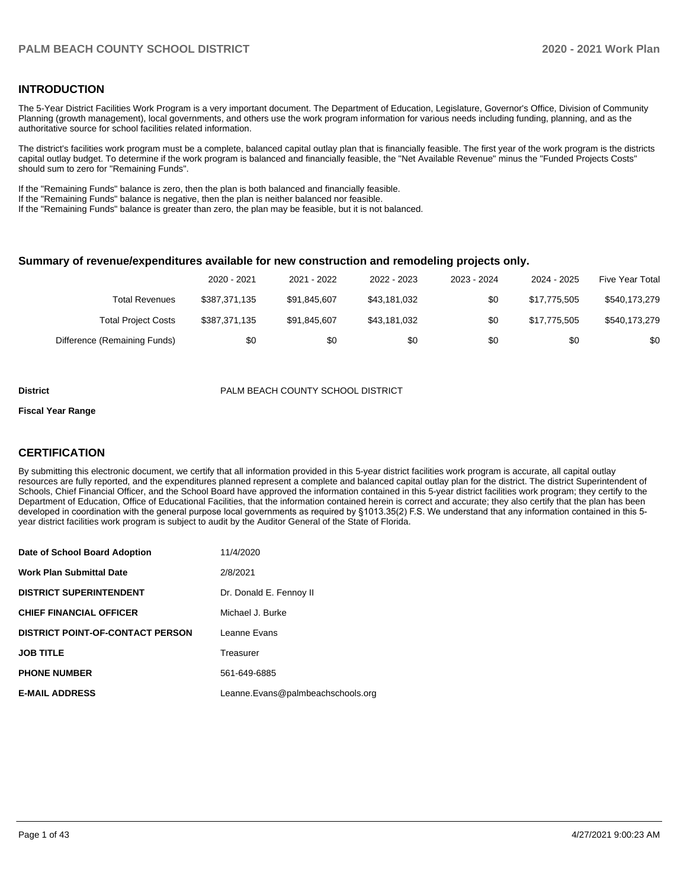## INTRODUCTION

The 5-Year District Facilities Work Program is a very important document. The Department of Education, Legislature, Governor's Office, Division of Community Planning (growth management), local governments, and others use the work program information for various needs including funding, planning, and as the authoritative source for school facilities related information.

The district's facilities work program must be a complete, balanced capital outlay plan that is financially feasible. The first year of the work program is the districts capital outlay budget. To determine if the work program is balanced and financially feasible, the "Net Available Revenue" minus the "Funded Projects Costs" should sum to zero for "Remaining Funds".

If the "Remaining Funds" balance is zero, then the plan is both balanced and financially feasible.
If the "Remaining Funds" balance is negative, then the plan is neither balanced nor feasible.
If the "Remaining Funds" balance is greater than zero, the plan may be feasible, but it is not balanced.

### Summary of revenue/expenditures available for new construction and remodeling projects only.

| | 2020 - 2021 | 2021 - 2022 | 2022 - 2023 | 2023 - 2024 | 2024 - 2025 | Five Year Total |
|---|---|---|---|---|---|---|
| Total Revenues | $387,371,135 | $91,845,607 | $43,181,032 | $0 | $17,775,505 | $540,173,279 |
| Total Project Costs | $387,371,135 | $91,845,607 | $43,181,032 | $0 | $17,775,505 | $540,173,279 |
| Difference (Remaining Funds) | $0 | $0 | $0 | $0 | $0 | $0 |

**District** PALM BEACH COUNTY SCHOOL DISTRICT

**Fiscal Year Range**

## CERTIFICATION

By submitting this electronic document, we certify that all information provided in this 5-year district facilities work program is accurate, all capital outlay resources are fully reported, and the expenditures planned represent a complete and balanced capital outlay plan for the district. The district Superintendent of Schools, Chief Financial Officer, and the School Board have approved the information contained in this 5-year district facilities work program; they certify to the Department of Education, Office of Educational Facilities, that the information contained herein is correct and accurate; they also certify that the plan has been developed in coordination with the general purpose local governments as required by §1013.35(2) F.S. We understand that any information contained in this 5-year district facilities work program is subject to audit by the Auditor General of the State of Florida.

| | |
|---|---|
| **Date of School Board Adoption** | 11/4/2020 |
| **Work Plan Submittal Date** | 2/8/2021 |
| **DISTRICT SUPERINTENDENT** | Dr. Donald E. Fennoy II |
| **CHIEF FINANCIAL OFFICER** | Michael J. Burke |
| **DISTRICT POINT-OF-CONTACT PERSON** | Leanne Evans |
| **JOB TITLE** | Treasurer |
| **PHONE NUMBER** | 561-649-6885 |
| **E-MAIL ADDRESS** | Leanne.Evans@palmbeachschools.org |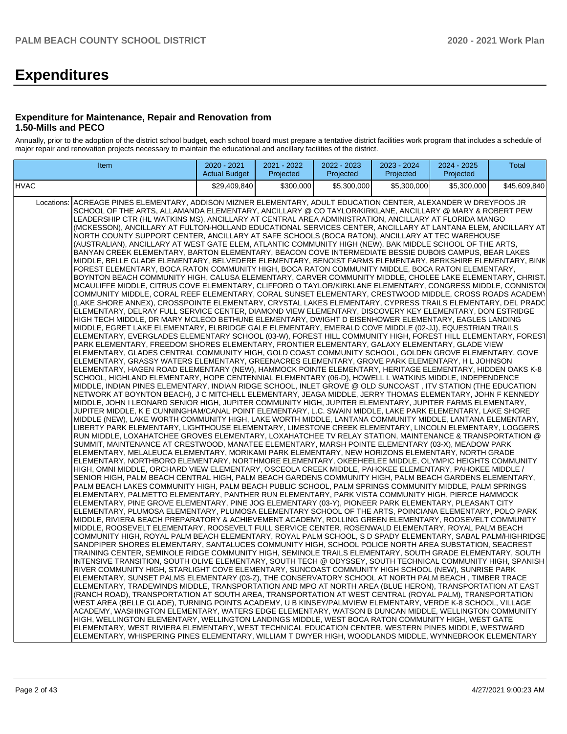# Expenditures

### Expenditure for Maintenance, Repair and Renovation from 1.50-Mills and PECO

Annually, prior to the adoption of the district school budget, each school board must prepare a tentative district facilities work program that includes a schedule of major repair and renovation projects necessary to maintain the educational and ancillary facilities of the district.

| Item | | 2020 - 2021 Actual Budget | 2021 - 2022 Projected | 2022 - 2023 Projected | 2023 - 2024 Projected | 2024 - 2025 Projected | Total |
|---|---|---|---|---|---|---|---|
| HVAC | | $29,409,840 | $300,000 | $5,300,000 | $5,300,000 | $5,300,000 | $45,609,840 |
| Locations: | ACREAGE PINES ELEMENTARY, ADDISON MIZNER ELEMENTARY, ADULT EDUCATION CENTER, ALEXANDER W DREYFOOS JR SCHOOL OF THE ARTS, ALLAMANDA ELEMENTARY, ANCILLARY @ CO TAYLOR/KIRKLANE, ANCILLARY @ MARY & ROBERT PEW LEADERSHIP CTR (HL WATKINS MS), ANCILLARY AT CENTRAL AREA ADMINISTRATION, ANCILLARY AT FLORIDA MANGO (MCKESSON), ANCILLARY AT FULTON-HOLLAND EDUCATIONAL SERVICES CENTER, ANCILLARY AT LANTANA ELEM, ANCILLARY AT NORTH COUNTY SUPPORT CENTER, ANCILLARY AT SAFE SCHOOLS (BOCA RATON), ANCILLARY AT TEC WAREHOUSE (AUSTRALIAN), ANCILLARY AT WEST GATE ELEM, ATLANTIC COMMUNITY HIGH (NEW), BAK MIDDLE SCHOOL OF THE ARTS, BANYAN CREEK ELEMENTARY, BARTON ELEMENTARY, BEACON COVE INTERMEDIATE BESSIE DUBOIS CAMPUS, BEAR LAKES MIDDLE, BELLE GLADE ELEMENTARY, BELVEDERE ELEMENTARY, BENOIST FARMS ELEMENTARY, BERKSHIRE ELEMENTARY, BINK FOREST ELEMENTARY, BOCA RATON COMMUNITY HIGH, BOCA RATON COMMUNITY MIDDLE, BOCA RATON ELEMENTARY, BOYNTON BEACH COMMUNITY HIGH, CALUSA ELEMENTARY, CARVER COMMUNITY MIDDLE, CHOLEE LAKE ELEMENTARY, CHRIST. MCAULIFFE MIDDLE, CITRUS COVE ELEMENTARY, CLIFFORD O TAYLOR/KIRKLANE ELEMENTARY, CONGRESS MIDDLE, CONNISTOI COMMUNITY MIDDLE, CORAL REEF ELEMENTARY, CORAL SUNSET ELEMENTARY, CRESTWOOD MIDDLE, CROSS ROADS ACADEMY (LAKE SHORE ANNEX), CROSSPOINTE ELEMENTARY, CRYSTAL LAKES ELEMENTARY, CYPRESS TRAILS ELEMENTARY, DEL PRADO ELEMENTARY, DELRAY FULL SERVICE CENTER, DIAMOND VIEW ELEMENTARY, DISCOVERY KEY ELEMENTARY, DON ESTRIDGE HIGH TECH MIDDLE, DR MARY MCLEOD BETHUNE ELEMENTARY, DWIGHT D EISENHOWER ELEMENTARY, EAGLES LANDING MIDDLE, EGRET LAKE ELEMENTARY, ELBRIDGE GALE ELEMENTARY, EMERALD COVE MIDDLE (02-JJ), EQUESTRIAN TRAILS ELEMENTARY, EVERGLADES ELEMENTARY SCHOOL (03-W), FOREST HILL COMMUNITY HIGH, FOREST HILL ELEMENTARY, FOREST PARK ELEMENTARY, FREEDOM SHORES ELEMENTARY, FRONTIER ELEMENTARY, GALAXY ELEMENTARY, GLADE VIEW ELEMENTARY, GLADES CENTRAL COMMUNITY HIGH, GOLD COAST COMMUNITY SCHOOL, GOLDEN GROVE ELEMENTARY, GOVE ELEMENTARY, GRASSY WATERS ELEMENTARY, GREENACRES ELEMENTARY, GROVE PARK ELEMENTARY, H L JOHNSON ELEMENTARY, HAGEN ROAD ELEMENTARY (NEW), HAMMOCK POINTE ELEMENTARY, HERITAGE ELEMENTARY, HIDDEN OAKS K-8 SCHOOL, HIGHLAND ELEMENTARY, HOPE CENTENNIAL ELEMENTARY (06-D), HOWELL L WATKINS MIDDLE, INDEPENDENCE MIDDLE, INDIAN PINES ELEMENTARY, INDIAN RIDGE SCHOOL, INLET GROVE @ OLD SUNCOAST , ITV STATION (THE EDUCATION NETWORK AT BOYNTON BEACH), J C MITCHELL ELEMENTARY, JEAGA MIDDLE, JERRY THOMAS ELEMENTARY, JOHN F KENNEDY MIDDLE, JOHN I LEONARD SENIOR HIGH, JUPITER COMMUNITY HIGH, JUPITER ELEMENTARY, JUPITER FARMS ELEMENTARY, JUPITER MIDDLE, K E CUNNINGHAM/CANAL POINT ELEMENTARY, L.C. SWAIN MIDDLE, LAKE PARK ELEMENTARY, LAKE SHORE MIDDLE (NEW), LAKE WORTH COMMUNITY HIGH, LAKE WORTH MIDDLE, LANTANA COMMUNITY MIDDLE, LANTANA ELEMENTARY, LIBERTY PARK ELEMENTARY, LIGHTHOUSE ELEMENTARY, LIMESTONE CREEK ELEMENTARY, LINCOLN ELEMENTARY, LOGGERS RUN MIDDLE, LOXAHATCHEE GROVES ELEMENTARY, LOXAHATCHEE TV RELAY STATION, MAINTENANCE & TRANSPORTATION @ SUMMIT, MAINTENANCE AT CRESTWOOD, MANATEE ELEMENTARY, MARSH POINTE ELEMENTARY (03-X), MEADOW PARK ELEMENTARY, MELALEUCA ELEMENTARY, MORIKAMI PARK ELEMENTARY, NEW HORIZONS ELEMENTARY, NORTH GRADE ELEMENTARY, NORTHBORO ELEMENTARY, NORTHMORE ELEMENTARY, OKEEHEELEE MIDDLE, OLYMPIC HEIGHTS COMMUNITY HIGH, OMNI MIDDLE, ORCHARD VIEW ELEMENTARY, OSCEOLA CREEK MIDDLE, PAHOKEE ELEMENTARY, PAHOKEE MIDDLE / SENIOR HIGH, PALM BEACH CENTRAL HIGH, PALM BEACH GARDENS COMMUNITY HIGH, PALM BEACH GARDENS ELEMENTARY, PALM BEACH LAKES COMMUNITY HIGH, PALM BEACH PUBLIC SCHOOL, PALM SPRINGS COMMUNITY MIDDLE, PALM SPRINGS ELEMENTARY, PALMETTO ELEMENTARY, PANTHER RUN ELEMENTARY, PARK VISTA COMMUNITY HIGH, PIERCE HAMMOCK ELEMENTARY, PINE GROVE ELEMENTARY, PINE JOG ELEMENTARY (03-Y), PIONEER PARK ELEMENTARY, PLEASANT CITY ELEMENTARY, PLUMOSA ELEMENTARY, PLUMOSA ELEMENTARY SCHOOL OF THE ARTS, POINCIANA ELEMENTARY, POLO PARK MIDDLE, RIVIERA BEACH PREPARATORY & ACHIEVEMENT ACADEMY, ROLLING GREEN ELEMENTARY, ROOSEVELT COMMUNITY MIDDLE, ROOSEVELT ELEMENTARY, ROOSEVELT FULL SERVICE CENTER, ROSENWALD ELEMENTARY, ROYAL PALM BEACH COMMUNITY HIGH, ROYAL PALM BEACH ELEMENTARY, ROYAL PALM SCHOOL, S D SPADY ELEMENTARY, SABAL PALM/HIGHRIDGE SANDPIPER SHORES ELEMENTARY, SANTALUCES COMMUNITY HIGH, SCHOOL POLICE NORTH AREA SUBSTATION, SEACREST TRAINING CENTER, SEMINOLE RIDGE COMMUNITY HIGH, SEMINOLE TRAILS ELEMENTARY, SOUTH GRADE ELEMENTARY, SOUTH INTENSIVE TRANSITION, SOUTH OLIVE ELEMENTARY, SOUTH TECH @ ODYSSEY, SOUTH TECHNICAL COMMUNITY HIGH, SPANISH RIVER COMMUNITY HIGH, STARLIGHT COVE ELEMENTARY, SUNCOAST COMMUNITY HIGH SCHOOL (NEW), SUNRISE PARK ELEMENTARY, SUNSET PALMS ELEMENTARY (03-Z), THE CONSERVATORY SCHOOL AT NORTH PALM BEACH , TIMBER TRACE ELEMENTARY, TRADEWINDS MIDDLE, TRANSPORTATION AND MPO AT NORTH AREA (BLUE HERON), TRANSPORTATION AT EAST (RANCH ROAD), TRANSPORTATION AT SOUTH AREA, TRANSPORTATION AT WEST CENTRAL (ROYAL PALM), TRANSPORTATION WEST AREA (BELLE GLADE), TURNING POINTS ACADEMY, U B KINSEY/PALMVIEW ELEMENTARY, VERDE K-8 SCHOOL, VILLAGE ACADEMY, WASHINGTON ELEMENTARY, WATERS EDGE ELEMENTARY, WATSON B DUNCAN MIDDLE, WELLINGTON COMMUNITY HIGH, WELLINGTON ELEMENTARY, WELLINGTON LANDINGS MIDDLE, WEST BOCA RATON COMMUNITY HIGH, WEST GATE ELEMENTARY, WEST RIVIERA ELEMENTARY, WEST TECHNICAL EDUCATION CENTER, WESTERN PINES MIDDLE, WESTWARD ELEMENTARY, WHISPERING PINES ELEMENTARY, WILLIAM T DWYER HIGH, WOODLANDS MIDDLE, WYNNEBROOK ELEMENTARY | | | | | | |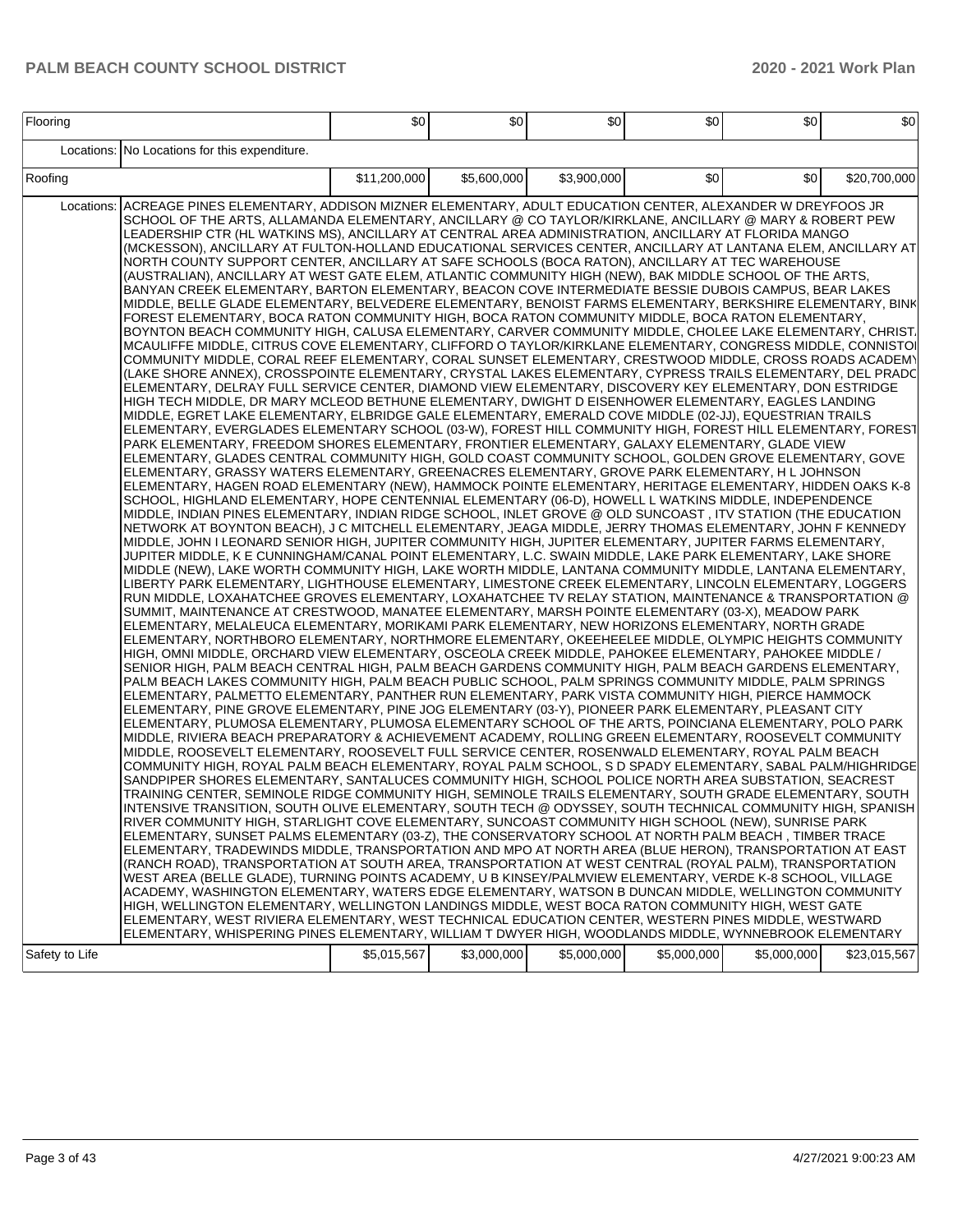| Flooring | | $0 | $0 | $0 | $0 | $0 | $0 |
|---|---|---|---|---|---|---|---|
| | Locations: | No Locations for this expenditure. | | | | | |
| Roofing | | $11,200,000 | $5,600,000 | $3,900,000 | $0 | $0 | $20,700,000 |
| | Locations: | ACREAGE PINES ELEMENTARY, ADDISON MIZNER ELEMENTARY, ADULT EDUCATION CENTER, ALEXANDER W DREYFOOS JR SCHOOL OF THE ARTS, ALLAMANDA ELEMENTARY, ANCILLARY @ CO TAYLOR/KIRKLANE, ANCILLARY @ MARY & ROBERT PEW LEADERSHIP CTR (HL WATKINS MS), ANCILLARY AT CENTRAL AREA ADMINISTRATION, ANCILLARY AT FLORIDA MANGO (MCKESSON), ANCILLARY AT FULTON-HOLLAND EDUCATIONAL SERVICES CENTER, ANCILLARY AT LANTANA ELEM, ANCILLARY AT NORTH COUNTY SUPPORT CENTER, ANCILLARY AT SAFE SCHOOLS (BOCA RATON), ANCILLARY AT TEC WAREHOUSE (AUSTRALIAN), ANCILLARY AT WEST GATE ELEM, ATLANTIC COMMUNITY HIGH (NEW), BAK MIDDLE SCHOOL OF THE ARTS, BANYAN CREEK ELEMENTARY, BARTON ELEMENTARY, BEACON COVE INTERMEDIATE BESSIE DUBOIS CAMPUS, BEAR LAKES MIDDLE, BELLE GLADE ELEMENTARY, BELVEDERE ELEMENTARY, BENOIST FARMS ELEMENTARY, BERKSHIRE ELEMENTARY, BINKS FOREST ELEMENTARY, BOCA RATON COMMUNITY HIGH, BOCA RATON COMMUNITY MIDDLE, BOCA RATON ELEMENTARY, BOYNTON BEACH COMMUNITY HIGH, CALUSA ELEMENTARY, CARVER COMMUNITY MIDDLE, CHOLEE LAKE ELEMENTARY, CHRISTA MCAULIFFE MIDDLE, CITRUS COVE ELEMENTARY, CLIFFORD O TAYLOR/KIRKLANE ELEMENTARY, CONGRESS MIDDLE, CONNISTON COMMUNITY MIDDLE, CORAL REEF ELEMENTARY, CORAL SUNSET ELEMENTARY, CRESTWOOD MIDDLE, CROSS ROADS ACADEMY (LAKE SHORE ANNEX), CROSSPOINTE ELEMENTARY, CRYSTAL LAKES ELEMENTARY, CYPRESS TRAILS ELEMENTARY, DEL PRADO ELEMENTARY, DELRAY FULL SERVICE CENTER, DIAMOND VIEW ELEMENTARY, DISCOVERY KEY ELEMENTARY, DON ESTRIDGE HIGH TECH MIDDLE, DR MARY MCLEOD BETHUNE ELEMENTARY, DWIGHT D EISENHOWER ELEMENTARY, EAGLES LANDING MIDDLE, EGRET LAKE ELEMENTARY, ELBRIDGE GALE ELEMENTARY, EMERALD COVE MIDDLE (02-JJ), EQUESTRIAN TRAILS ELEMENTARY, EVERGLADES ELEMENTARY SCHOOL (03-W), FOREST HILL COMMUNITY HIGH, FOREST HILL ELEMENTARY, FOREST PARK ELEMENTARY, FREEDOM SHORES ELEMENTARY, FRONTIER ELEMENTARY, GALAXY ELEMENTARY, GLADE VIEW ELEMENTARY, GLADES CENTRAL COMMUNITY HIGH, GOLD COAST COMMUNITY SCHOOL, GOLDEN GROVE ELEMENTARY, GOVE ELEMENTARY, GRASSY WATERS ELEMENTARY, GREENACRES ELEMENTARY, GROVE PARK ELEMENTARY, H L JOHNSON ELEMENTARY, HAGEN ROAD ELEMENTARY (NEW), HAMMOCK POINTE ELEMENTARY, HERITAGE ELEMENTARY, HIDDEN OAKS K-8 SCHOOL, HIGHLAND ELEMENTARY, HOPE CENTENNIAL ELEMENTARY (06-D), HOWELL L WATKINS MIDDLE, INDEPENDENCE MIDDLE, INDIAN PINES ELEMENTARY, INDIAN RIDGE SCHOOL, INLET GROVE @ OLD SUNCOAST , ITV STATION (THE EDUCATION NETWORK AT BOYNTON BEACH), J C MITCHELL ELEMENTARY, JEAGA MIDDLE, JERRY THOMAS ELEMENTARY, JOHN F KENNEDY MIDDLE, JOHN I LEONARD SENIOR HIGH, JUPITER COMMUNITY HIGH, JUPITER ELEMENTARY, JUPITER FARMS ELEMENTARY, JUPITER MIDDLE, K E CUNNINGHAM/CANAL POINT ELEMENTARY, L.C. SWAIN MIDDLE, LAKE PARK ELEMENTARY, LAKE SHORE MIDDLE (NEW), LAKE WORTH COMMUNITY HIGH, LAKE WORTH MIDDLE, LANTANA COMMUNITY MIDDLE, LANTANA ELEMENTARY, LIBERTY PARK ELEMENTARY, LIGHTHOUSE ELEMENTARY, LIMESTONE CREEK ELEMENTARY, LINCOLN ELEMENTARY, LOGGERS RUN MIDDLE, LOXAHATCHEE GROVES ELEMENTARY, LOXAHATCHEE TV RELAY STATION, MAINTENANCE & TRANSPORTATION @ SUMMIT, MAINTENANCE AT CRESTWOOD, MANATEE ELEMENTARY, MARSH POINTE ELEMENTARY (03-X), MEADOW PARK ELEMENTARY, MELALEUCA ELEMENTARY, MORIKAMI PARK ELEMENTARY, NEW HORIZONS ELEMENTARY, NORTH GRADE ELEMENTARY, NORTHBORO ELEMENTARY, NORTHMORE ELEMENTARY, OKEEHEELEE MIDDLE, OLYMPIC HEIGHTS COMMUNITY HIGH, OMNI MIDDLE, ORCHARD VIEW ELEMENTARY, OSCEOLA CREEK MIDDLE, PAHOKEE ELEMENTARY, PAHOKEE MIDDLE / SENIOR HIGH, PALM BEACH CENTRAL HIGH, PALM BEACH GARDENS COMMUNITY HIGH, PALM BEACH GARDENS ELEMENTARY, PALM BEACH LAKES COMMUNITY HIGH, PALM BEACH PUBLIC SCHOOL, PALM SPRINGS COMMUNITY MIDDLE, PALM SPRINGS ELEMENTARY, PALMETTO ELEMENTARY, PANTHER RUN ELEMENTARY, PARK VISTA COMMUNITY HIGH, PIERCE HAMMOCK ELEMENTARY, PINE GROVE ELEMENTARY, PINE JOG ELEMENTARY (03-Y), PIONEER PARK ELEMENTARY, PLEASANT CITY ELEMENTARY, PLUMOSA ELEMENTARY, PLUMOSA ELEMENTARY SCHOOL OF THE ARTS, POINCIANA ELEMENTARY, POLO PARK MIDDLE, RIVIERA BEACH PREPARATORY & ACHIEVEMENT ACADEMY, ROLLING GREEN ELEMENTARY, ROOSEVELT COMMUNITY MIDDLE, ROOSEVELT ELEMENTARY, ROOSEVELT FULL SERVICE CENTER, ROSENWALD ELEMENTARY, ROYAL PALM BEACH COMMUNITY HIGH, ROYAL PALM BEACH ELEMENTARY, ROYAL PALM SCHOOL, S D SPADY ELEMENTARY, SABAL PALM/HIGHRIDGE, SANDPIPER SHORES ELEMENTARY, SANTALUCES COMMUNITY HIGH, SCHOOL POLICE NORTH AREA SUBSTATION, SEACREST TRAINING CENTER, SEMINOLE RIDGE COMMUNITY HIGH, SEMINOLE TRAILS ELEMENTARY, SOUTH GRADE ELEMENTARY, SOUTH INTENSIVE TRANSITION, SOUTH OLIVE ELEMENTARY, SOUTH TECH @ ODYSSEY, SOUTH TECHNICAL COMMUNITY HIGH, SPANISH RIVER COMMUNITY HIGH, STARLIGHT COVE ELEMENTARY, SUNCOAST COMMUNITY HIGH SCHOOL (NEW), SUNRISE PARK ELEMENTARY, SUNSET PALMS ELEMENTARY (03-Z), THE CONSERVATORY SCHOOL AT NORTH PALM BEACH , TIMBER TRACE ELEMENTARY, TRADEWINDS MIDDLE, TRANSPORTATION AND MPO AT NORTH AREA (BLUE HERON), TRANSPORTATION AT EAST (RANCH ROAD), TRANSPORTATION AT SOUTH AREA, TRANSPORTATION AT WEST CENTRAL (ROYAL PALM), TRANSPORTATION WEST AREA (BELLE GLADE), TURNING POINTS ACADEMY, U B KINSEY/PALMVIEW ELEMENTARY, VERDE K-8 SCHOOL, VILLAGE ACADEMY, WASHINGTON ELEMENTARY, WATERS EDGE ELEMENTARY, WATSON B DUNCAN MIDDLE, WELLINGTON COMMUNITY HIGH, WELLINGTON ELEMENTARY, WELLINGTON LANDINGS MIDDLE, WEST BOCA RATON COMMUNITY HIGH, WEST GATE ELEMENTARY, WEST RIVIERA ELEMENTARY, WEST TECHNICAL EDUCATION CENTER, WESTERN PINES MIDDLE, WESTWARD ELEMENTARY, WHISPERING PINES ELEMENTARY, WILLIAM T DWYER HIGH, WOODLANDS MIDDLE, WYNNEBROOK ELEMENTARY | | | | | |
| Safety to Life | | $5,015,567 | $3,000,000 | $5,000,000 | $5,000,000 | $5,000,000 | $23,015,567 |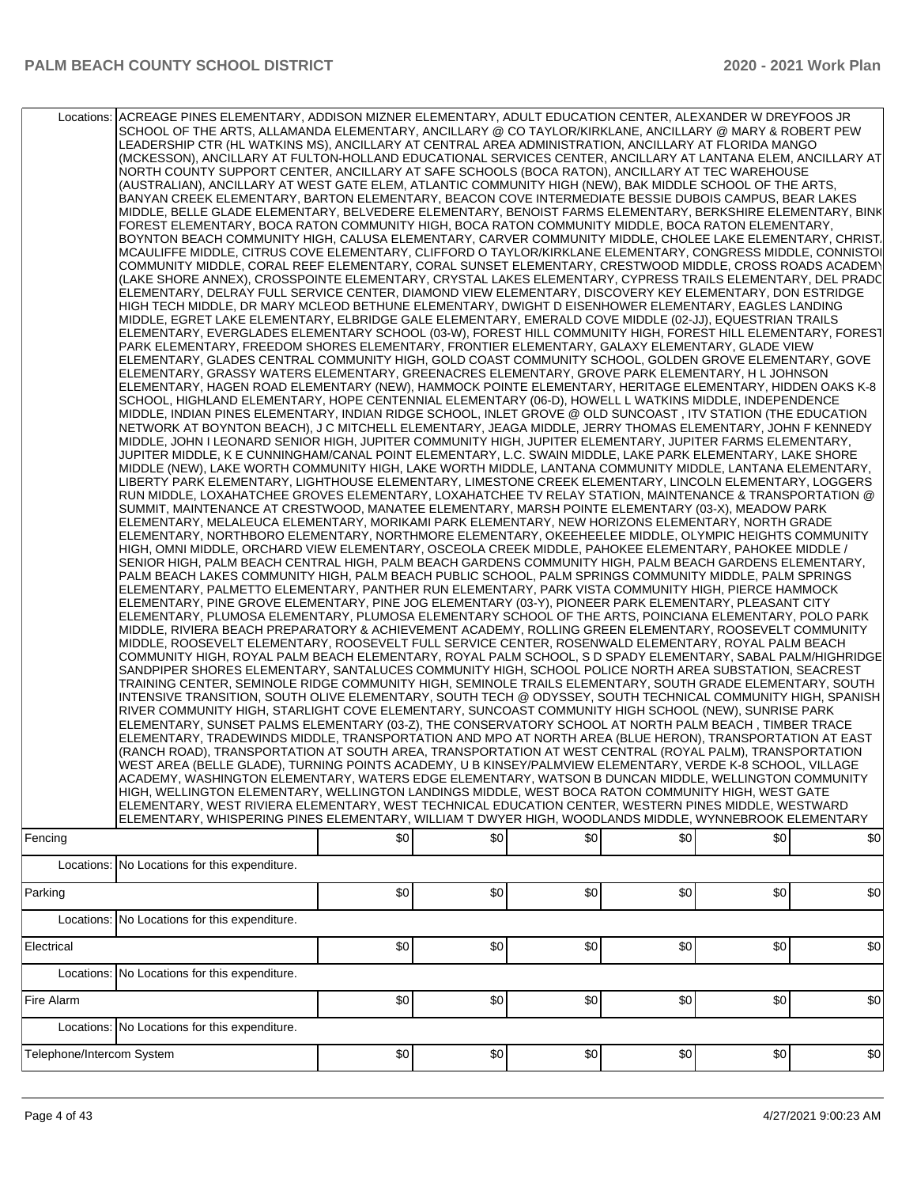| | | | | | | |
|---|---|---|---|---|---|---|
| Locations: | ACREAGE PINES ELEMENTARY, ADDISON MIZNER ELEMENTARY, ADULT EDUCATION CENTER, ALEXANDER W DREYFOOS JR SCHOOL OF THE ARTS, ALLAMANDA ELEMENTARY, ANCILLARY @ CO TAYLOR/KIRKLANE, ANCILLARY @ MARY & ROBERT PEW LEADERSHIP CTR (HL WATKINS MS), ANCILLARY AT CENTRAL AREA ADMINISTRATION, ANCILLARY AT FLORIDA MANGO (MCKESSON), ANCILLARY AT FULTON-HOLLAND EDUCATIONAL SERVICES CENTER, ANCILLARY AT LANTANA ELEM, ANCILLARY AT NORTH COUNTY SUPPORT CENTER, ANCILLARY AT SAFE SCHOOLS (BOCA RATON), ANCILLARY AT TEC WAREHOUSE (AUSTRALIAN), ANCILLARY AT WEST GATE ELEM, ATLANTIC COMMUNITY HIGH (NEW), BAK MIDDLE SCHOOL OF THE ARTS, BANYAN CREEK ELEMENTARY, BARTON ELEMENTARY, BEACON COVE INTERMEDIATE BESSIE DUBOIS CAMPUS, BEAR LAKES MIDDLE, BELLE GLADE ELEMENTARY, BELVEDERE ELEMENTARY, BENOIST FARMS ELEMENTARY, BERKSHIRE ELEMENTARY, BINKS FOREST ELEMENTARY, BOCA RATON COMMUNITY HIGH, BOCA RATON COMMUNITY MIDDLE, BOCA RATON ELEMENTARY, BOYNTON BEACH COMMUNITY HIGH, CALUSA ELEMENTARY, CARVER COMMUNITY MIDDLE, CHOLEE LAKE ELEMENTARY, CHRISTA MCAULIFFE MIDDLE, CITRUS COVE ELEMENTARY, CLIFFORD O TAYLOR/KIRKLANE ELEMENTARY, CONGRESS MIDDLE, CONNISTON COMMUNITY MIDDLE, CORAL REEF ELEMENTARY, CORAL SUNSET ELEMENTARY, CRESTWOOD MIDDLE, CROSS ROADS ACADEMY (LAKE SHORE ANNEX), CROSSPOINTE ELEMENTARY, CRYSTAL LAKES ELEMENTARY, CYPRESS TRAILS ELEMENTARY, DEL PRADO ELEMENTARY, DELRAY FULL SERVICE CENTER, DIAMOND VIEW ELEMENTARY, DISCOVERY KEY ELEMENTARY, DON ESTRIDGE HIGH TECH MIDDLE, DR MARY MCLEOD BETHUNE ELEMENTARY, DWIGHT D EISENHOWER ELEMENTARY, EAGLES LANDING MIDDLE, EGRET LAKE ELEMENTARY, ELBRIDGE GALE ELEMENTARY, EMERALD COVE MIDDLE (02-JJ), EQUESTRIAN TRAILS ELEMENTARY, EVERGLADES ELEMENTARY SCHOOL (03-W), FOREST HILL COMMUNITY HIGH, FOREST HILL ELEMENTARY, FOREST PARK ELEMENTARY, FREEDOM SHORES ELEMENTARY, FRONTIER ELEMENTARY, GALAXY ELEMENTARY, GLADE VIEW ELEMENTARY, GLADES CENTRAL COMMUNITY HIGH, GOLD COAST COMMUNITY SCHOOL, GOLDEN GROVE ELEMENTARY, GOVE ELEMENTARY, GRASSY WATERS ELEMENTARY, GREENACRES ELEMENTARY, GROVE PARK ELEMENTARY, H L JOHNSON ELEMENTARY, HAGEN ROAD ELEMENTARY (NEW), HAMMOCK POINTE ELEMENTARY, HERITAGE ELEMENTARY, HIDDEN OAKS K-8 SCHOOL, HIGHLAND ELEMENTARY, HOPE CENTENNIAL ELEMENTARY (06-D), HOWELL L WATKINS MIDDLE, INDEPENDENCE MIDDLE, INDIAN PINES ELEMENTARY, INDIAN RIDGE SCHOOL, INLET GROVE @ OLD SUNCOAST , ITV STATION (THE EDUCATION NETWORK AT BOYNTON BEACH), J C MITCHELL ELEMENTARY, JEAGA MIDDLE, JERRY THOMAS ELEMENTARY, JOHN F KENNEDY MIDDLE, JOHN I LEONARD SENIOR HIGH, JUPITER COMMUNITY HIGH, JUPITER ELEMENTARY, JUPITER FARMS ELEMENTARY, JUPITER MIDDLE, K E CUNNINGHAM/CANAL POINT ELEMENTARY, L.C. SWAIN MIDDLE, LAKE PARK ELEMENTARY, LAKE SHORE MIDDLE (NEW), LAKE WORTH COMMUNITY HIGH, LAKE WORTH MIDDLE, LANTANA COMMUNITY MIDDLE, LANTANA ELEMENTARY, LIBERTY PARK ELEMENTARY, LIGHTHOUSE ELEMENTARY, LIMESTONE CREEK ELEMENTARY, LINCOLN ELEMENTARY, LOGGERS RUN MIDDLE, LOXAHATCHEE GROVES ELEMENTARY, LOXAHATCHEE TV RELAY STATION, MAINTENANCE & TRANSPORTATION @ SUMMIT, MAINTENANCE AT CRESTWOOD, MANATEE ELEMENTARY, MARSH POINTE ELEMENTARY (03-X), MEADOW PARK ELEMENTARY, MELALEUCA ELEMENTARY, MORIKAMI PARK ELEMENTARY, NEW HORIZONS ELEMENTARY, NORTH GRADE ELEMENTARY, NORTHBORO ELEMENTARY, NORTHMORE ELEMENTARY, OKEEHEELEE MIDDLE, OLYMPIC HEIGHTS COMMUNITY HIGH, OMNI MIDDLE, ORCHARD VIEW ELEMENTARY, OSCEOLA CREEK MIDDLE, PAHOKEE ELEMENTARY, PAHOKEE MIDDLE / SENIOR HIGH, PALM BEACH CENTRAL HIGH, PALM BEACH GARDENS COMMUNITY HIGH, PALM BEACH GARDENS ELEMENTARY, PALM BEACH LAKES COMMUNITY HIGH, PALM BEACH PUBLIC SCHOOL, PALM SPRINGS COMMUNITY MIDDLE, PALM SPRINGS ELEMENTARY, PALMETTO ELEMENTARY, PANTHER RUN ELEMENTARY, PARK VISTA COMMUNITY HIGH, PIERCE HAMMOCK ELEMENTARY, PINE GROVE ELEMENTARY, PINE JOG ELEMENTARY (03-Y), PIONEER PARK ELEMENTARY, PLEASANT CITY ELEMENTARY, PLUMOSA ELEMENTARY, PLUMOSA ELEMENTARY SCHOOL OF THE ARTS, POINCIANA ELEMENTARY, POLO PARK MIDDLE, RIVIERA BEACH PREPARATORY & ACHIEVEMENT ACADEMY, ROLLING GREEN ELEMENTARY, ROOSEVELT COMMUNITY MIDDLE, ROOSEVELT ELEMENTARY, ROOSEVELT FULL SERVICE CENTER, ROSENWALD ELEMENTARY, ROYAL PALM BEACH COMMUNITY HIGH, ROYAL PALM BEACH ELEMENTARY, ROYAL PALM SCHOOL, S D SPADY ELEMENTARY, SABAL PALM/HIGHRIDGE, SANDPIPER SHORES ELEMENTARY, SANTALUCES COMMUNITY HIGH, SCHOOL POLICE NORTH AREA SUBSTATION, SEACREST TRAINING CENTER, SEMINOLE RIDGE COMMUNITY HIGH, SEMINOLE TRAILS ELEMENTARY, SOUTH GRADE ELEMENTARY, SOUTH INTENSIVE TRANSITION, SOUTH OLIVE ELEMENTARY, SOUTH TECH @ ODYSSEY, SOUTH TECHNICAL COMMUNITY HIGH, SPANISH RIVER COMMUNITY HIGH, STARLIGHT COVE ELEMENTARY, SUNCOAST COMMUNITY HIGH SCHOOL (NEW), SUNRISE PARK ELEMENTARY, SUNSET PALMS ELEMENTARY (03-Z), THE CONSERVATORY SCHOOL AT NORTH PALM BEACH , TIMBER TRACE ELEMENTARY, TRADEWINDS MIDDLE, TRANSPORTATION AND MPO AT NORTH AREA (BLUE HERON), TRANSPORTATION AT EAST (RANCH ROAD), TRANSPORTATION AT SOUTH AREA, TRANSPORTATION AT WEST CENTRAL (ROYAL PALM), TRANSPORTATION WEST AREA (BELLE GLADE), TURNING POINTS ACADEMY, U B KINSEY/PALMVIEW ELEMENTARY, VERDE K-8 SCHOOL, VILLAGE ACADEMY, WASHINGTON ELEMENTARY, WATERS EDGE ELEMENTARY, WATSON B DUNCAN MIDDLE, WELLINGTON COMMUNITY HIGH, WELLINGTON ELEMENTARY, WELLINGTON LANDINGS MIDDLE, WEST BOCA RATON COMMUNITY HIGH, WEST GATE ELEMENTARY, WEST RIVIERA ELEMENTARY, WEST TECHNICAL EDUCATION CENTER, WESTERN PINES MIDDLE, WESTWARD ELEMENTARY, WHISPERING PINES ELEMENTARY, WILLIAM T DWYER HIGH, WOODLANDS MIDDLE, WYNNEBROOK ELEMENTARY | | | | | |
| Fencing | | $0 | $0 | $0 | $0 | $0 | $0 |
| Locations: | No Locations for this expenditure. | | | | | |
| Parking | | $0 | $0 | $0 | $0 | $0 | $0 |
| Locations: | No Locations for this expenditure. | | | | | |
| Electrical | | $0 | $0 | $0 | $0 | $0 | $0 |
| Locations: | No Locations for this expenditure. | | | | | |
| Fire Alarm | | $0 | $0 | $0 | $0 | $0 | $0 |
| Locations: | No Locations for this expenditure. | | | | | |
| Telephone/Intercom System | | $0 | $0 | $0 | $0 | $0 | $0 |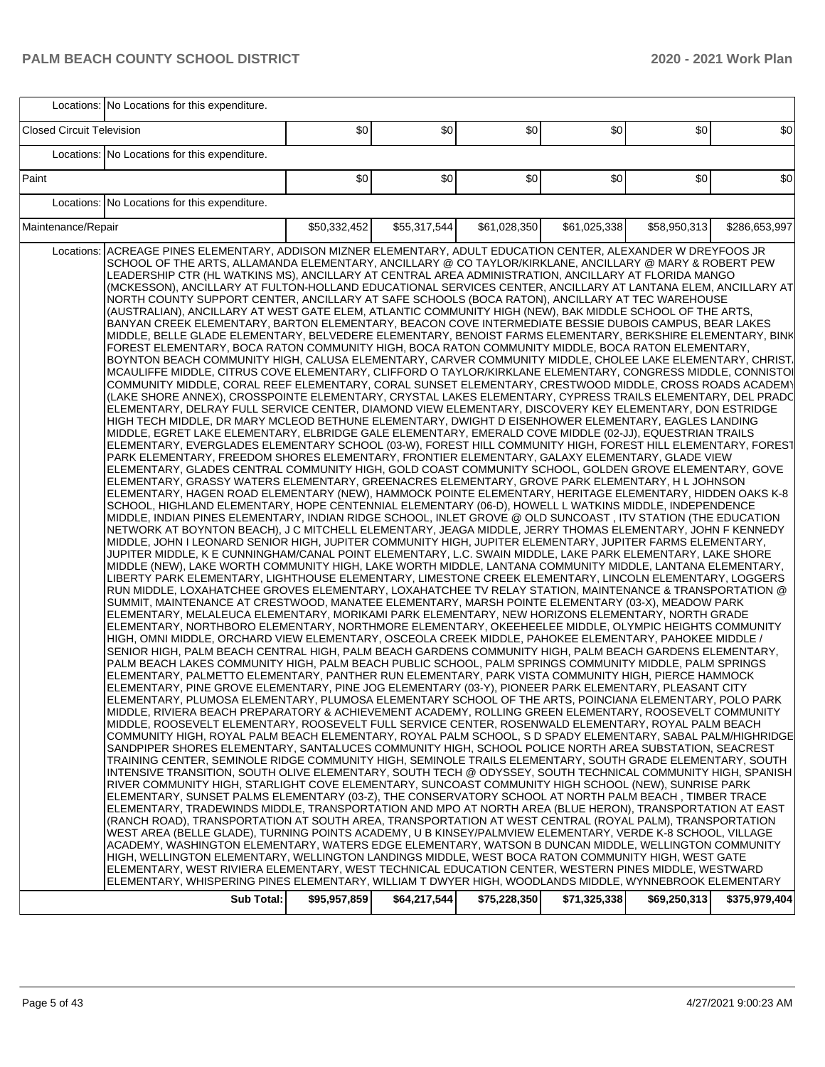| | | | | | | | |
|---|---|---|---|---|---|---|---|
| Locations: | No Locations for this expenditure. | | | | | | |
| Closed Circuit Television | | $0 | $0 | $0 | $0 | $0 | $0 |
| Locations: | No Locations for this expenditure. | | | | | | |
| Paint | | $0 | $0 | $0 | $0 | $0 | $0 |
| Locations: | No Locations for this expenditure. | | | | | | |
| Maintenance/Repair | | $50,332,452 | $55,317,544 | $61,028,350 | $61,025,338 | $58,950,313 | $286,653,997 |
| Locations: | ACREAGE PINES ELEMENTARY, ADDISON MIZNER ELEMENTARY, ADULT EDUCATION CENTER, ALEXANDER W DREYFOOS JR SCHOOL OF THE ARTS, ALLAMANDA ELEMENTARY, ANCILLARY @ CO TAYLOR/KIRKLANE, ANCILLARY @ MARY & ROBERT PEW LEADERSHIP CTR (HL WATKINS MS), ANCILLARY AT CENTRAL AREA ADMINISTRATION, ANCILLARY AT FLORIDA MANGO (MCKESSON), ANCILLARY AT FULTON-HOLLAND EDUCATIONAL SERVICES CENTER, ANCILLARY AT LANTANA ELEM, ANCILLARY AT NORTH COUNTY SUPPORT CENTER, ANCILLARY AT SAFE SCHOOLS (BOCA RATON), ANCILLARY AT TEC WAREHOUSE (AUSTRALIAN), ANCILLARY AT WEST GATE ELEM, ATLANTIC COMMUNITY HIGH (NEW), BAK MIDDLE SCHOOL OF THE ARTS, BANYAN CREEK ELEMENTARY, BARTON ELEMENTARY, BEACON COVE INTERMEDIATE BESSIE DUBOIS CAMPUS, BEAR LAKES MIDDLE, BELLE GLADE ELEMENTARY, BELVEDERE ELEMENTARY, BENOIST FARMS ELEMENTARY, BERKSHIRE ELEMENTARY, BINKS FOREST ELEMENTARY, BOCA RATON COMMUNITY HIGH, BOCA RATON COMMUNITY MIDDLE, BOCA RATON ELEMENTARY, BOYNTON BEACH COMMUNITY HIGH, CALUSA ELEMENTARY, CARVER COMMUNITY MIDDLE, CHOLEE LAKE ELEMENTARY, CHRISTA MCAULIFFE MIDDLE, CITRUS COVE ELEMENTARY, CLIFFORD O TAYLOR/KIRKLANE ELEMENTARY, CONGRESS MIDDLE, CONNISTON COMMUNITY MIDDLE, CORAL REEF ELEMENTARY, CORAL SUNSET ELEMENTARY, CRESTWOOD MIDDLE, CROSS ROADS ACADEMY (LAKE SHORE ANNEX), CROSSPOINTE ELEMENTARY, CRYSTAL LAKES ELEMENTARY, CYPRESS TRAILS ELEMENTARY, DEL PRADO ELEMENTARY, DELRAY FULL SERVICE CENTER, DIAMOND VIEW ELEMENTARY, DISCOVERY KEY ELEMENTARY, DON ESTRIDGE HIGH TECH MIDDLE, DR MARY MCLEOD BETHUNE ELEMENTARY, DWIGHT D EISENHOWER ELEMENTARY, EAGLES LANDING MIDDLE, EGRET LAKE ELEMENTARY, ELBRIDGE GALE ELEMENTARY, EMERALD COVE MIDDLE (02-JJ), EQUESTRIAN TRAILS ELEMENTARY, EVERGLADES ELEMENTARY SCHOOL (03-W), FOREST HILL COMMUNITY HIGH, FOREST HILL ELEMENTARY, FOREST PARK ELEMENTARY, FREEDOM SHORES ELEMENTARY, FRONTIER ELEMENTARY, GALAXY ELEMENTARY, GLADE VIEW ELEMENTARY, GLADES CENTRAL COMMUNITY HIGH, GOLD COAST COMMUNITY SCHOOL, GOLDEN GROVE ELEMENTARY, GOVE ELEMENTARY, GRASSY WATERS ELEMENTARY, GREENACRES ELEMENTARY, GROVE PARK ELEMENTARY, H L JOHNSON ELEMENTARY, HAGEN ROAD ELEMENTARY (NEW), HAMMOCK POINTE ELEMENTARY, HERITAGE ELEMENTARY, HIDDEN OAKS K-8 SCHOOL, HIGHLAND ELEMENTARY, HOPE CENTENNIAL ELEMENTARY (06-D), HOWELL L WATKINS MIDDLE, INDEPENDENCE MIDDLE, INDIAN PINES ELEMENTARY, INDIAN RIDGE SCHOOL, INLET GROVE @ OLD SUNCOAST , ITV STATION (THE EDUCATION NETWORK AT BOYNTON BEACH), J C MITCHELL ELEMENTARY, JEAGA MIDDLE, JERRY THOMAS ELEMENTARY, JOHN F KENNEDY MIDDLE, JOHN I LEONARD SENIOR HIGH, JUPITER COMMUNITY HIGH, JUPITER ELEMENTARY, JUPITER FARMS ELEMENTARY, JUPITER MIDDLE, K E CUNNINGHAM/CANAL POINT ELEMENTARY, L.C. SWAIN MIDDLE, LAKE PARK ELEMENTARY, LAKE SHORE MIDDLE (NEW), LAKE WORTH COMMUNITY HIGH, LAKE WORTH MIDDLE, LANTANA COMMUNITY MIDDLE, LANTANA ELEMENTARY, LIBERTY PARK ELEMENTARY, LIGHTHOUSE ELEMENTARY, LIMESTONE CREEK ELEMENTARY, LINCOLN ELEMENTARY, LOGGERS RUN MIDDLE, LOXAHATCHEE GROVES ELEMENTARY, LOXAHATCHEE TV RELAY STATION, MAINTENANCE & TRANSPORTATION @ SUMMIT, MAINTENANCE AT CRESTWOOD, MANATEE ELEMENTARY, MARSH POINTE ELEMENTARY (03-X), MEADOW PARK ELEMENTARY, MELALEUCA ELEMENTARY, MORIKAMI PARK ELEMENTARY, NEW HORIZONS ELEMENTARY, NORTH GRADE ELEMENTARY, NORTHBORO ELEMENTARY, NORTHMORE ELEMENTARY, OKEEHEELEE MIDDLE, OLYMPIC HEIGHTS COMMUNITY HIGH, OMNI MIDDLE, ORCHARD VIEW ELEMENTARY, OSCEOLA CREEK MIDDLE, PAHOKEE ELEMENTARY, PAHOKEE MIDDLE / SENIOR HIGH, PALM BEACH CENTRAL HIGH, PALM BEACH GARDENS COMMUNITY HIGH, PALM BEACH GARDENS ELEMENTARY, PALM BEACH LAKES COMMUNITY HIGH, PALM BEACH PUBLIC SCHOOL, PALM SPRINGS COMMUNITY MIDDLE, PALM SPRINGS ELEMENTARY, PALMETTO ELEMENTARY, PANTHER RUN ELEMENTARY, PARK VISTA COMMUNITY HIGH, PIERCE HAMMOCK ELEMENTARY, PINE GROVE ELEMENTARY, PINE JOG ELEMENTARY (03-Y), PIONEER PARK ELEMENTARY, PLEASANT CITY ELEMENTARY, PLUMOSA ELEMENTARY, PLUMOSA ELEMENTARY SCHOOL OF THE ARTS, POINCIANA ELEMENTARY, POLO PARK MIDDLE, RIVIERA BEACH PREPARATORY & ACHIEVEMENT ACADEMY, ROLLING GREEN ELEMENTARY, ROOSEVELT COMMUNITY MIDDLE, ROOSEVELT ELEMENTARY, ROOSEVELT FULL SERVICE CENTER, ROSENWALD ELEMENTARY, ROYAL PALM BEACH COMMUNITY HIGH, ROYAL PALM BEACH ELEMENTARY, ROYAL PALM SCHOOL, S D SPADY ELEMENTARY, SABAL PALM/HIGHRIDGE, SANDPIPER SHORES ELEMENTARY, SANTALUCES COMMUNITY HIGH, SCHOOL POLICE NORTH AREA SUBSTATION, SEACREST TRAINING CENTER, SEMINOLE RIDGE COMMUNITY HIGH, SEMINOLE TRAILS ELEMENTARY, SOUTH GRADE ELEMENTARY, SOUTH INTENSIVE TRANSITION, SOUTH OLIVE ELEMENTARY, SOUTH TECH @ ODYSSEY, SOUTH TECHNICAL COMMUNITY HIGH, SPANISH RIVER COMMUNITY HIGH, STARLIGHT COVE ELEMENTARY, SUNCOAST COMMUNITY HIGH SCHOOL (NEW), SUNRISE PARK ELEMENTARY, SUNSET PALMS ELEMENTARY (03-Z), THE CONSERVATORY SCHOOL AT NORTH PALM BEACH , TIMBER TRACE ELEMENTARY, TRADEWINDS MIDDLE, TRANSPORTATION AND MPO AT NORTH AREA (BLUE HERON), TRANSPORTATION AT EAST (RANCH ROAD), TRANSPORTATION AT SOUTH AREA, TRANSPORTATION AT WEST CENTRAL (ROYAL PALM), TRANSPORTATION WEST AREA (BELLE GLADE), TURNING POINTS ACADEMY, U B KINSEY/PALMVIEW ELEMENTARY, VERDE K-8 SCHOOL, VILLAGE ACADEMY, WASHINGTON ELEMENTARY, WATERS EDGE ELEMENTARY, WATSON B DUNCAN MIDDLE, WELLINGTON COMMUNITY HIGH, WELLINGTON ELEMENTARY, WELLINGTON LANDINGS MIDDLE, WEST BOCA RATON COMMUNITY HIGH, WEST GATE ELEMENTARY, WEST RIVIERA ELEMENTARY, WEST TECHNICAL EDUCATION CENTER, WESTERN PINES MIDDLE, WESTWARD ELEMENTARY, WHISPERING PINES ELEMENTARY, WILLIAM T DWYER HIGH, WOODLANDS MIDDLE, WYNNEBROOK ELEMENTARY | | | | | | |
| | **Sub Total:** | **$95,957,859** | **$64,217,544** | **$75,228,350** | **$71,325,338** | **$69,250,313** | **$375,979,404** |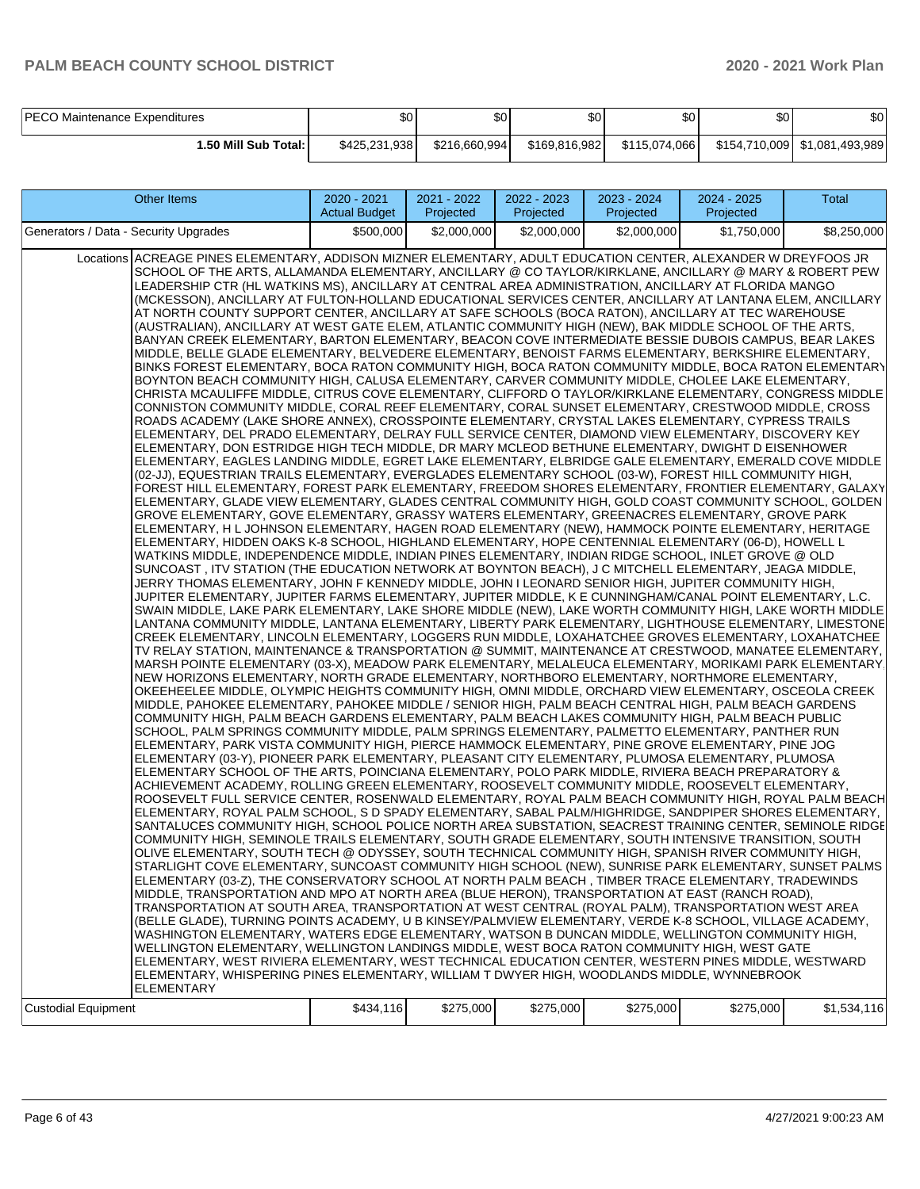| PECO Maintenance Expenditures | $0 | $0 | $0 | $0 | $0 | $0 |
|---|---|---|---|---|---|---|
| 1.50 Mill Sub Total: | $425,231,938 | $216,660,994 | $169,816,982 | $115,074,066 | $154,710,009 | $1,081,493,989 |

| Other Items | | 2020 - 2021 Actual Budget | 2021 - 2022 Projected | 2022 - 2023 Projected | 2023 - 2024 Projected | 2024 - 2025 Projected | Total |
|---|---|---|---|---|---|---|---|
| Generators / Data - Security Upgrades | | $500,000 | $2,000,000 | $2,000,000 | $2,000,000 | $1,750,000 | $8,250,000 |
| Locations | ACREAGE PINES ELEMENTARY, ADDISON MIZNER ELEMENTARY, ADULT EDUCATION CENTER, ALEXANDER W DREYFOOS JR SCHOOL OF THE ARTS, ALLAMANDA ELEMENTARY, ANCILLARY @ CO TAYLOR/KIRKLANE, ANCILLARY @ MARY & ROBERT PEW LEADERSHIP CTR (HL WATKINS MS), ANCILLARY AT CENTRAL AREA ADMINISTRATION, ANCILLARY AT FLORIDA MANGO (MCKESSON), ANCILLARY AT FULTON-HOLLAND EDUCATIONAL SERVICES CENTER, ANCILLARY AT LANTANA ELEM, ANCILLARY AT NORTH COUNTY SUPPORT CENTER, ANCILLARY AT SAFE SCHOOLS (BOCA RATON), ANCILLARY AT TEC WAREHOUSE (AUSTRALIAN), ANCILLARY AT WEST GATE ELEM, ATLANTIC COMMUNITY HIGH (NEW), BAK MIDDLE SCHOOL OF THE ARTS, BANYAN CREEK ELEMENTARY, BARTON ELEMENTARY, BEACON COVE INTERMEDIATE BESSIE DUBOIS CAMPUS, BEAR LAKES MIDDLE, BELLE GLADE ELEMENTARY, BELVEDERE ELEMENTARY, BENOIST FARMS ELEMENTARY, BERKSHIRE ELEMENTARY, BINKS FOREST ELEMENTARY, BOCA RATON COMMUNITY HIGH, BOCA RATON COMMUNITY MIDDLE, BOCA RATON ELEMENTARY, BOYNTON BEACH COMMUNITY HIGH, CALUSA ELEMENTARY, CARVER COMMUNITY MIDDLE, CHOLEE LAKE ELEMENTARY, CHRISTA MCAULIFFE MIDDLE, CITRUS COVE ELEMENTARY, CLIFFORD O TAYLOR/KIRKLANE ELEMENTARY, CONGRESS MIDDLE, CONNISTON COMMUNITY MIDDLE, CORAL REEF ELEMENTARY, CORAL SUNSET ELEMENTARY, CRESTWOOD MIDDLE, CROSS ROADS ACADEMY (LAKE SHORE ANNEX), CROSSPOINTE ELEMENTARY, CRYSTAL LAKES ELEMENTARY, CYPRESS TRAILS ELEMENTARY, DEL PRADO ELEMENTARY, DELRAY FULL SERVICE CENTER, DIAMOND VIEW ELEMENTARY, DISCOVERY KEY ELEMENTARY, DON ESTRIDGE HIGH TECH MIDDLE, DR MARY MCLEOD BETHUNE ELEMENTARY, DWIGHT D EISENHOWER ELEMENTARY, EAGLES LANDING MIDDLE, EGRET LAKE ELEMENTARY, ELBRIDGE GALE ELEMENTARY, EMERALD COVE MIDDLE (02-JJ), EQUESTRIAN TRAILS ELEMENTARY, EVERGLADES ELEMENTARY SCHOOL (03-W), FOREST HILL COMMUNITY HIGH, FOREST HILL ELEMENTARY, FOREST PARK ELEMENTARY, FREEDOM SHORES ELEMENTARY, FRONTIER ELEMENTARY, GALAXY ELEMENTARY, GLADE VIEW ELEMENTARY, GLADES CENTRAL COMMUNITY HIGH, GOLD COAST COMMUNITY SCHOOL, GOLDEN GROVE ELEMENTARY, GOVE ELEMENTARY, GRASSY WATERS ELEMENTARY, GREENACRES ELEMENTARY, GROVE PARK ELEMENTARY, H L JOHNSON ELEMENTARY, HAGEN ROAD ELEMENTARY (NEW), HAMMOCK POINTE ELEMENTARY, HERITAGE ELEMENTARY, HIDDEN OAKS K-8 SCHOOL, HIGHLAND ELEMENTARY, HOPE CENTENNIAL ELEMENTARY (06-D), HOWELL L WATKINS MIDDLE, INDEPENDENCE MIDDLE, INDIAN PINES ELEMENTARY, INDIAN RIDGE SCHOOL, INLET GROVE @ OLD SUNCOAST , ITV STATION (THE EDUCATION NETWORK AT BOYNTON BEACH), J C MITCHELL ELEMENTARY, JEAGA MIDDLE, JERRY THOMAS ELEMENTARY, JOHN F KENNEDY MIDDLE, JOHN I LEONARD SENIOR HIGH, JUPITER COMMUNITY HIGH, JUPITER ELEMENTARY, JUPITER FARMS ELEMENTARY, JUPITER MIDDLE, K E CUNNINGHAM/CANAL POINT ELEMENTARY, L.C. SWAIN MIDDLE, LAKE PARK ELEMENTARY, LAKE SHORE MIDDLE (NEW), LAKE WORTH COMMUNITY HIGH, LAKE WORTH MIDDLE, LANTANA COMMUNITY MIDDLE, LANTANA ELEMENTARY, LIBERTY PARK ELEMENTARY, LIGHTHOUSE ELEMENTARY, LIMESTONE CREEK ELEMENTARY, LINCOLN ELEMENTARY, LOGGERS RUN MIDDLE, LOXAHATCHEE GROVES ELEMENTARY, LOXAHATCHEE TV RELAY STATION, MAINTENANCE & TRANSPORTATION @ SUMMIT, MAINTENANCE AT CRESTWOOD, MANATEE ELEMENTARY, MARSH POINTE ELEMENTARY (03-X), MEADOW PARK ELEMENTARY, MELALEUCA ELEMENTARY, MORIKAMI PARK ELEMENTARY, NEW HORIZONS ELEMENTARY, NORTH GRADE ELEMENTARY, NORTHBORO ELEMENTARY, NORTHMORE ELEMENTARY, OKEEHEELEE MIDDLE, OLYMPIC HEIGHTS COMMUNITY HIGH, OMNI MIDDLE, ORCHARD VIEW ELEMENTARY, OSCEOLA CREEK MIDDLE, PAHOKEE ELEMENTARY, PAHOKEE MIDDLE / SENIOR HIGH, PALM BEACH CENTRAL HIGH, PALM BEACH GARDENS COMMUNITY HIGH, PALM BEACH GARDENS ELEMENTARY, PALM BEACH LAKES COMMUNITY HIGH, PALM BEACH PUBLIC SCHOOL, PALM SPRINGS COMMUNITY MIDDLE, PALM SPRINGS ELEMENTARY, PALMETTO ELEMENTARY, PANTHER RUN ELEMENTARY, PARK VISTA COMMUNITY HIGH, PIERCE HAMMOCK ELEMENTARY, PINE GROVE ELEMENTARY, PINE JOG ELEMENTARY (03-Y), PIONEER PARK ELEMENTARY, PLEASANT CITY ELEMENTARY, PLUMOSA ELEMENTARY, PLUMOSA ELEMENTARY SCHOOL OF THE ARTS, POINCIANA ELEMENTARY, POLO PARK MIDDLE, RIVIERA BEACH PREPARATORY & ACHIEVEMENT ACADEMY, ROLLING GREEN ELEMENTARY, ROOSEVELT COMMUNITY MIDDLE, ROOSEVELT ELEMENTARY, ROOSEVELT FULL SERVICE CENTER, ROSENWALD ELEMENTARY, ROYAL PALM BEACH COMMUNITY HIGH, ROYAL PALM BEACH ELEMENTARY, ROYAL PALM SCHOOL, S D SPADY ELEMENTARY, SABAL PALM/HIGHRIDGE, SANDPIPER SHORES ELEMENTARY, SANTALUCES COMMUNITY HIGH, SCHOOL POLICE NORTH AREA SUBSTATION, SEACREST TRAINING CENTER, SEMINOLE RIDGE COMMUNITY HIGH, SEMINOLE TRAILS ELEMENTARY, SOUTH GRADE ELEMENTARY, SOUTH INTENSIVE TRANSITION, SOUTH OLIVE ELEMENTARY, SOUTH TECH @ ODYSSEY, SOUTH TECHNICAL COMMUNITY HIGH, SPANISH RIVER COMMUNITY HIGH, STARLIGHT COVE ELEMENTARY, SUNCOAST COMMUNITY HIGH SCHOOL (NEW), SUNRISE PARK ELEMENTARY, SUNSET PALMS ELEMENTARY (03-Z), THE CONSERVATORY SCHOOL AT NORTH PALM BEACH , TIMBER TRACE ELEMENTARY, TRADEWINDS MIDDLE, TRANSPORTATION AND MPO AT NORTH AREA (BLUE HERON), TRANSPORTATION AT EAST (RANCH ROAD), TRANSPORTATION AT SOUTH AREA, TRANSPORTATION AT WEST CENTRAL (ROYAL PALM), TRANSPORTATION WEST AREA (BELLE GLADE), TURNING POINTS ACADEMY, U B KINSEY/PALMVIEW ELEMENTARY, VERDE K-8 SCHOOL, VILLAGE ACADEMY, WASHINGTON ELEMENTARY, WATERS EDGE ELEMENTARY, WATSON B DUNCAN MIDDLE, WELLINGTON COMMUNITY HIGH, WELLINGTON ELEMENTARY, WELLINGTON LANDINGS MIDDLE, WEST BOCA RATON COMMUNITY HIGH, WEST GATE ELEMENTARY, WEST RIVIERA ELEMENTARY, WEST TECHNICAL EDUCATION CENTER, WESTERN PINES MIDDLE, WESTWARD ELEMENTARY, WHISPERING PINES ELEMENTARY, WILLIAM T DWYER HIGH, WOODLANDS MIDDLE, WYNNEBROOK ELEMENTARY | | | | | | |
| Custodial Equipment | | $434,116 | $275,000 | $275,000 | $275,000 | $275,000 | $1,534,116 |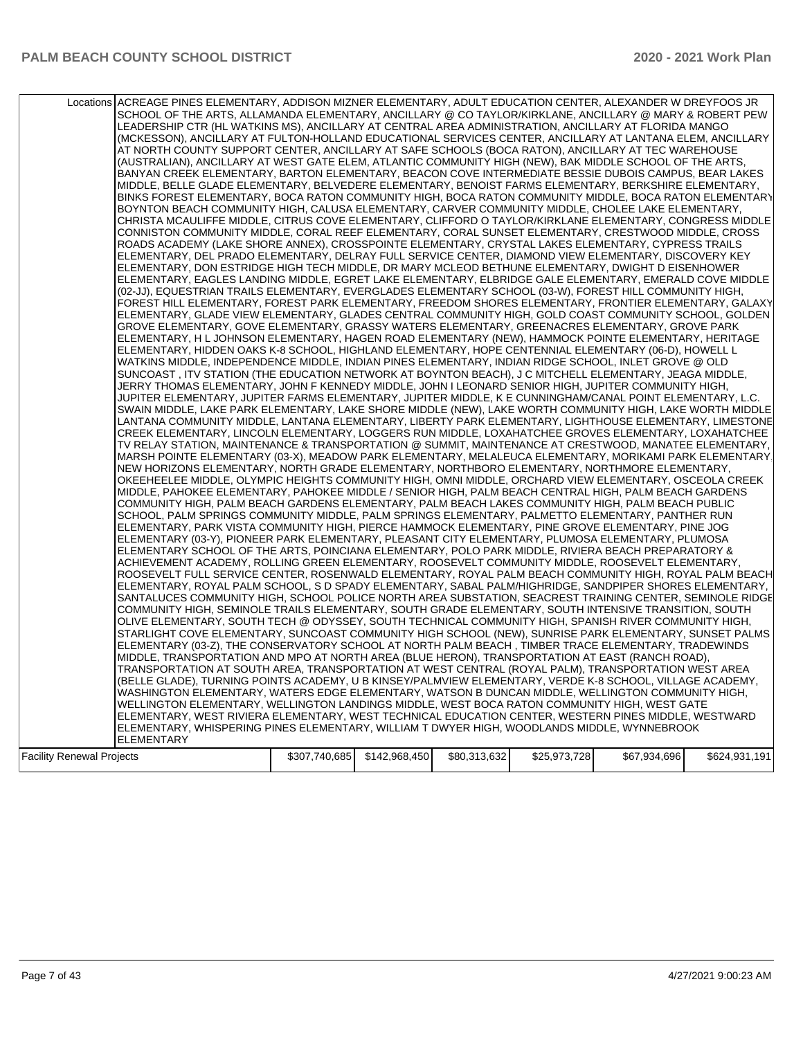| | | | | | | |
|---|---|---|---|---|---|---|
| Locations | ACREAGE PINES ELEMENTARY, ADDISON MIZNER ELEMENTARY, ADULT EDUCATION CENTER, ALEXANDER W DREYFOOS JR SCHOOL OF THE ARTS, ALLAMANDA ELEMENTARY, ANCILLARY @ CO TAYLOR/KIRKLANE, ANCILLARY @ MARY & ROBERT PEW LEADERSHIP CTR (HL WATKINS MS), ANCILLARY AT CENTRAL AREA ADMINISTRATION, ANCILLARY AT FLORIDA MANGO (MCKESSON), ANCILLARY AT FULTON-HOLLAND EDUCATIONAL SERVICES CENTER, ANCILLARY AT LANTANA ELEM, ANCILLARY AT NORTH COUNTY SUPPORT CENTER, ANCILLARY AT SAFE SCHOOLS (BOCA RATON), ANCILLARY AT TEC WAREHOUSE (AUSTRALIAN), ANCILLARY AT WEST GATE ELEM, ATLANTIC COMMUNITY HIGH (NEW), BAK MIDDLE SCHOOL OF THE ARTS, BANYAN CREEK ELEMENTARY, BARTON ELEMENTARY, BEACON COVE INTERMEDIATE BESSIE DUBOIS CAMPUS, BEAR LAKES MIDDLE, BELLE GLADE ELEMENTARY, BELVEDERE ELEMENTARY, BENOIST FARMS ELEMENTARY, BERKSHIRE ELEMENTARY, BINKS FOREST ELEMENTARY, BOCA RATON COMMUNITY HIGH, BOCA RATON COMMUNITY MIDDLE, BOCA RATON ELEMENTARY, BOYNTON BEACH COMMUNITY HIGH, CALUSA ELEMENTARY, CARVER COMMUNITY MIDDLE, CHOLEE LAKE ELEMENTARY, CHRISTA MCAULIFFE MIDDLE, CITRUS COVE ELEMENTARY, CLIFFORD O TAYLOR/KIRKLANE ELEMENTARY, CONGRESS MIDDLE, CONNISTON COMMUNITY MIDDLE, CORAL REEF ELEMENTARY, CORAL SUNSET ELEMENTARY, CRESTWOOD MIDDLE, CROSS ROADS ACADEMY (LAKE SHORE ANNEX), CROSSPOINTE ELEMENTARY, CRYSTAL LAKES ELEMENTARY, CYPRESS TRAILS ELEMENTARY, DEL PRADO ELEMENTARY, DELRAY FULL SERVICE CENTER, DIAMOND VIEW ELEMENTARY, DISCOVERY KEY ELEMENTARY, DON ESTRIDGE HIGH TECH MIDDLE, DR MARY MCLEOD BETHUNE ELEMENTARY, DWIGHT D EISENHOWER ELEMENTARY, EAGLES LANDING MIDDLE, EGRET LAKE ELEMENTARY, ELBRIDGE GALE ELEMENTARY, EMERALD COVE MIDDLE (02-JJ), EQUESTRIAN TRAILS ELEMENTARY, EVERGLADES ELEMENTARY SCHOOL (03-W), FOREST HILL COMMUNITY HIGH, FOREST HILL ELEMENTARY, FOREST PARK ELEMENTARY, FREEDOM SHORES ELEMENTARY, FRONTIER ELEMENTARY, GALAXY ELEMENTARY, GLADE VIEW ELEMENTARY, GLADES CENTRAL COMMUNITY HIGH, GOLD COAST COMMUNITY SCHOOL, GOLDEN GROVE ELEMENTARY, GOVE ELEMENTARY, GRASSY WATERS ELEMENTARY, GREENACRES ELEMENTARY, GROVE PARK ELEMENTARY, H L JOHNSON ELEMENTARY, HAGEN ROAD ELEMENTARY (NEW), HAMMOCK POINTE ELEMENTARY, HERITAGE ELEMENTARY, HIDDEN OAKS K-8 SCHOOL, HIGHLAND ELEMENTARY, HOPE CENTENNIAL ELEMENTARY (06-D), HOWELL L WATKINS MIDDLE, INDEPENDENCE MIDDLE, INDIAN PINES ELEMENTARY, INDIAN RIDGE SCHOOL, INLET GROVE @ OLD SUNCOAST , ITV STATION (THE EDUCATION NETWORK AT BOYNTON BEACH), J C MITCHELL ELEMENTARY, JEAGA MIDDLE, JERRY THOMAS ELEMENTARY, JOHN F KENNEDY MIDDLE, JOHN I LEONARD SENIOR HIGH, JUPITER COMMUNITY HIGH, JUPITER ELEMENTARY, JUPITER FARMS ELEMENTARY, JUPITER MIDDLE, K E CUNNINGHAM/CANAL POINT ELEMENTARY, L.C. SWAIN MIDDLE, LAKE PARK ELEMENTARY, LAKE SHORE MIDDLE (NEW), LAKE WORTH COMMUNITY HIGH, LAKE WORTH MIDDLE, LANTANA COMMUNITY MIDDLE, LANTANA ELEMENTARY, LIBERTY PARK ELEMENTARY, LIGHTHOUSE ELEMENTARY, LIMESTONE CREEK ELEMENTARY, LINCOLN ELEMENTARY, LOGGERS RUN MIDDLE, LOXAHATCHEE GROVES ELEMENTARY, LOXAHATCHEE TV RELAY STATION, MAINTENANCE & TRANSPORTATION @ SUMMIT, MAINTENANCE AT CRESTWOOD, MANATEE ELEMENTARY, MARSH POINTE ELEMENTARY (03-X), MEADOW PARK ELEMENTARY, MELALEUCA ELEMENTARY, MORIKAMI PARK ELEMENTARY, NEW HORIZONS ELEMENTARY, NORTH GRADE ELEMENTARY, NORTHBORO ELEMENTARY, NORTHMORE ELEMENTARY, OKEEHEELEE MIDDLE, OLYMPIC HEIGHTS COMMUNITY HIGH, OMNI MIDDLE, ORCHARD VIEW ELEMENTARY, OSCEOLA CREEK MIDDLE, PAHOKEE ELEMENTARY, PAHOKEE MIDDLE / SENIOR HIGH, PALM BEACH CENTRAL HIGH, PALM BEACH GARDENS COMMUNITY HIGH, PALM BEACH GARDENS ELEMENTARY, PALM BEACH LAKES COMMUNITY HIGH, PALM BEACH PUBLIC SCHOOL, PALM SPRINGS COMMUNITY MIDDLE, PALM SPRINGS ELEMENTARY, PALMETTO ELEMENTARY, PANTHER RUN ELEMENTARY, PARK VISTA COMMUNITY HIGH, PIERCE HAMMOCK ELEMENTARY, PINE GROVE ELEMENTARY, PINE JOG ELEMENTARY (03-Y), PIONEER PARK ELEMENTARY, PLEASANT CITY ELEMENTARY, PLUMOSA ELEMENTARY, PLUMOSA ELEMENTARY SCHOOL OF THE ARTS, POINCIANA ELEMENTARY, POLO PARK MIDDLE, RIVIERA BEACH PREPARATORY & ACHIEVEMENT ACADEMY, ROLLING GREEN ELEMENTARY, ROOSEVELT COMMUNITY MIDDLE, ROOSEVELT ELEMENTARY, ROOSEVELT FULL SERVICE CENTER, ROSENWALD ELEMENTARY, ROYAL PALM BEACH COMMUNITY HIGH, ROYAL PALM BEACH ELEMENTARY, ROYAL PALM SCHOOL, S D SPADY ELEMENTARY, SABAL PALM/HIGHRIDGE, SANDPIPER SHORES ELEMENTARY, SANTALUCES COMMUNITY HIGH, SCHOOL POLICE NORTH AREA SUBSTATION, SEACREST TRAINING CENTER, SEMINOLE RIDGE COMMUNITY HIGH, SEMINOLE TRAILS ELEMENTARY, SOUTH GRADE ELEMENTARY, SOUTH INTENSIVE TRANSITION, SOUTH OLIVE ELEMENTARY, SOUTH TECH @ ODYSSEY, SOUTH TECHNICAL COMMUNITY HIGH, SPANISH RIVER COMMUNITY HIGH, STARLIGHT COVE ELEMENTARY, SUNCOAST COMMUNITY HIGH SCHOOL (NEW), SUNRISE PARK ELEMENTARY, SUNSET PALMS ELEMENTARY (03-Z), THE CONSERVATORY SCHOOL AT NORTH PALM BEACH , TIMBER TRACE ELEMENTARY, TRADEWINDS MIDDLE, TRANSPORTATION AND MPO AT NORTH AREA (BLUE HERON), TRANSPORTATION AT EAST (RANCH ROAD), TRANSPORTATION AT SOUTH AREA, TRANSPORTATION AT WEST CENTRAL (ROYAL PALM), TRANSPORTATION WEST AREA (BELLE GLADE), TURNING POINTS ACADEMY, U B KINSEY/PALMVIEW ELEMENTARY, VERDE K-8 SCHOOL, VILLAGE ACADEMY, WASHINGTON ELEMENTARY, WATERS EDGE ELEMENTARY, WATSON B DUNCAN MIDDLE, WELLINGTON COMMUNITY HIGH, WELLINGTON ELEMENTARY, WELLINGTON LANDINGS MIDDLE, WEST BOCA RATON COMMUNITY HIGH, WEST GATE ELEMENTARY, WEST RIVIERA ELEMENTARY, WEST TECHNICAL EDUCATION CENTER, WESTERN PINES MIDDLE, WESTWARD ELEMENTARY, WHISPERING PINES ELEMENTARY, WILLIAM T DWYER HIGH, WOODLANDS MIDDLE, WYNNEBROOK ELEMENTARY | | | | | |
| Facility Renewal Projects | $307,740,685 | $142,968,450 | $80,313,632 | $25,973,728 | $67,934,696 | $624,931,191 |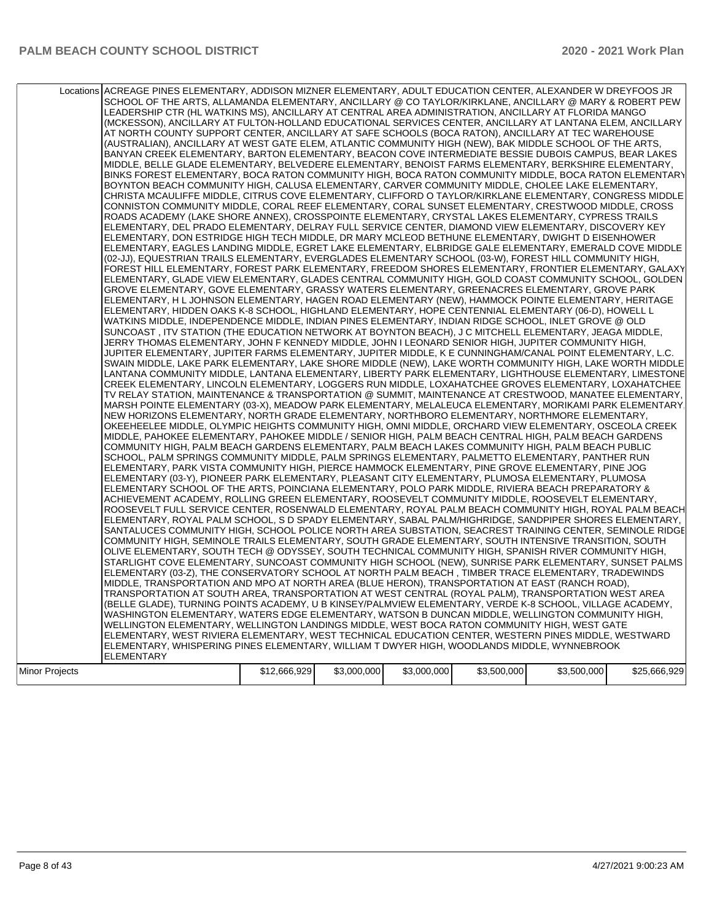| | | | | | | |
|---|---|---|---|---|---|---|
| Locations | ACREAGE PINES ELEMENTARY, ADDISON MIZNER ELEMENTARY, ADULT EDUCATION CENTER, ALEXANDER W DREYFOOS JR SCHOOL OF THE ARTS, ALLAMANDA ELEMENTARY, ANCILLARY @ CO TAYLOR/KIRKLANE, ANCILLARY @ MARY & ROBERT PEW LEADERSHIP CTR (HL WATKINS MS), ANCILLARY AT CENTRAL AREA ADMINISTRATION, ANCILLARY AT FLORIDA MANGO (MCKESSON), ANCILLARY AT FULTON-HOLLAND EDUCATIONAL SERVICES CENTER, ANCILLARY AT LANTANA ELEM, ANCILLARY AT NORTH COUNTY SUPPORT CENTER, ANCILLARY AT SAFE SCHOOLS (BOCA RATON), ANCILLARY AT TEC WAREHOUSE (AUSTRALIAN), ANCILLARY AT WEST GATE ELEM, ATLANTIC COMMUNITY HIGH (NEW), BAK MIDDLE SCHOOL OF THE ARTS, BANYAN CREEK ELEMENTARY, BARTON ELEMENTARY, BEACON COVE INTERMEDIATE BESSIE DUBOIS CAMPUS, BEAR LAKES MIDDLE, BELLE GLADE ELEMENTARY, BELVEDERE ELEMENTARY, BENOIST FARMS ELEMENTARY, BERKSHIRE ELEMENTARY, BINKS FOREST ELEMENTARY, BOCA RATON COMMUNITY HIGH, BOCA RATON COMMUNITY MIDDLE, BOCA RATON ELEMENTARY, BOYNTON BEACH COMMUNITY HIGH, CALUSA ELEMENTARY, CARVER COMMUNITY MIDDLE, CHOLEE LAKE ELEMENTARY, CHRISTA MCAULIFFE MIDDLE, CITRUS COVE ELEMENTARY, CLIFFORD O TAYLOR/KIRKLANE ELEMENTARY, CONGRESS MIDDLE, CONNISTON COMMUNITY MIDDLE, CORAL REEF ELEMENTARY, CORAL SUNSET ELEMENTARY, CRESTWOOD MIDDLE, CROSS ROADS ACADEMY (LAKE SHORE ANNEX), CROSSPOINTE ELEMENTARY, CRYSTAL LAKES ELEMENTARY, CYPRESS TRAILS ELEMENTARY, DEL PRADO ELEMENTARY, DELRAY FULL SERVICE CENTER, DIAMOND VIEW ELEMENTARY, DISCOVERY KEY ELEMENTARY, DON ESTRIDGE HIGH TECH MIDDLE, DR MARY MCLEOD BETHUNE ELEMENTARY, DWIGHT D EISENHOWER ELEMENTARY, EAGLES LANDING MIDDLE, EGRET LAKE ELEMENTARY, ELBRIDGE GALE ELEMENTARY, EMERALD COVE MIDDLE (02-JJ), EQUESTRIAN TRAILS ELEMENTARY, EVERGLADES ELEMENTARY SCHOOL (03-W), FOREST HILL COMMUNITY HIGH, FOREST HILL ELEMENTARY, FOREST PARK ELEMENTARY, FREEDOM SHORES ELEMENTARY, FRONTIER ELEMENTARY, GALAXY ELEMENTARY, GLADE VIEW ELEMENTARY, GLADES CENTRAL COMMUNITY HIGH, GOLD COAST COMMUNITY SCHOOL, GOLDEN GROVE ELEMENTARY, GOVE ELEMENTARY, GRASSY WATERS ELEMENTARY, GREENACRES ELEMENTARY, GROVE PARK ELEMENTARY, H L JOHNSON ELEMENTARY, HAGEN ROAD ELEMENTARY (NEW), HAMMOCK POINTE ELEMENTARY, HERITAGE ELEMENTARY, HIDDEN OAKS K-8 SCHOOL, HIGHLAND ELEMENTARY, HOPE CENTENNIAL ELEMENTARY (06-D), HOWELL L WATKINS MIDDLE, INDEPENDENCE MIDDLE, INDIAN PINES ELEMENTARY, INDIAN RIDGE SCHOOL, INLET GROVE @ OLD SUNCOAST , ITV STATION (THE EDUCATION NETWORK AT BOYNTON BEACH), J C MITCHELL ELEMENTARY, JEAGA MIDDLE, JERRY THOMAS ELEMENTARY, JOHN F KENNEDY MIDDLE, JOHN I LEONARD SENIOR HIGH, JUPITER COMMUNITY HIGH, JUPITER ELEMENTARY, JUPITER FARMS ELEMENTARY, JUPITER MIDDLE, K E CUNNINGHAM/CANAL POINT ELEMENTARY, L.C. SWAIN MIDDLE, LAKE PARK ELEMENTARY, LAKE SHORE MIDDLE (NEW), LAKE WORTH COMMUNITY HIGH, LAKE WORTH MIDDLE, LANTANA COMMUNITY MIDDLE, LANTANA ELEMENTARY, LIBERTY PARK ELEMENTARY, LIGHTHOUSE ELEMENTARY, LIMESTONE CREEK ELEMENTARY, LINCOLN ELEMENTARY, LOGGERS RUN MIDDLE, LOXAHATCHEE GROVES ELEMENTARY, LOXAHATCHEE TV RELAY STATION, MAINTENANCE & TRANSPORTATION @ SUMMIT, MAINTENANCE AT CRESTWOOD, MANATEE ELEMENTARY, MARSH POINTE ELEMENTARY (03-X), MEADOW PARK ELEMENTARY, MELALEUCA ELEMENTARY, MORIKAMI PARK ELEMENTARY, NEW HORIZONS ELEMENTARY, NORTH GRADE ELEMENTARY, NORTHBORO ELEMENTARY, NORTHMORE ELEMENTARY, OKEEHEELEE MIDDLE, OLYMPIC HEIGHTS COMMUNITY HIGH, OMNI MIDDLE, ORCHARD VIEW ELEMENTARY, OSCEOLA CREEK MIDDLE, PAHOKEE ELEMENTARY, PAHOKEE MIDDLE / SENIOR HIGH, PALM BEACH CENTRAL HIGH, PALM BEACH GARDENS COMMUNITY HIGH, PALM BEACH GARDENS ELEMENTARY, PALM BEACH LAKES COMMUNITY HIGH, PALM BEACH PUBLIC SCHOOL, PALM SPRINGS COMMUNITY MIDDLE, PALM SPRINGS ELEMENTARY, PALMETTO ELEMENTARY, PANTHER RUN ELEMENTARY, PARK VISTA COMMUNITY HIGH, PIERCE HAMMOCK ELEMENTARY, PINE GROVE ELEMENTARY, PINE JOG ELEMENTARY (03-Y), PIONEER PARK ELEMENTARY, PLEASANT CITY ELEMENTARY, PLUMOSA ELEMENTARY, PLUMOSA ELEMENTARY SCHOOL OF THE ARTS, POINCIANA ELEMENTARY, POLO PARK MIDDLE, RIVIERA BEACH PREPARATORY & ACHIEVEMENT ACADEMY, ROLLING GREEN ELEMENTARY, ROOSEVELT COMMUNITY MIDDLE, ROOSEVELT ELEMENTARY, ROOSEVELT FULL SERVICE CENTER, ROSENWALD ELEMENTARY, ROYAL PALM BEACH COMMUNITY HIGH, ROYAL PALM BEACH ELEMENTARY, ROYAL PALM SCHOOL, S D SPADY ELEMENTARY, SABAL PALM/HIGHRIDGE, SANDPIPER SHORES ELEMENTARY, SANTALUCES COMMUNITY HIGH, SCHOOL POLICE NORTH AREA SUBSTATION, SEACREST TRAINING CENTER, SEMINOLE RIDGE COMMUNITY HIGH, SEMINOLE TRAILS ELEMENTARY, SOUTH GRADE ELEMENTARY, SOUTH INTENSIVE TRANSITION, SOUTH OLIVE ELEMENTARY, SOUTH TECH @ ODYSSEY, SOUTH TECHNICAL COMMUNITY HIGH, SPANISH RIVER COMMUNITY HIGH, STARLIGHT COVE ELEMENTARY, SUNCOAST COMMUNITY HIGH SCHOOL (NEW), SUNRISE PARK ELEMENTARY, SUNSET PALMS ELEMENTARY (03-Z), THE CONSERVATORY SCHOOL AT NORTH PALM BEACH , TIMBER TRACE ELEMENTARY, TRADEWINDS MIDDLE, TRANSPORTATION AND MPO AT NORTH AREA (BLUE HERON), TRANSPORTATION AT EAST (RANCH ROAD), TRANSPORTATION AT SOUTH AREA, TRANSPORTATION AT WEST CENTRAL (ROYAL PALM), TRANSPORTATION WEST AREA (BELLE GLADE), TURNING POINTS ACADEMY, U B KINSEY/PALMVIEW ELEMENTARY, VERDE K-8 SCHOOL, VILLAGE ACADEMY, WASHINGTON ELEMENTARY, WATERS EDGE ELEMENTARY, WATSON B DUNCAN MIDDLE, WELLINGTON COMMUNITY HIGH, WELLINGTON ELEMENTARY, WELLINGTON LANDINGS MIDDLE, WEST BOCA RATON COMMUNITY HIGH, WEST GATE ELEMENTARY, WEST RIVIERA ELEMENTARY, WEST TECHNICAL EDUCATION CENTER, WESTERN PINES MIDDLE, WESTWARD ELEMENTARY, WHISPERING PINES ELEMENTARY, WILLIAM T DWYER HIGH, WOODLANDS MIDDLE, WYNNEBROOK ELEMENTARY | | | | | |
| Minor Projects | $12,666,929 | $3,000,000 | $3,000,000 | $3,500,000 | $3,500,000 | $25,666,929 |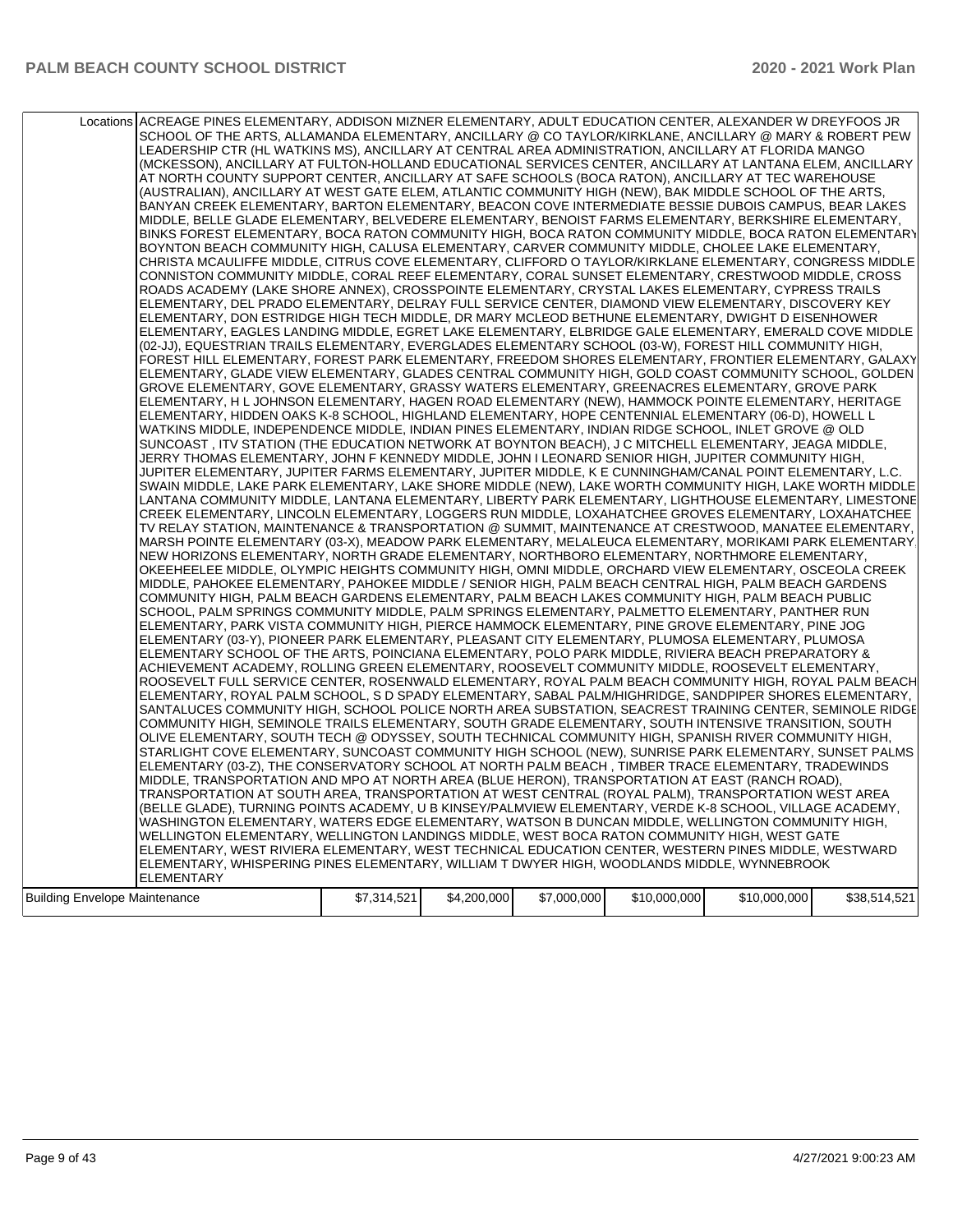| | | | | | | |
|---|---|---|---|---|---|---|
| Locations | ACREAGE PINES ELEMENTARY, ADDISON MIZNER ELEMENTARY, ADULT EDUCATION CENTER, ALEXANDER W DREYFOOS JR SCHOOL OF THE ARTS, ALLAMANDA ELEMENTARY, ANCILLARY @ CO TAYLOR/KIRKLANE, ANCILLARY @ MARY & ROBERT PEW LEADERSHIP CTR (HL WATKINS MS), ANCILLARY AT CENTRAL AREA ADMINISTRATION, ANCILLARY AT FLORIDA MANGO (MCKESSON), ANCILLARY AT FULTON-HOLLAND EDUCATIONAL SERVICES CENTER, ANCILLARY AT LANTANA ELEM, ANCILLARY AT NORTH COUNTY SUPPORT CENTER, ANCILLARY AT SAFE SCHOOLS (BOCA RATON), ANCILLARY AT TEC WAREHOUSE (AUSTRALIAN), ANCILLARY AT WEST GATE ELEM, ATLANTIC COMMUNITY HIGH (NEW), BAK MIDDLE SCHOOL OF THE ARTS, BANYAN CREEK ELEMENTARY, BARTON ELEMENTARY, BEACON COVE INTERMEDIATE BESSIE DUBOIS CAMPUS, BEAR LAKES MIDDLE, BELLE GLADE ELEMENTARY, BELVEDERE ELEMENTARY, BENOIST FARMS ELEMENTARY, BERKSHIRE ELEMENTARY, BINKS FOREST ELEMENTARY, BOCA RATON COMMUNITY HIGH, BOCA RATON COMMUNITY MIDDLE, BOCA RATON ELEMENTARY, BOYNTON BEACH COMMUNITY HIGH, CALUSA ELEMENTARY, CARVER COMMUNITY MIDDLE, CHOLEE LAKE ELEMENTARY, CHRISTA MCAULIFFE MIDDLE, CITRUS COVE ELEMENTARY, CLIFFORD O TAYLOR/KIRKLANE ELEMENTARY, CONGRESS MIDDLE, CONNISTON COMMUNITY MIDDLE, CORAL REEF ELEMENTARY, CORAL SUNSET ELEMENTARY, CRESTWOOD MIDDLE, CROSS ROADS ACADEMY (LAKE SHORE ANNEX), CROSSPOINTE ELEMENTARY, CRYSTAL LAKES ELEMENTARY, CYPRESS TRAILS ELEMENTARY, DEL PRADO ELEMENTARY, DELRAY FULL SERVICE CENTER, DIAMOND VIEW ELEMENTARY, DISCOVERY KEY ELEMENTARY, DON ESTRIDGE HIGH TECH MIDDLE, DR MARY MCLEOD BETHUNE ELEMENTARY, DWIGHT D EISENHOWER ELEMENTARY, EAGLES LANDING MIDDLE, EGRET LAKE ELEMENTARY, ELBRIDGE GALE ELEMENTARY, EMERALD COVE MIDDLE (02-JJ), EQUESTRIAN TRAILS ELEMENTARY, EVERGLADES ELEMENTARY SCHOOL (03-W), FOREST HILL COMMUNITY HIGH, FOREST HILL ELEMENTARY, FOREST PARK ELEMENTARY, FREEDOM SHORES ELEMENTARY, FRONTIER ELEMENTARY, GALAXY ELEMENTARY, GLADE VIEW ELEMENTARY, GLADES CENTRAL COMMUNITY HIGH, GOLD COAST COMMUNITY SCHOOL, GOLDEN GROVE ELEMENTARY, GOVE ELEMENTARY, GRASSY WATERS ELEMENTARY, GREENACRES ELEMENTARY, GROVE PARK ELEMENTARY, H L JOHNSON ELEMENTARY, HAGEN ROAD ELEMENTARY (NEW), HAMMOCK POINTE ELEMENTARY, HERITAGE ELEMENTARY, HIDDEN OAKS K-8 SCHOOL, HIGHLAND ELEMENTARY, HOPE CENTENNIAL ELEMENTARY (06-D), HOWELL L WATKINS MIDDLE, INDEPENDENCE MIDDLE, INDIAN PINES ELEMENTARY, INDIAN RIDGE SCHOOL, INLET GROVE @ OLD SUNCOAST , ITV STATION (THE EDUCATION NETWORK AT BOYNTON BEACH), J C MITCHELL ELEMENTARY, JEAGA MIDDLE, JERRY THOMAS ELEMENTARY, JOHN F KENNEDY MIDDLE, JOHN I LEONARD SENIOR HIGH, JUPITER COMMUNITY HIGH, JUPITER ELEMENTARY, JUPITER FARMS ELEMENTARY, JUPITER MIDDLE, K E CUNNINGHAM/CANAL POINT ELEMENTARY, L.C. SWAIN MIDDLE, LAKE PARK ELEMENTARY, LAKE SHORE MIDDLE (NEW), LAKE WORTH COMMUNITY HIGH, LAKE WORTH MIDDLE, LANTANA COMMUNITY MIDDLE, LANTANA ELEMENTARY, LIBERTY PARK ELEMENTARY, LIGHTHOUSE ELEMENTARY, LIMESTONE CREEK ELEMENTARY, LINCOLN ELEMENTARY, LOGGERS RUN MIDDLE, LOXAHATCHEE GROVES ELEMENTARY, LOXAHATCHEE TV RELAY STATION, MAINTENANCE & TRANSPORTATION @ SUMMIT, MAINTENANCE AT CRESTWOOD, MANATEE ELEMENTARY, MARSH POINTE ELEMENTARY (03-X), MEADOW PARK ELEMENTARY, MELALEUCA ELEMENTARY, MORIKAMI PARK ELEMENTARY, NEW HORIZONS ELEMENTARY, NORTH GRADE ELEMENTARY, NORTHBORO ELEMENTARY, NORTHMORE ELEMENTARY, OKEEHEELEE MIDDLE, OLYMPIC HEIGHTS COMMUNITY HIGH, OMNI MIDDLE, ORCHARD VIEW ELEMENTARY, OSCEOLA CREEK MIDDLE, PAHOKEE ELEMENTARY, PAHOKEE MIDDLE / SENIOR HIGH, PALM BEACH CENTRAL HIGH, PALM BEACH GARDENS COMMUNITY HIGH, PALM BEACH GARDENS ELEMENTARY, PALM BEACH LAKES COMMUNITY HIGH, PALM BEACH PUBLIC SCHOOL, PALM SPRINGS COMMUNITY MIDDLE, PALM SPRINGS ELEMENTARY, PALMETTO ELEMENTARY, PANTHER RUN ELEMENTARY, PARK VISTA COMMUNITY HIGH, PIERCE HAMMOCK ELEMENTARY, PINE GROVE ELEMENTARY, PINE JOG ELEMENTARY (03-Y), PIONEER PARK ELEMENTARY, PLEASANT CITY ELEMENTARY, PLUMOSA ELEMENTARY, PLUMOSA ELEMENTARY SCHOOL OF THE ARTS, POINCIANA ELEMENTARY, POLO PARK MIDDLE, RIVIERA BEACH PREPARATORY & ACHIEVEMENT ACADEMY, ROLLING GREEN ELEMENTARY, ROOSEVELT COMMUNITY MIDDLE, ROOSEVELT ELEMENTARY, ROOSEVELT FULL SERVICE CENTER, ROSENWALD ELEMENTARY, ROYAL PALM BEACH COMMUNITY HIGH, ROYAL PALM BEACH ELEMENTARY, ROYAL PALM SCHOOL, S D SPADY ELEMENTARY, SABAL PALM/HIGHRIDGE, SANDPIPER SHORES ELEMENTARY, SANTALUCES COMMUNITY HIGH, SCHOOL POLICE NORTH AREA SUBSTATION, SEACREST TRAINING CENTER, SEMINOLE RIDGE COMMUNITY HIGH, SEMINOLE TRAILS ELEMENTARY, SOUTH GRADE ELEMENTARY, SOUTH INTENSIVE TRANSITION, SOUTH OLIVE ELEMENTARY, SOUTH TECH @ ODYSSEY, SOUTH TECHNICAL COMMUNITY HIGH, SPANISH RIVER COMMUNITY HIGH, STARLIGHT COVE ELEMENTARY, SUNCOAST COMMUNITY HIGH SCHOOL (NEW), SUNRISE PARK ELEMENTARY, SUNSET PALMS ELEMENTARY (03-Z), THE CONSERVATORY SCHOOL AT NORTH PALM BEACH , TIMBER TRACE ELEMENTARY, TRADEWINDS MIDDLE, TRANSPORTATION AND MPO AT NORTH AREA (BLUE HERON), TRANSPORTATION AT EAST (RANCH ROAD), TRANSPORTATION AT SOUTH AREA, TRANSPORTATION AT WEST CENTRAL (ROYAL PALM), TRANSPORTATION WEST AREA (BELLE GLADE), TURNING POINTS ACADEMY, U B KINSEY/PALMVIEW ELEMENTARY, VERDE K-8 SCHOOL, VILLAGE ACADEMY, WASHINGTON ELEMENTARY, WATERS EDGE ELEMENTARY, WATSON B DUNCAN MIDDLE, WELLINGTON COMMUNITY HIGH, WELLINGTON ELEMENTARY, WELLINGTON LANDINGS MIDDLE, WEST BOCA RATON COMMUNITY HIGH, WEST GATE ELEMENTARY, WEST RIVIERA ELEMENTARY, WEST TECHNICAL EDUCATION CENTER, WESTERN PINES MIDDLE, WESTWARD ELEMENTARY, WHISPERING PINES ELEMENTARY, WILLIAM T DWYER HIGH, WOODLANDS MIDDLE, WYNNEBROOK ELEMENTARY | | | | | |
| Building Envelope Maintenance | | $7,314,521 | $4,200,000 | $7,000,000 | $10,000,000 | $10,000,000 | $38,514,521 |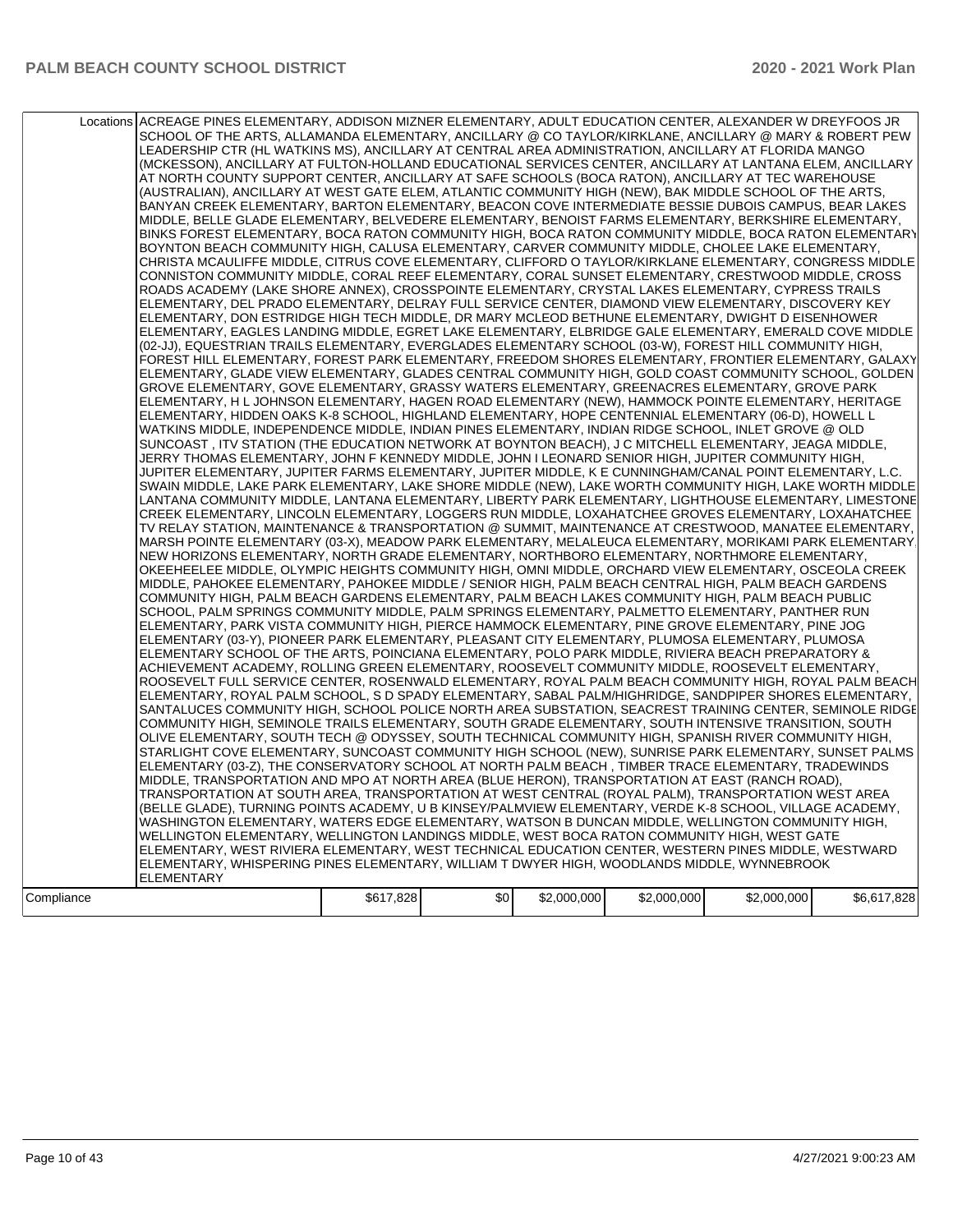| | | | | | | |
|---|---|---|---|---|---|---|
| Locations | ACREAGE PINES ELEMENTARY, ADDISON MIZNER ELEMENTARY, ADULT EDUCATION CENTER, ALEXANDER W DREYFOOS JR SCHOOL OF THE ARTS, ALLAMANDA ELEMENTARY, ANCILLARY @ CO TAYLOR/KIRKLANE, ANCILLARY @ MARY & ROBERT PEW LEADERSHIP CTR (HL WATKINS MS), ANCILLARY AT CENTRAL AREA ADMINISTRATION, ANCILLARY AT FLORIDA MANGO (MCKESSON), ANCILLARY AT FULTON-HOLLAND EDUCATIONAL SERVICES CENTER, ANCILLARY AT LANTANA ELEM, ANCILLARY AT NORTH COUNTY SUPPORT CENTER, ANCILLARY AT SAFE SCHOOLS (BOCA RATON), ANCILLARY AT TEC WAREHOUSE (AUSTRALIAN), ANCILLARY AT WEST GATE ELEM, ATLANTIC COMMUNITY HIGH (NEW), BAK MIDDLE SCHOOL OF THE ARTS, BANYAN CREEK ELEMENTARY, BARTON ELEMENTARY, BEACON COVE INTERMEDIATE BESSIE DUBOIS CAMPUS, BEAR LAKES MIDDLE, BELLE GLADE ELEMENTARY, BELVEDERE ELEMENTARY, BENOIST FARMS ELEMENTARY, BERKSHIRE ELEMENTARY, BINKS FOREST ELEMENTARY, BOCA RATON COMMUNITY HIGH, BOCA RATON COMMUNITY MIDDLE, BOCA RATON ELEMENTARY, BOYNTON BEACH COMMUNITY HIGH, CALUSA ELEMENTARY, CARVER COMMUNITY MIDDLE, CHOLEE LAKE ELEMENTARY, CHRISTA MCAULIFFE MIDDLE, CITRUS COVE ELEMENTARY, CLIFFORD O TAYLOR/KIRKLANE ELEMENTARY, CONGRESS MIDDLE, CONNISTON COMMUNITY MIDDLE, CORAL REEF ELEMENTARY, CORAL SUNSET ELEMENTARY, CRESTWOOD MIDDLE, CROSS ROADS ACADEMY (LAKE SHORE ANNEX), CROSSPOINTE ELEMENTARY, CRYSTAL LAKES ELEMENTARY, CYPRESS TRAILS ELEMENTARY, DEL PRADO ELEMENTARY, DELRAY FULL SERVICE CENTER, DIAMOND VIEW ELEMENTARY, DISCOVERY KEY ELEMENTARY, DON ESTRIDGE HIGH TECH MIDDLE, DR MARY MCLEOD BETHUNE ELEMENTARY, DWIGHT D EISENHOWER ELEMENTARY, EAGLES LANDING MIDDLE, EGRET LAKE ELEMENTARY, ELBRIDGE GALE ELEMENTARY, EMERALD COVE MIDDLE (02-JJ), EQUESTRIAN TRAILS ELEMENTARY, EVERGLADES ELEMENTARY SCHOOL (03-W), FOREST HILL COMMUNITY HIGH, FOREST HILL ELEMENTARY, FOREST PARK ELEMENTARY, FREEDOM SHORES ELEMENTARY, FRONTIER ELEMENTARY, GALAXY ELEMENTARY, GLADE VIEW ELEMENTARY, GLADES CENTRAL COMMUNITY HIGH, GOLD COAST COMMUNITY SCHOOL, GOLDEN GROVE ELEMENTARY, GOVE ELEMENTARY, GRASSY WATERS ELEMENTARY, GREENACRES ELEMENTARY, GROVE PARK ELEMENTARY, H L JOHNSON ELEMENTARY, HAGEN ROAD ELEMENTARY (NEW), HAMMOCK POINTE ELEMENTARY, HERITAGE ELEMENTARY, HIDDEN OAKS K-8 SCHOOL, HIGHLAND ELEMENTARY, HOPE CENTENNIAL ELEMENTARY (06-D), HOWELL L WATKINS MIDDLE, INDEPENDENCE MIDDLE, INDIAN PINES ELEMENTARY, INDIAN RIDGE SCHOOL, INLET GROVE @ OLD SUNCOAST , ITV STATION (THE EDUCATION NETWORK AT BOYNTON BEACH), J C MITCHELL ELEMENTARY, JEAGA MIDDLE, JERRY THOMAS ELEMENTARY, JOHN F KENNEDY MIDDLE, JOHN I LEONARD SENIOR HIGH, JUPITER COMMUNITY HIGH, JUPITER ELEMENTARY, JUPITER FARMS ELEMENTARY, JUPITER MIDDLE, K E CUNNINGHAM/CANAL POINT ELEMENTARY, L.C. SWAIN MIDDLE, LAKE PARK ELEMENTARY, LAKE SHORE MIDDLE (NEW), LAKE WORTH COMMUNITY HIGH, LAKE WORTH MIDDLE, LANTANA COMMUNITY MIDDLE, LANTANA ELEMENTARY, LIBERTY PARK ELEMENTARY, LIGHTHOUSE ELEMENTARY, LIMESTONE CREEK ELEMENTARY, LINCOLN ELEMENTARY, LOGGERS RUN MIDDLE, LOXAHATCHEE GROVES ELEMENTARY, LOXAHATCHEE TV RELAY STATION, MAINTENANCE & TRANSPORTATION @ SUMMIT, MAINTENANCE AT CRESTWOOD, MANATEE ELEMENTARY, MARSH POINTE ELEMENTARY (03-X), MEADOW PARK ELEMENTARY, MELALEUCA ELEMENTARY, MORIKAMI PARK ELEMENTARY, NEW HORIZONS ELEMENTARY, NORTH GRADE ELEMENTARY, NORTHBORO ELEMENTARY, NORTHMORE ELEMENTARY, OKEEHEELEE MIDDLE, OLYMPIC HEIGHTS COMMUNITY HIGH, OMNI MIDDLE, ORCHARD VIEW ELEMENTARY, OSCEOLA CREEK MIDDLE, PAHOKEE ELEMENTARY, PAHOKEE MIDDLE / SENIOR HIGH, PALM BEACH CENTRAL HIGH, PALM BEACH GARDENS COMMUNITY HIGH, PALM BEACH GARDENS ELEMENTARY, PALM BEACH LAKES COMMUNITY HIGH, PALM BEACH PUBLIC SCHOOL, PALM SPRINGS COMMUNITY MIDDLE, PALM SPRINGS ELEMENTARY, PALMETTO ELEMENTARY, PANTHER RUN ELEMENTARY, PARK VISTA COMMUNITY HIGH, PIERCE HAMMOCK ELEMENTARY, PINE GROVE ELEMENTARY, PINE JOG ELEMENTARY (03-Y), PIONEER PARK ELEMENTARY, PLEASANT CITY ELEMENTARY, PLUMOSA ELEMENTARY, PLUMOSA ELEMENTARY SCHOOL OF THE ARTS, POINCIANA ELEMENTARY, POLO PARK MIDDLE, RIVIERA BEACH PREPARATORY & ACHIEVEMENT ACADEMY, ROLLING GREEN ELEMENTARY, ROOSEVELT COMMUNITY MIDDLE, ROOSEVELT ELEMENTARY, ROOSEVELT FULL SERVICE CENTER, ROSENWALD ELEMENTARY, ROYAL PALM BEACH COMMUNITY HIGH, ROYAL PALM BEACH ELEMENTARY, ROYAL PALM SCHOOL, S D SPADY ELEMENTARY, SABAL PALM/HIGHRIDGE, SANDPIPER SHORES ELEMENTARY, SANTALUCES COMMUNITY HIGH, SCHOOL POLICE NORTH AREA SUBSTATION, SEACREST TRAINING CENTER, SEMINOLE RIDGE COMMUNITY HIGH, SEMINOLE TRAILS ELEMENTARY, SOUTH GRADE ELEMENTARY, SOUTH INTENSIVE TRANSITION, SOUTH OLIVE ELEMENTARY, SOUTH TECH @ ODYSSEY, SOUTH TECHNICAL COMMUNITY HIGH, SPANISH RIVER COMMUNITY HIGH, STARLIGHT COVE ELEMENTARY, SUNCOAST COMMUNITY HIGH SCHOOL (NEW), SUNRISE PARK ELEMENTARY, SUNSET PALMS ELEMENTARY (03-Z), THE CONSERVATORY SCHOOL AT NORTH PALM BEACH , TIMBER TRACE ELEMENTARY, TRADEWINDS MIDDLE, TRANSPORTATION AND MPO AT NORTH AREA (BLUE HERON), TRANSPORTATION AT EAST (RANCH ROAD), TRANSPORTATION AT SOUTH AREA, TRANSPORTATION AT WEST CENTRAL (ROYAL PALM), TRANSPORTATION WEST AREA (BELLE GLADE), TURNING POINTS ACADEMY, U B KINSEY/PALMVIEW ELEMENTARY, VERDE K-8 SCHOOL, VILLAGE ACADEMY, WASHINGTON ELEMENTARY, WATERS EDGE ELEMENTARY, WATSON B DUNCAN MIDDLE, WELLINGTON COMMUNITY HIGH, WELLINGTON ELEMENTARY, WELLINGTON LANDINGS MIDDLE, WEST BOCA RATON COMMUNITY HIGH, WEST GATE ELEMENTARY, WEST RIVIERA ELEMENTARY, WEST TECHNICAL EDUCATION CENTER, WESTERN PINES MIDDLE, WESTWARD ELEMENTARY, WHISPERING PINES ELEMENTARY, WILLIAM T DWYER HIGH, WOODLANDS MIDDLE, WYNNEBROOK ELEMENTARY | | | | | | |
| Compliance | | $617,828 | $0 | $2,000,000 | $2,000,000 | $2,000,000 | $6,617,828 |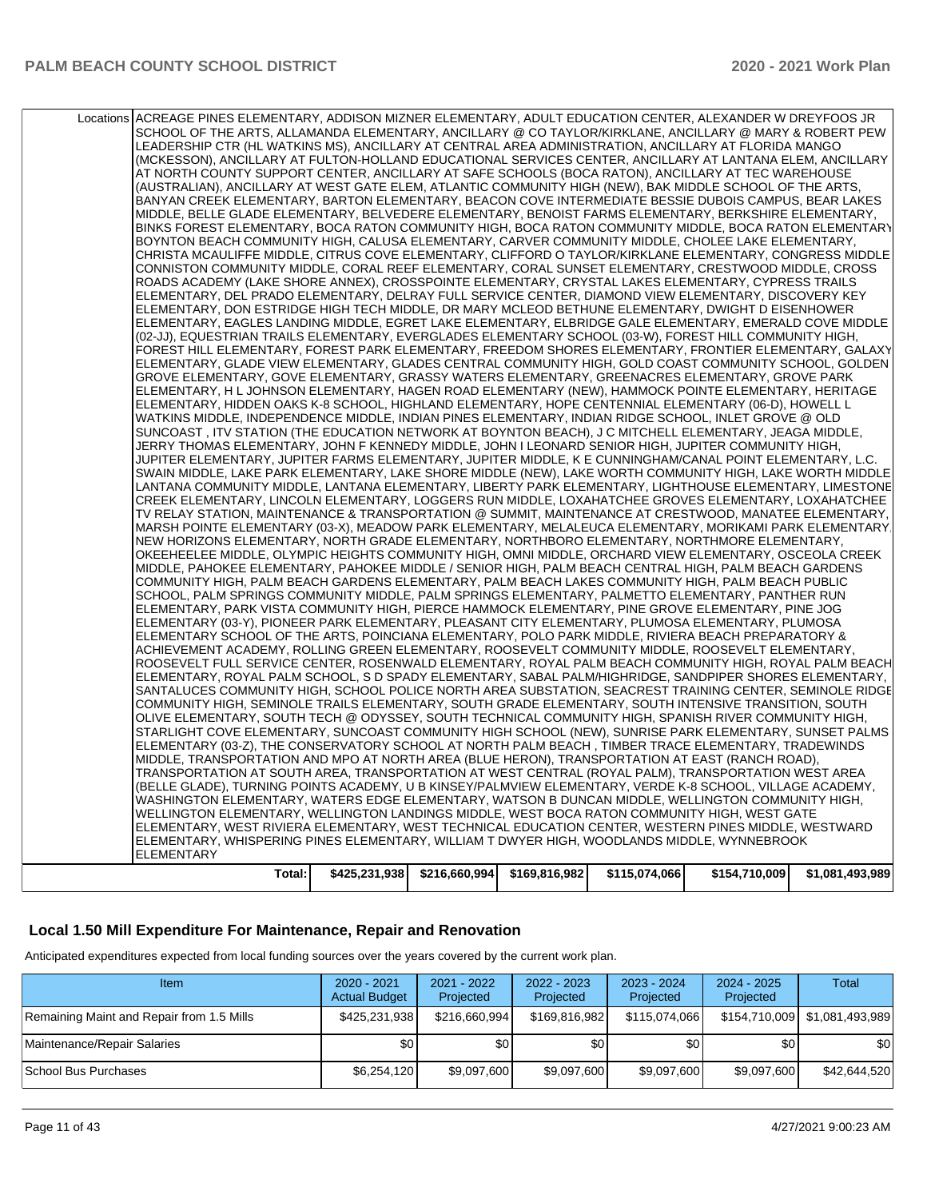| Locations | ACREAGE PINES ELEMENTARY, ADDISON MIZNER ELEMENTARY, ADULT EDUCATION CENTER, ALEXANDER W DREYFOOS JR SCHOOL OF THE ARTS, ALLAMANDA ELEMENTARY, ANCILLARY @ CO TAYLOR/KIRKLANE, ANCILLARY @ MARY & ROBERT PEW LEADERSHIP CTR (HL WATKINS MS), ANCILLARY AT CENTRAL AREA ADMINISTRATION, ANCILLARY AT FLORIDA MANGO (MCKESSON), ANCILLARY AT FULTON-HOLLAND EDUCATIONAL SERVICES CENTER, ANCILLARY AT LANTANA ELEM, ANCILLARY AT NORTH COUNTY SUPPORT CENTER, ANCILLARY AT SAFE SCHOOLS (BOCA RATON), ANCILLARY AT TEC WAREHOUSE (AUSTRALIAN), ANCILLARY AT WEST GATE ELEM, ATLANTIC COMMUNITY HIGH (NEW), BAK MIDDLE SCHOOL OF THE ARTS, BANYAN CREEK ELEMENTARY, BARTON ELEMENTARY, BEACON COVE INTERMEDIATE BESSIE DUBOIS CAMPUS, BEAR LAKES MIDDLE, BELLE GLADE ELEMENTARY, BELVEDERE ELEMENTARY, BENOIST FARMS ELEMENTARY, BERKSHIRE ELEMENTARY, BINKS FOREST ELEMENTARY, BOCA RATON COMMUNITY HIGH, BOCA RATON COMMUNITY MIDDLE, BOCA RATON ELEMENTARY, BOYNTON BEACH COMMUNITY HIGH, CALUSA ELEMENTARY, CARVER COMMUNITY MIDDLE, CHOLEE LAKE ELEMENTARY, CHRISTA MCAULIFFE MIDDLE, CITRUS COVE ELEMENTARY, CLIFFORD O TAYLOR/KIRKLANE ELEMENTARY, CONGRESS MIDDLE, CONNISTON COMMUNITY MIDDLE, CORAL REEF ELEMENTARY, CORAL SUNSET ELEMENTARY, CRESTWOOD MIDDLE, CROSS ROADS ACADEMY (LAKE SHORE ANNEX), CROSSPOINTE ELEMENTARY, CRYSTAL LAKES ELEMENTARY, CYPRESS TRAILS ELEMENTARY, DEL PRADO ELEMENTARY, DELRAY FULL SERVICE CENTER, DIAMOND VIEW ELEMENTARY, DISCOVERY KEY ELEMENTARY, DON ESTRIDGE HIGH TECH MIDDLE, DR MARY MCLEOD BETHUNE ELEMENTARY, DWIGHT D EISENHOWER ELEMENTARY, EAGLES LANDING MIDDLE, EGRET LAKE ELEMENTARY, ELBRIDGE GALE ELEMENTARY, EMERALD COVE MIDDLE (02-JJ), EQUESTRIAN TRAILS ELEMENTARY, EVERGLADES ELEMENTARY SCHOOL (03-W), FOREST HILL COMMUNITY HIGH, FOREST HILL ELEMENTARY, FOREST PARK ELEMENTARY, FREEDOM SHORES ELEMENTARY, FRONTIER ELEMENTARY, GALAXY ELEMENTARY, GLADE VIEW ELEMENTARY, GLADES CENTRAL COMMUNITY HIGH, GOLD COAST COMMUNITY SCHOOL, GOLDEN GROVE ELEMENTARY, GOVE ELEMENTARY, GRASSY WATERS ELEMENTARY, GREENACRES ELEMENTARY, GROVE PARK ELEMENTARY, H L JOHNSON ELEMENTARY, HAGEN ROAD ELEMENTARY (NEW), HAMMOCK POINTE ELEMENTARY, HERITAGE ELEMENTARY, HIDDEN OAKS K-8 SCHOOL, HIGHLAND ELEMENTARY, HOPE CENTENNIAL ELEMENTARY (06-D), HOWELL L WATKINS MIDDLE, INDEPENDENCE MIDDLE, INDIAN PINES ELEMENTARY, INDIAN RIDGE SCHOOL, INLET GROVE @ OLD SUNCOAST , ITV STATION (THE EDUCATION NETWORK AT BOYNTON BEACH), J C MITCHELL ELEMENTARY, JEAGA MIDDLE, JERRY THOMAS ELEMENTARY, JOHN F KENNEDY MIDDLE, JOHN I LEONARD SENIOR HIGH, JUPITER COMMUNITY HIGH, JUPITER ELEMENTARY, JUPITER FARMS ELEMENTARY, JUPITER MIDDLE, K E CUNNINGHAM/CANAL POINT ELEMENTARY, L.C. SWAIN MIDDLE, LAKE PARK ELEMENTARY, LAKE SHORE MIDDLE (NEW), LAKE WORTH COMMUNITY HIGH, LAKE WORTH MIDDLE, LANTANA COMMUNITY MIDDLE, LANTANA ELEMENTARY, LIBERTY PARK ELEMENTARY, LIGHTHOUSE ELEMENTARY, LIMESTONE CREEK ELEMENTARY, LINCOLN ELEMENTARY, LOGGERS RUN MIDDLE, LOXAHATCHEE GROVES ELEMENTARY, LOXAHATCHEE TV RELAY STATION, MAINTENANCE & TRANSPORTATION @ SUMMIT, MAINTENANCE AT CRESTWOOD, MANATEE ELEMENTARY, MARSH POINTE ELEMENTARY (03-X), MEADOW PARK ELEMENTARY, MELALEUCA ELEMENTARY, MORIKAMI PARK ELEMENTARY, NEW HORIZONS ELEMENTARY, NORTH GRADE ELEMENTARY, NORTHBORO ELEMENTARY, NORTHMORE ELEMENTARY, OKEEHEELEE MIDDLE, OLYMPIC HEIGHTS COMMUNITY HIGH, OMNI MIDDLE, ORCHARD VIEW ELEMENTARY, OSCEOLA CREEK MIDDLE, PAHOKEE ELEMENTARY, PAHOKEE MIDDLE / SENIOR HIGH, PALM BEACH CENTRAL HIGH, PALM BEACH GARDENS COMMUNITY HIGH, PALM BEACH GARDENS ELEMENTARY, PALM BEACH LAKES COMMUNITY HIGH, PALM BEACH PUBLIC SCHOOL, PALM SPRINGS COMMUNITY MIDDLE, PALM SPRINGS ELEMENTARY, PALMETTO ELEMENTARY, PANTHER RUN ELEMENTARY, PARK VISTA COMMUNITY HIGH, PIERCE HAMMOCK ELEMENTARY, PINE GROVE ELEMENTARY, PINE JOG ELEMENTARY (03-Y), PIONEER PARK ELEMENTARY, PLEASANT CITY ELEMENTARY, PLUMOSA ELEMENTARY, PLUMOSA ELEMENTARY SCHOOL OF THE ARTS, POINCIANA ELEMENTARY, POLO PARK MIDDLE, RIVIERA BEACH PREPARATORY & ACHIEVEMENT ACADEMY, ROLLING GREEN ELEMENTARY, ROOSEVELT COMMUNITY MIDDLE, ROOSEVELT ELEMENTARY, ROOSEVELT FULL SERVICE CENTER, ROSENWALD ELEMENTARY, ROYAL PALM BEACH COMMUNITY HIGH, ROYAL PALM BEACH ELEMENTARY, ROYAL PALM SCHOOL, S D SPADY ELEMENTARY, SABAL PALM/HIGHRIDGE, SANDPIPER SHORES ELEMENTARY, SANTALUCES COMMUNITY HIGH, SCHOOL POLICE NORTH AREA SUBSTATION, SEACREST TRAINING CENTER, SEMINOLE RIDGE COMMUNITY HIGH, SEMINOLE TRAILS ELEMENTARY, SOUTH GRADE ELEMENTARY, SOUTH INTENSIVE TRANSITION, SOUTH OLIVE ELEMENTARY, SOUTH TECH @ ODYSSEY, SOUTH TECHNICAL COMMUNITY HIGH, SPANISH RIVER COMMUNITY HIGH, STARLIGHT COVE ELEMENTARY, SUNCOAST COMMUNITY HIGH SCHOOL (NEW), SUNRISE PARK ELEMENTARY, SUNSET PALMS ELEMENTARY (03-Z), THE CONSERVATORY SCHOOL AT NORTH PALM BEACH , TIMBER TRACE ELEMENTARY, TRADEWINDS MIDDLE, TRANSPORTATION AND MPO AT NORTH AREA (BLUE HERON), TRANSPORTATION AT EAST (RANCH ROAD), TRANSPORTATION AT SOUTH AREA, TRANSPORTATION AT WEST CENTRAL (ROYAL PALM), TRANSPORTATION WEST AREA (BELLE GLADE), TURNING POINTS ACADEMY, U B KINSEY/PALMVIEW ELEMENTARY, VERDE K-8 SCHOOL, VILLAGE ACADEMY, WASHINGTON ELEMENTARY, WATERS EDGE ELEMENTARY, WATSON B DUNCAN MIDDLE, WELLINGTON COMMUNITY HIGH, WELLINGTON ELEMENTARY, WELLINGTON LANDINGS MIDDLE, WEST BOCA RATON COMMUNITY HIGH, WEST GATE ELEMENTARY, WEST RIVIERA ELEMENTARY, WEST TECHNICAL EDUCATION CENTER, WESTERN PINES MIDDLE, WESTWARD ELEMENTARY, WHISPERING PINES ELEMENTARY, WILLIAM T DWYER HIGH, WOODLANDS MIDDLE, WYNNEBROOK ELEMENTARY | | | | | |
|---|---|---|---|---|---|---|
| **Total:** | $425,231,938 | $216,660,994 | $169,816,982 | $115,074,066 | $154,710,009 | $1,081,493,989 |

## Local 1.50 Mill Expenditure For Maintenance, Repair and Renovation

Anticipated expenditures expected from local funding sources over the years covered by the current work plan.

| Item | 2020 - 2021 Actual Budget | 2021 - 2022 Projected | 2022 - 2023 Projected | 2023 - 2024 Projected | 2024 - 2025 Projected | Total |
|---|---|---|---|---|---|---|
| Remaining Maint and Repair from 1.5 Mills | $425,231,938 | $216,660,994 | $169,816,982 | $115,074,066 | $154,710,009 | $1,081,493,989 |
| Maintenance/Repair Salaries | $0 | $0 | $0 | $0 | $0 | $0 |
| School Bus Purchases | $6,254,120 | $9,097,600 | $9,097,600 | $9,097,600 | $9,097,600 | $42,644,520 |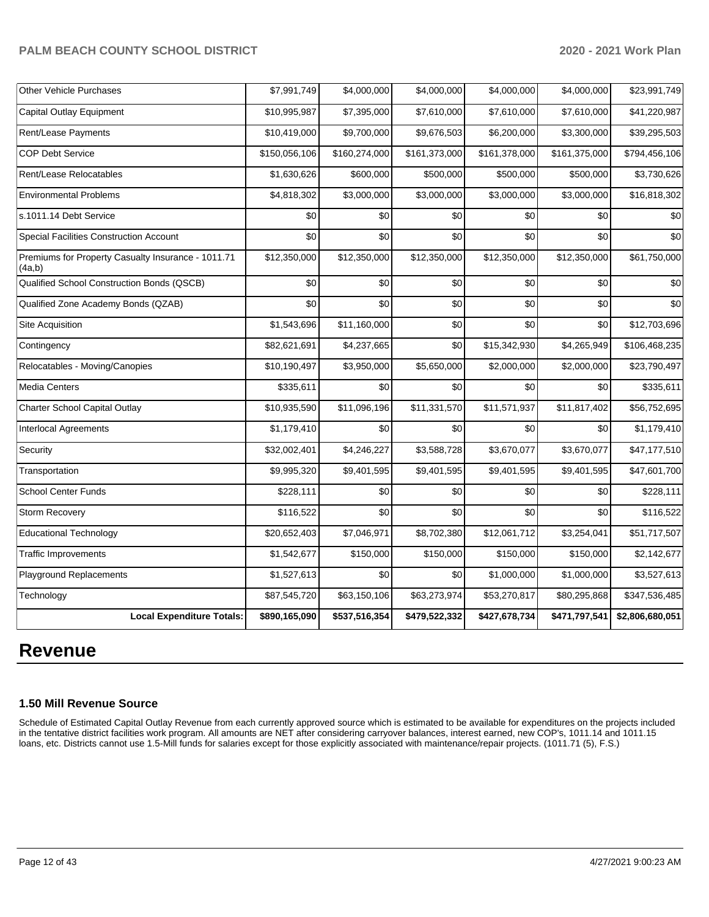| Other Vehicle Purchases | $7,991,749 | $4,000,000 | $4,000,000 | $4,000,000 | $4,000,000 | $23,991,749 |
|---|---|---|---|---|---|---|
| Capital Outlay Equipment | $10,995,987 | $7,395,000 | $7,610,000 | $7,610,000 | $7,610,000 | $41,220,987 |
| Rent/Lease Payments | $10,419,000 | $9,700,000 | $9,676,503 | $6,200,000 | $3,300,000 | $39,295,503 |
| COP Debt Service | $150,056,106 | $160,274,000 | $161,373,000 | $161,378,000 | $161,375,000 | $794,456,106 |
| Rent/Lease Relocatables | $1,630,626 | $600,000 | $500,000 | $500,000 | $500,000 | $3,730,626 |
| Environmental Problems | $4,818,302 | $3,000,000 | $3,000,000 | $3,000,000 | $3,000,000 | $16,818,302 |
| s.1011.14 Debt Service | $0 | $0 | $0 | $0 | $0 | $0 |
| Special Facilities Construction Account | $0 | $0 | $0 | $0 | $0 | $0 |
| Premiums for Property Casualty Insurance - 1011.71 (4a,b) | $12,350,000 | $12,350,000 | $12,350,000 | $12,350,000 | $12,350,000 | $61,750,000 |
| Qualified School Construction Bonds (QSCB) | $0 | $0 | $0 | $0 | $0 | $0 |
| Qualified Zone Academy Bonds (QZAB) | $0 | $0 | $0 | $0 | $0 | $0 |
| Site Acquisition | $1,543,696 | $11,160,000 | $0 | $0 | $0 | $12,703,696 |
| Contingency | $82,621,691 | $4,237,665 | $0 | $15,342,930 | $4,265,949 | $106,468,235 |
| Relocatables - Moving/Canopies | $10,190,497 | $3,950,000 | $5,650,000 | $2,000,000 | $2,000,000 | $23,790,497 |
| Media Centers | $335,611 | $0 | $0 | $0 | $0 | $335,611 |
| Charter School Capital Outlay | $10,935,590 | $11,096,196 | $11,331,570 | $11,571,937 | $11,817,402 | $56,752,695 |
| Interlocal Agreements | $1,179,410 | $0 | $0 | $0 | $0 | $1,179,410 |
| Security | $32,002,401 | $4,246,227 | $3,588,728 | $3,670,077 | $3,670,077 | $47,177,510 |
| Transportation | $9,995,320 | $9,401,595 | $9,401,595 | $9,401,595 | $9,401,595 | $47,601,700 |
| School Center Funds | $228,111 | $0 | $0 | $0 | $0 | $228,111 |
| Storm Recovery | $116,522 | $0 | $0 | $0 | $0 | $116,522 |
| Educational Technology | $20,652,403 | $7,046,971 | $8,702,380 | $12,061,712 | $3,254,041 | $51,717,507 |
| Traffic Improvements | $1,542,677 | $150,000 | $150,000 | $150,000 | $150,000 | $2,142,677 |
| Playground Replacements | $1,527,613 | $0 | $0 | $1,000,000 | $1,000,000 | $3,527,613 |
| Technology | $87,545,720 | $63,150,106 | $63,273,974 | $53,270,817 | $80,295,868 | $347,536,485 |
| **Local Expenditure Totals:** | **$890,165,090** | **$537,516,354** | **$479,522,332** | **$427,678,734** | **$471,797,541** | **$2,806,680,051** |

# Revenue

### 1.50 Mill Revenue Source

Schedule of Estimated Capital Outlay Revenue from each currently approved source which is estimated to be available for expenditures on the projects included in the tentative district facilities work program. All amounts are NET after considering carryover balances, interest earned, new COP's, 1011.14 and 1011.15 loans, etc. Districts cannot use 1.5-Mill funds for salaries except for those explicitly associated with maintenance/repair projects. (1011.71 (5), F.S.)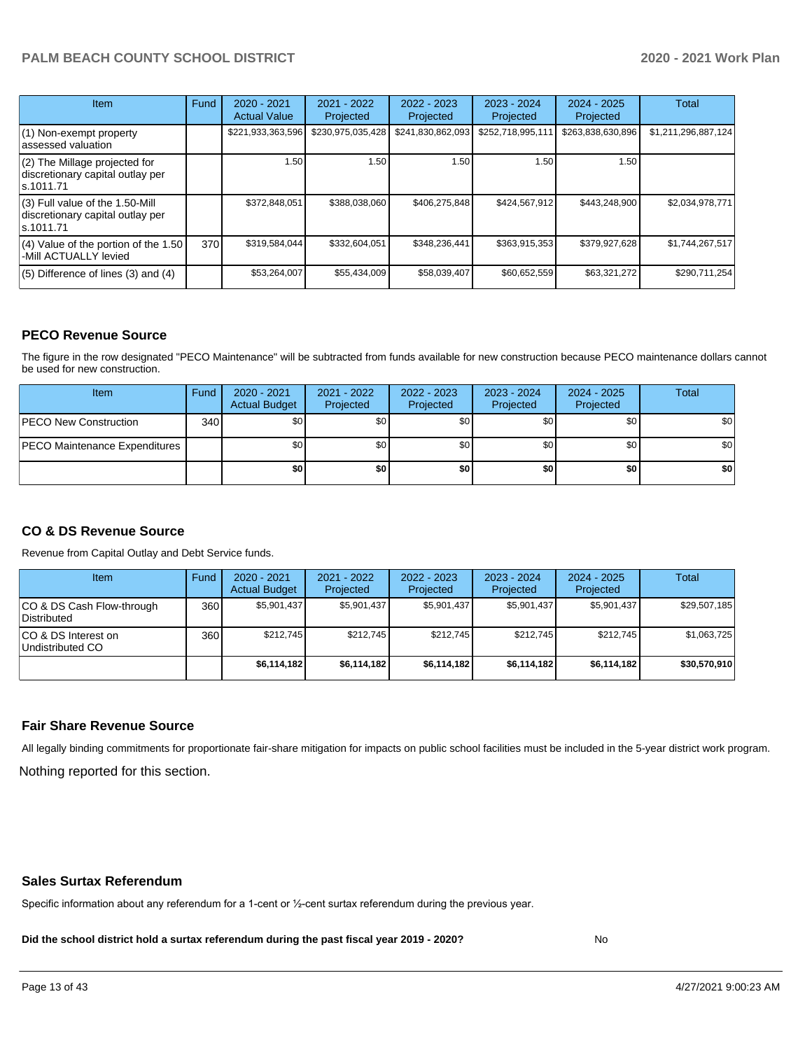| Item | Fund | 2020 - 2021 Actual Value | 2021 - 2022 Projected | 2022 - 2023 Projected | 2023 - 2024 Projected | 2024 - 2025 Projected | Total |
| --- | --- | --- | --- | --- | --- | --- | --- |
| (1) Non-exempt property assessed valuation | | $221,933,363,596 | $230,975,035,428 | $241,830,862,093 | $252,718,995,111 | $263,838,630,896 | $1,211,296,887,124 |
| (2) The Millage projected for discretionary capital outlay per s.1011.71 | | 1.50 | 1.50 | 1.50 | 1.50 | 1.50 | |
| (3) Full value of the 1.50-Mill discretionary capital outlay per s.1011.71 | | $372,848,051 | $388,038,060 | $406,275,848 | $424,567,912 | $443,248,900 | $2,034,978,771 |
| (4) Value of the portion of the 1.50 -Mill ACTUALLY levied | 370 | $319,584,044 | $332,604,051 | $348,236,441 | $363,915,353 | $379,927,628 | $1,744,267,517 |
| (5) Difference of lines (3) and (4) | | $53,264,007 | $55,434,009 | $58,039,407 | $60,652,559 | $63,321,272 | $290,711,254 |

## PECO Revenue Source

The figure in the row designated "PECO Maintenance" will be subtracted from funds available for new construction because PECO maintenance dollars cannot be used for new construction.

| Item | Fund | 2020 - 2021 Actual Budget | 2021 - 2022 Projected | 2022 - 2023 Projected | 2023 - 2024 Projected | 2024 - 2025 Projected | Total |
| --- | --- | --- | --- | --- | --- | --- | --- |
| PECO New Construction | 340 | $0 | $0 | $0 | $0 | $0 | $0 |
| PECO Maintenance Expenditures | | $0 | $0 | $0 | $0 | $0 | $0 |
| | | **$0** | **$0** | **$0** | **$0** | **$0** | **$0** |

## CO & DS Revenue Source

Revenue from Capital Outlay and Debt Service funds.

| Item | Fund | 2020 - 2021 Actual Budget | 2021 - 2022 Projected | 2022 - 2023 Projected | 2023 - 2024 Projected | 2024 - 2025 Projected | Total |
| --- | --- | --- | --- | --- | --- | --- | --- |
| CO & DS Cash Flow-through Distributed | 360 | $5,901,437 | $5,901,437 | $5,901,437 | $5,901,437 | $5,901,437 | $29,507,185 |
| CO & DS Interest on Undistributed CO | 360 | $212,745 | $212,745 | $212,745 | $212,745 | $212,745 | $1,063,725 |
| | | **$6,114,182** | **$6,114,182** | **$6,114,182** | **$6,114,182** | **$6,114,182** | **$30,570,910** |

## Fair Share Revenue Source

All legally binding commitments for proportionate fair-share mitigation for impacts on public school facilities must be included in the 5-year district work program.

Nothing reported for this section.

## Sales Surtax Referendum

Specific information about any referendum for a 1-cent or ½-cent surtax referendum during the previous year.

**Did the school district hold a surtax referendum during the past fiscal year 2019 - 2020?** No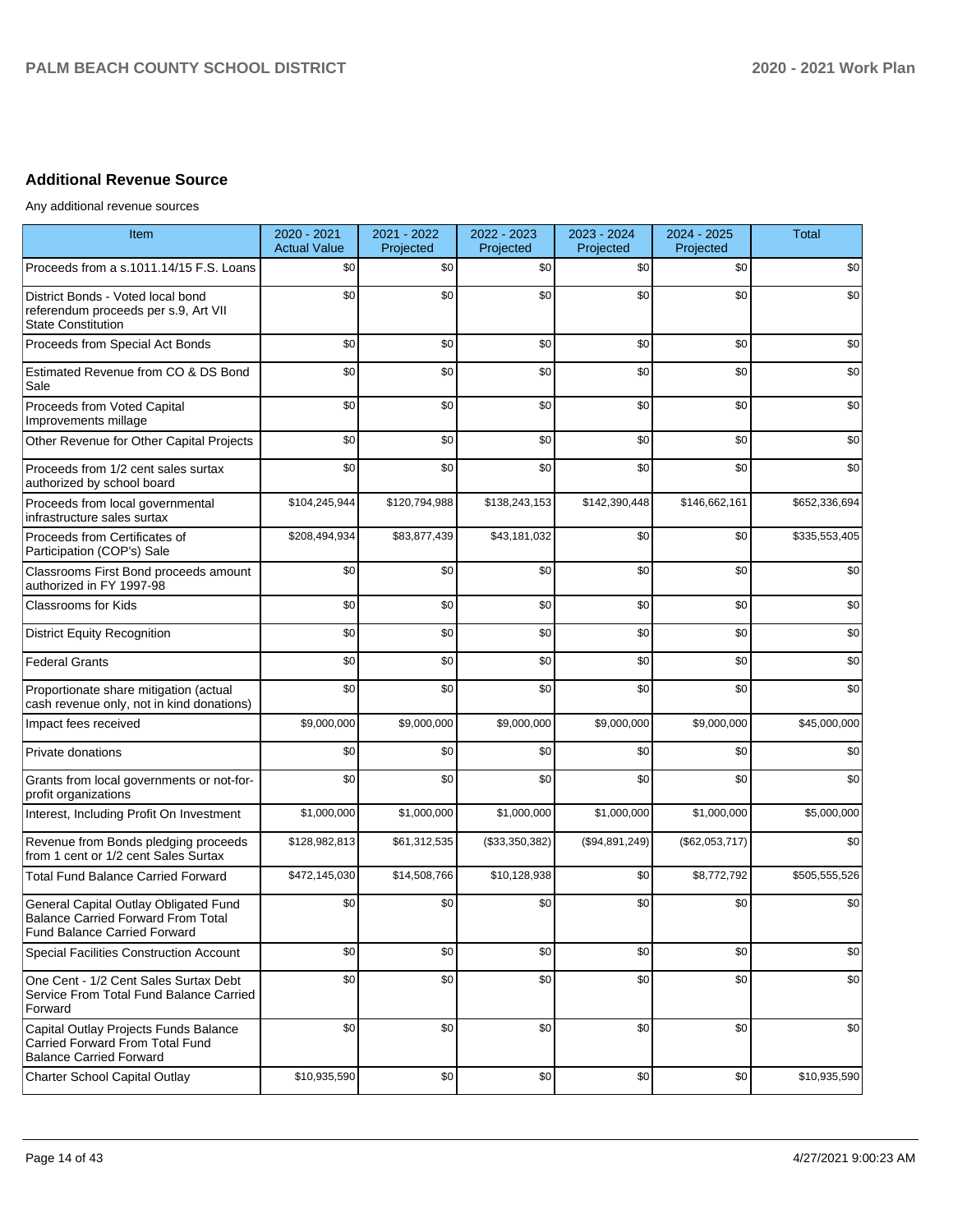## Additional Revenue Source

Any additional revenue sources

| Item | 2020 - 2021 Actual Value | 2021 - 2022 Projected | 2022 - 2023 Projected | 2023 - 2024 Projected | 2024 - 2025 Projected | Total |
|---|---|---|---|---|---|---|
| Proceeds from a s.1011.14/15 F.S. Loans | $0 | $0 | $0 | $0 | $0 | $0 |
| District Bonds - Voted local bond referendum proceeds per s.9, Art VII State Constitution | $0 | $0 | $0 | $0 | $0 | $0 |
| Proceeds from Special Act Bonds | $0 | $0 | $0 | $0 | $0 | $0 |
| Estimated Revenue from CO & DS Bond Sale | $0 | $0 | $0 | $0 | $0 | $0 |
| Proceeds from Voted Capital Improvements millage | $0 | $0 | $0 | $0 | $0 | $0 |
| Other Revenue for Other Capital Projects | $0 | $0 | $0 | $0 | $0 | $0 |
| Proceeds from 1/2 cent sales surtax authorized by school board | $0 | $0 | $0 | $0 | $0 | $0 |
| Proceeds from local governmental infrastructure sales surtax | $104,245,944 | $120,794,988 | $138,243,153 | $142,390,448 | $146,662,161 | $652,336,694 |
| Proceeds from Certificates of Participation (COP's) Sale | $208,494,934 | $83,877,439 | $43,181,032 | $0 | $0 | $335,553,405 |
| Classrooms First Bond proceeds amount authorized in FY 1997-98 | $0 | $0 | $0 | $0 | $0 | $0 |
| Classrooms for Kids | $0 | $0 | $0 | $0 | $0 | $0 |
| District Equity Recognition | $0 | $0 | $0 | $0 | $0 | $0 |
| Federal Grants | $0 | $0 | $0 | $0 | $0 | $0 |
| Proportionate share mitigation (actual cash revenue only, not in kind donations) | $0 | $0 | $0 | $0 | $0 | $0 |
| Impact fees received | $9,000,000 | $9,000,000 | $9,000,000 | $9,000,000 | $9,000,000 | $45,000,000 |
| Private donations | $0 | $0 | $0 | $0 | $0 | $0 |
| Grants from local governments or not-for-profit organizations | $0 | $0 | $0 | $0 | $0 | $0 |
| Interest, Including Profit On Investment | $1,000,000 | $1,000,000 | $1,000,000 | $1,000,000 | $1,000,000 | $5,000,000 |
| Revenue from Bonds pledging proceeds from 1 cent or 1/2 cent Sales Surtax | $128,982,813 | $61,312,535 | ($33,350,382) | ($94,891,249) | ($62,053,717) | $0 |
| Total Fund Balance Carried Forward | $472,145,030 | $14,508,766 | $10,128,938 | $0 | $8,772,792 | $505,555,526 |
| General Capital Outlay Obligated Fund Balance Carried Forward From Total Fund Balance Carried Forward | $0 | $0 | $0 | $0 | $0 | $0 |
| Special Facilities Construction Account | $0 | $0 | $0 | $0 | $0 | $0 |
| One Cent - 1/2 Cent Sales Surtax Debt Service From Total Fund Balance Carried Forward | $0 | $0 | $0 | $0 | $0 | $0 |
| Capital Outlay Projects Funds Balance Carried Forward From Total Fund Balance Carried Forward | $0 | $0 | $0 | $0 | $0 | $0 |
| Charter School Capital Outlay | $10,935,590 | $0 | $0 | $0 | $0 | $10,935,590 |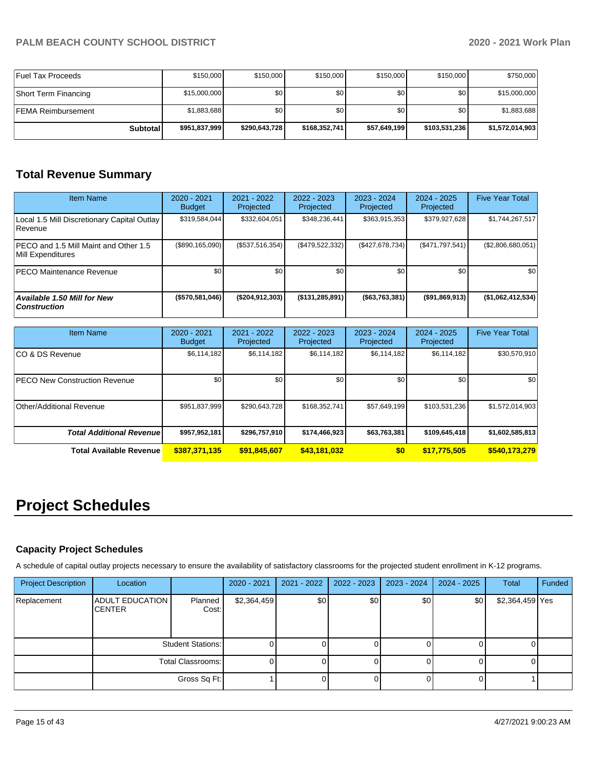| | | | | | | |
|---|---|---|---|---|---|---|
| Fuel Tax Proceeds | $150,000 | $150,000 | $150,000 | $150,000 | $150,000 | $750,000 |
| Short Term Financing | $15,000,000 | $0 | $0 | $0 | $0 | $15,000,000 |
| FEMA Reimbursement | $1,883,688 | $0 | $0 | $0 | $0 | $1,883,688 |
| **Subtotal** | **$951,837,999** | **$290,643,728** | **$168,352,741** | **$57,649,199** | **$103,531,236** | **$1,572,014,903** |

## Total Revenue Summary

| Item Name | 2020 - 2021 Budget | 2021 - 2022 Projected | 2022 - 2023 Projected | 2023 - 2024 Projected | 2024 - 2025 Projected | Five Year Total |
|---|---|---|---|---|---|---|
| Local 1.5 Mill Discretionary Capital Outlay Revenue | $319,584,044 | $332,604,051 | $348,236,441 | $363,915,353 | $379,927,628 | $1,744,267,517 |
| PECO and 1.5 Mill Maint and Other 1.5 Mill Expenditures | ($890,165,090) | ($537,516,354) | ($479,522,332) | ($427,678,734) | ($471,797,541) | ($2,806,680,051) |
| PECO Maintenance Revenue | $0 | $0 | $0 | $0 | $0 | $0 |
| ***Available 1.50 Mill for New Construction*** | **($570,581,046)** | **($204,912,303)** | **($131,285,891)** | **($63,763,381)** | **($91,869,913)** | **($1,062,412,534)** |

| Item Name | 2020 - 2021 Budget | 2021 - 2022 Projected | 2022 - 2023 Projected | 2023 - 2024 Projected | 2024 - 2025 Projected | Five Year Total |
|---|---|---|---|---|---|---|
| CO & DS Revenue | $6,114,182 | $6,114,182 | $6,114,182 | $6,114,182 | $6,114,182 | $30,570,910 |
| PECO New Construction Revenue | $0 | $0 | $0 | $0 | $0 | $0 |
| Other/Additional Revenue | $951,837,999 | $290,643,728 | $168,352,741 | $57,649,199 | $103,531,236 | $1,572,014,903 |
| ***Total Additional Revenue*** | **$957,952,181** | **$296,757,910** | **$174,466,923** | **$63,763,381** | **$109,645,418** | **$1,602,585,813** |
| **Total Available Revenue** | **$387,371,135** | **$91,845,607** | **$43,181,032** | **$0** | **$17,775,505** | **$540,173,279** |

# Project Schedules

### Capacity Project Schedules

A schedule of capital outlay projects necessary to ensure the availability of satisfactory classrooms for the projected student enrollment in K-12 programs.

| Project Description | Location | | 2020 - 2021 | 2021 - 2022 | 2022 - 2023 | 2023 - 2024 | 2024 - 2025 | Total | Funded |
|---|---|---|---|---|---|---|---|---|---|
| Replacement | ADULT EDUCATION CENTER | Planned Cost: | $2,364,459 | $0 | $0 | $0 | $0 | $2,364,459 | Yes |
| | | Student Stations: | 0 | 0 | 0 | 0 | 0 | 0 | |
| | | Total Classrooms: | 0 | 0 | 0 | 0 | 0 | 0 | |
| | | Gross Sq Ft: | 1 | 0 | 0 | 0 | 0 | 1 | |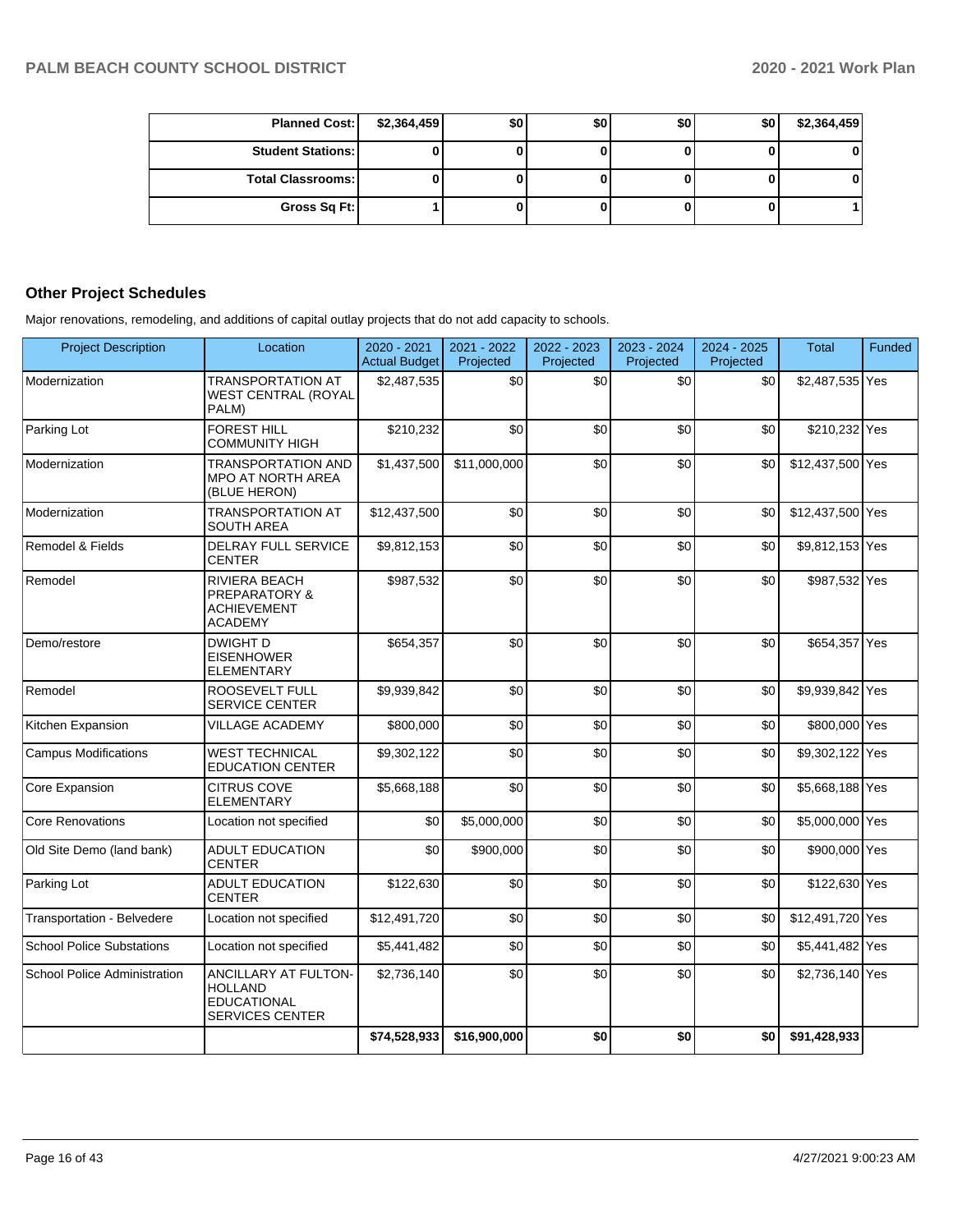| Planned Cost: | $2,364,459 | $0 | $0 | $0 | $0 | $2,364,459 |
|---|---|---|---|---|---|---|
| Student Stations: | 0 | 0 | 0 | 0 | 0 | 0 |
| Total Classrooms: | 0 | 0 | 0 | 0 | 0 | 0 |
| Gross Sq Ft: | 1 | 0 | 0 | 0 | 0 | 1 |

## Other Project Schedules

Major renovations, remodeling, and additions of capital outlay projects that do not add capacity to schools.

| Project Description | Location | 2020 - 2021 Actual Budget | 2021 - 2022 Projected | 2022 - 2023 Projected | 2023 - 2024 Projected | 2024 - 2025 Projected | Total | Funded |
|---|---|---|---|---|---|---|---|---|
| Modernization | TRANSPORTATION AT WEST CENTRAL (ROYAL PALM) | $2,487,535 | $0 | $0 | $0 | $0 | $2,487,535 | Yes |
| Parking Lot | FOREST HILL COMMUNITY HIGH | $210,232 | $0 | $0 | $0 | $0 | $210,232 | Yes |
| Modernization | TRANSPORTATION AND MPO AT NORTH AREA (BLUE HERON) | $1,437,500 | $11,000,000 | $0 | $0 | $0 | $12,437,500 | Yes |
| Modernization | TRANSPORTATION AT SOUTH AREA | $12,437,500 | $0 | $0 | $0 | $0 | $12,437,500 | Yes |
| Remodel & Fields | DELRAY FULL SERVICE CENTER | $9,812,153 | $0 | $0 | $0 | $0 | $9,812,153 | Yes |
| Remodel | RIVIERA BEACH PREPARATORY & ACHIEVEMENT ACADEMY | $987,532 | $0 | $0 | $0 | $0 | $987,532 | Yes |
| Demo/restore | DWIGHT D EISENHOWER ELEMENTARY | $654,357 | $0 | $0 | $0 | $0 | $654,357 | Yes |
| Remodel | ROOSEVELT FULL SERVICE CENTER | $9,939,842 | $0 | $0 | $0 | $0 | $9,939,842 | Yes |
| Kitchen Expansion | VILLAGE ACADEMY | $800,000 | $0 | $0 | $0 | $0 | $800,000 | Yes |
| Campus Modifications | WEST TECHNICAL EDUCATION CENTER | $9,302,122 | $0 | $0 | $0 | $0 | $9,302,122 | Yes |
| Core Expansion | CITRUS COVE ELEMENTARY | $5,668,188 | $0 | $0 | $0 | $0 | $5,668,188 | Yes |
| Core Renovations | Location not specified | $0 | $5,000,000 | $0 | $0 | $0 | $5,000,000 | Yes |
| Old Site Demo (land bank) | ADULT EDUCATION CENTER | $0 | $900,000 | $0 | $0 | $0 | $900,000 | Yes |
| Parking Lot | ADULT EDUCATION CENTER | $122,630 | $0 | $0 | $0 | $0 | $122,630 | Yes |
| Transportation - Belvedere | Location not specified | $12,491,720 | $0 | $0 | $0 | $0 | $12,491,720 | Yes |
| School Police Substations | Location not specified | $5,441,482 | $0 | $0 | $0 | $0 | $5,441,482 | Yes |
| School Police Administration | ANCILLARY AT FULTON-HOLLAND EDUCATIONAL SERVICES CENTER | $2,736,140 | $0 | $0 | $0 | $0 | $2,736,140 | Yes |
| | | $74,528,933 | $16,900,000 | $0 | $0 | $0 | $91,428,933 | |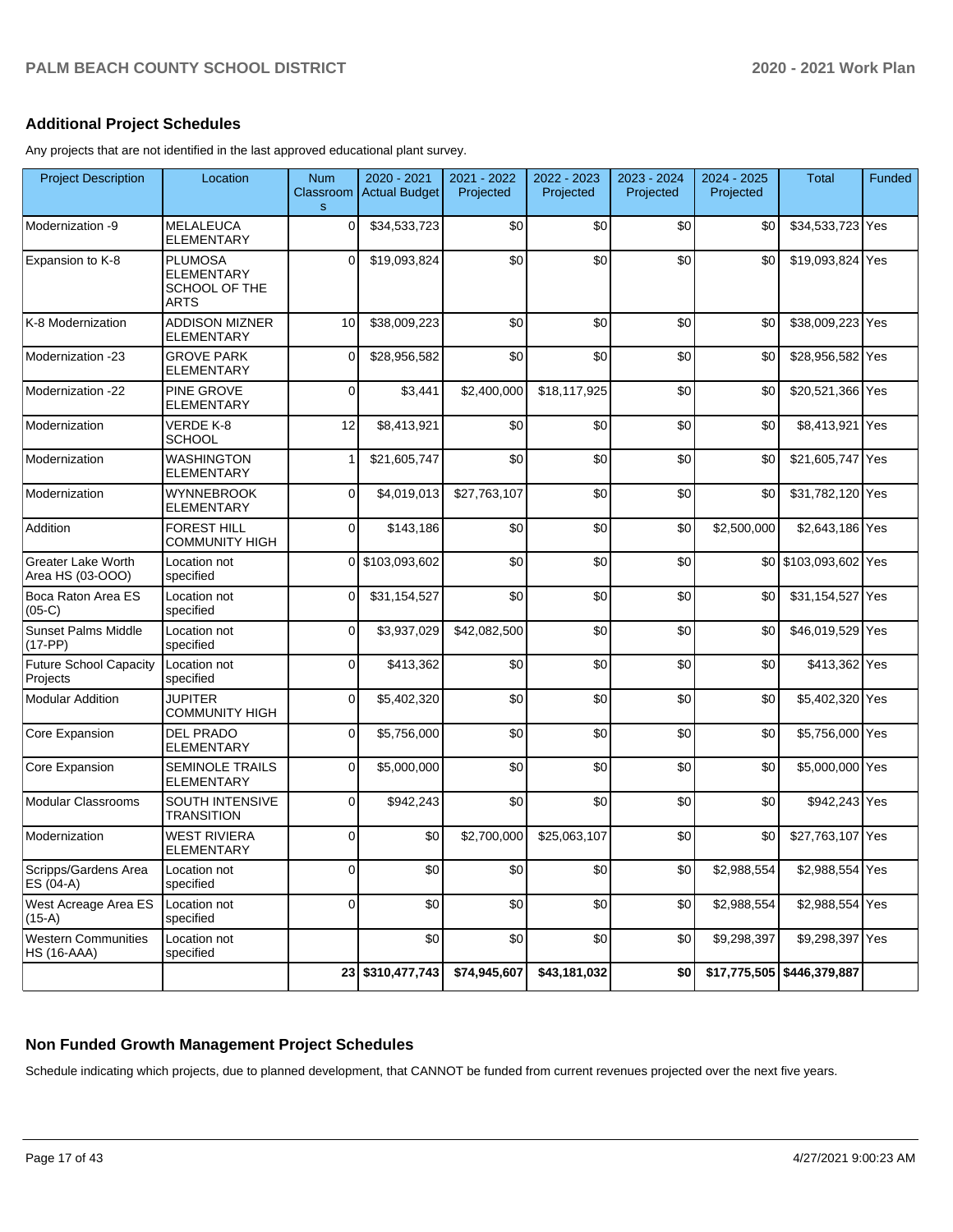## Additional Project Schedules

Any projects that are not identified in the last approved educational plant survey.

| Project Description | Location | Num Classrooms | 2020 - 2021 Actual Budget | 2021 - 2022 Projected | 2022 - 2023 Projected | 2023 - 2024 Projected | 2024 - 2025 Projected | Total | Funded |
|---|---|---|---|---|---|---|---|---|---|
| Modernization -9 | MELALEUCA ELEMENTARY | 0 | $34,533,723 | $0 | $0 | $0 | $0 | $34,533,723 | Yes |
| Expansion to K-8 | PLUMOSA ELEMENTARY SCHOOL OF THE ARTS | 0 | $19,093,824 | $0 | $0 | $0 | $0 | $19,093,824 | Yes |
| K-8 Modernization | ADDISON MIZNER ELEMENTARY | 10 | $38,009,223 | $0 | $0 | $0 | $0 | $38,009,223 | Yes |
| Modernization -23 | GROVE PARK ELEMENTARY | 0 | $28,956,582 | $0 | $0 | $0 | $0 | $28,956,582 | Yes |
| Modernization -22 | PINE GROVE ELEMENTARY | 0 | $3,441 | $2,400,000 | $18,117,925 | $0 | $0 | $20,521,366 | Yes |
| Modernization | VERDE K-8 SCHOOL | 12 | $8,413,921 | $0 | $0 | $0 | $0 | $8,413,921 | Yes |
| Modernization | WASHINGTON ELEMENTARY | 1 | $21,605,747 | $0 | $0 | $0 | $0 | $21,605,747 | Yes |
| Modernization | WYNNEBROOK ELEMENTARY | 0 | $4,019,013 | $27,763,107 | $0 | $0 | $0 | $31,782,120 | Yes |
| Addition | FOREST HILL COMMUNITY HIGH | 0 | $143,186 | $0 | $0 | $0 | $2,500,000 | $2,643,186 | Yes |
| Greater Lake Worth Area HS (03-OOO) | Location not specified | 0 | $103,093,602 | $0 | $0 | $0 | $0 | $103,093,602 | Yes |
| Boca Raton Area ES (05-C) | Location not specified | 0 | $31,154,527 | $0 | $0 | $0 | $0 | $31,154,527 | Yes |
| Sunset Palms Middle (17-PP) | Location not specified | 0 | $3,937,029 | $42,082,500 | $0 | $0 | $0 | $46,019,529 | Yes |
| Future School Capacity Projects | Location not specified | 0 | $413,362 | $0 | $0 | $0 | $0 | $413,362 | Yes |
| Modular Addition | JUPITER COMMUNITY HIGH | 0 | $5,402,320 | $0 | $0 | $0 | $0 | $5,402,320 | Yes |
| Core Expansion | DEL PRADO ELEMENTARY | 0 | $5,756,000 | $0 | $0 | $0 | $0 | $5,756,000 | Yes |
| Core Expansion | SEMINOLE TRAILS ELEMENTARY | 0 | $5,000,000 | $0 | $0 | $0 | $0 | $5,000,000 | Yes |
| Modular Classrooms | SOUTH INTENSIVE TRANSITION | 0 | $942,243 | $0 | $0 | $0 | $0 | $942,243 | Yes |
| Modernization | WEST RIVIERA ELEMENTARY | 0 | $0 | $2,700,000 | $25,063,107 | $0 | $0 | $27,763,107 | Yes |
| Scripps/Gardens Area ES (04-A) | Location not specified | 0 | $0 | $0 | $0 | $0 | $2,988,554 | $2,988,554 | Yes |
| West Acreage Area ES (15-A) | Location not specified | 0 | $0 | $0 | $0 | $0 | $2,988,554 | $2,988,554 | Yes |
| Western Communities HS (16-AAA) | Location not specified | | $0 | $0 | $0 | $0 | $9,298,397 | $9,298,397 | Yes |
| | | 23 | $310,477,743 | $74,945,607 | $43,181,032 | $0 | $17,775,505 | $446,379,887 | |

## Non Funded Growth Management Project Schedules

Schedule indicating which projects, due to planned development, that CANNOT be funded from current revenues projected over the next five years.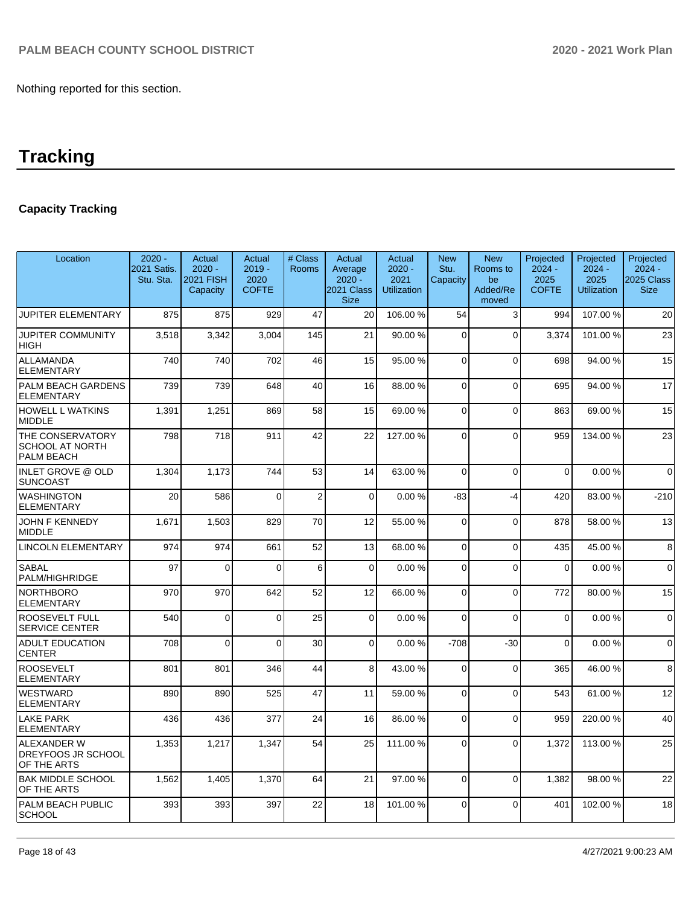Nothing reported for this section.

# Tracking

### Capacity Tracking

| Location | 2020 - 2021 Satis. Stu. Sta. | Actual 2020 - 2021 FISH Capacity | Actual 2019 - 2020 COFTE | # Class Rooms | Actual Average 2020 - 2021 Class Size | Actual 2020 - 2021 Utilization | New Stu. Capacity | New Rooms to be Added/Removed | Projected 2024 - 2025 COFTE | Projected 2024 - 2025 Utilization | Projected 2024 - 2025 Class Size |
|---|---|---|---|---|---|---|---|---|---|---|---|
| JUPITER ELEMENTARY | 875 | 875 | 929 | 47 | 20 | 106.00 % | 54 | 3 | 994 | 107.00 % | 20 |
| JUPITER COMMUNITY HIGH | 3,518 | 3,342 | 3,004 | 145 | 21 | 90.00 % | 0 | 0 | 3,374 | 101.00 % | 23 |
| ALLAMANDA ELEMENTARY | 740 | 740 | 702 | 46 | 15 | 95.00 % | 0 | 0 | 698 | 94.00 % | 15 |
| PALM BEACH GARDENS ELEMENTARY | 739 | 739 | 648 | 40 | 16 | 88.00 % | 0 | 0 | 695 | 94.00 % | 17 |
| HOWELL L WATKINS MIDDLE | 1,391 | 1,251 | 869 | 58 | 15 | 69.00 % | 0 | 0 | 863 | 69.00 % | 15 |
| THE CONSERVATORY SCHOOL AT NORTH PALM BEACH | 798 | 718 | 911 | 42 | 22 | 127.00 % | 0 | 0 | 959 | 134.00 % | 23 |
| INLET GROVE @ OLD SUNCOAST | 1,304 | 1,173 | 744 | 53 | 14 | 63.00 % | 0 | 0 | 0 | 0.00 % | 0 |
| WASHINGTON ELEMENTARY | 20 | 586 | 0 | 2 | 0 | 0.00 % | -83 | -4 | 420 | 83.00 % | -210 |
| JOHN F KENNEDY MIDDLE | 1,671 | 1,503 | 829 | 70 | 12 | 55.00 % | 0 | 0 | 878 | 58.00 % | 13 |
| LINCOLN ELEMENTARY | 974 | 974 | 661 | 52 | 13 | 68.00 % | 0 | 0 | 435 | 45.00 % | 8 |
| SABAL PALM/HIGHRIDGE | 97 | 0 | 0 | 6 | 0 | 0.00 % | 0 | 0 | 0 | 0.00 % | 0 |
| NORTHBORO ELEMENTARY | 970 | 970 | 642 | 52 | 12 | 66.00 % | 0 | 0 | 772 | 80.00 % | 15 |
| ROOSEVELT FULL SERVICE CENTER | 540 | 0 | 0 | 25 | 0 | 0.00 % | 0 | 0 | 0 | 0.00 % | 0 |
| ADULT EDUCATION CENTER | 708 | 0 | 0 | 30 | 0 | 0.00 % | -708 | -30 | 0 | 0.00 % | 0 |
| ROOSEVELT ELEMENTARY | 801 | 801 | 346 | 44 | 8 | 43.00 % | 0 | 0 | 365 | 46.00 % | 8 |
| WESTWARD ELEMENTARY | 890 | 890 | 525 | 47 | 11 | 59.00 % | 0 | 0 | 543 | 61.00 % | 12 |
| LAKE PARK ELEMENTARY | 436 | 436 | 377 | 24 | 16 | 86.00 % | 0 | 0 | 959 | 220.00 % | 40 |
| ALEXANDER W DREYFOOS JR SCHOOL OF THE ARTS | 1,353 | 1,217 | 1,347 | 54 | 25 | 111.00 % | 0 | 0 | 1,372 | 113.00 % | 25 |
| BAK MIDDLE SCHOOL OF THE ARTS | 1,562 | 1,405 | 1,370 | 64 | 21 | 97.00 % | 0 | 0 | 1,382 | 98.00 % | 22 |
| PALM BEACH PUBLIC SCHOOL | 393 | 393 | 397 | 22 | 18 | 101.00 % | 0 | 0 | 401 | 102.00 % | 18 |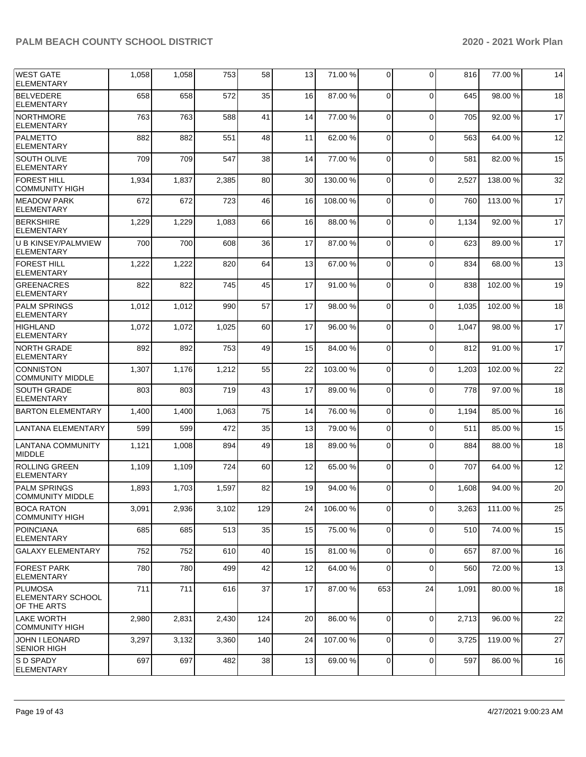| | | | | | | | | | | |
|---|---|---|---|---|---|---|---|---|---|---|
| WEST GATE ELEMENTARY | 1,058 | 1,058 | 753 | 58 | 13 | 71.00 % | 0 | 0 | 816 | 77.00 % | 14 |
| BELVEDERE ELEMENTARY | 658 | 658 | 572 | 35 | 16 | 87.00 % | 0 | 0 | 645 | 98.00 % | 18 |
| NORTHMORE ELEMENTARY | 763 | 763 | 588 | 41 | 14 | 77.00 % | 0 | 0 | 705 | 92.00 % | 17 |
| PALMETTO ELEMENTARY | 882 | 882 | 551 | 48 | 11 | 62.00 % | 0 | 0 | 563 | 64.00 % | 12 |
| SOUTH OLIVE ELEMENTARY | 709 | 709 | 547 | 38 | 14 | 77.00 % | 0 | 0 | 581 | 82.00 % | 15 |
| FOREST HILL COMMUNITY HIGH | 1,934 | 1,837 | 2,385 | 80 | 30 | 130.00 % | 0 | 0 | 2,527 | 138.00 % | 32 |
| MEADOW PARK ELEMENTARY | 672 | 672 | 723 | 46 | 16 | 108.00 % | 0 | 0 | 760 | 113.00 % | 17 |
| BERKSHIRE ELEMENTARY | 1,229 | 1,229 | 1,083 | 66 | 16 | 88.00 % | 0 | 0 | 1,134 | 92.00 % | 17 |
| U B KINSEY/PALMVIEW ELEMENTARY | 700 | 700 | 608 | 36 | 17 | 87.00 % | 0 | 0 | 623 | 89.00 % | 17 |
| FOREST HILL ELEMENTARY | 1,222 | 1,222 | 820 | 64 | 13 | 67.00 % | 0 | 0 | 834 | 68.00 % | 13 |
| GREENACRES ELEMENTARY | 822 | 822 | 745 | 45 | 17 | 91.00 % | 0 | 0 | 838 | 102.00 % | 19 |
| PALM SPRINGS ELEMENTARY | 1,012 | 1,012 | 990 | 57 | 17 | 98.00 % | 0 | 0 | 1,035 | 102.00 % | 18 |
| HIGHLAND ELEMENTARY | 1,072 | 1,072 | 1,025 | 60 | 17 | 96.00 % | 0 | 0 | 1,047 | 98.00 % | 17 |
| NORTH GRADE ELEMENTARY | 892 | 892 | 753 | 49 | 15 | 84.00 % | 0 | 0 | 812 | 91.00 % | 17 |
| CONNISTON COMMUNITY MIDDLE | 1,307 | 1,176 | 1,212 | 55 | 22 | 103.00 % | 0 | 0 | 1,203 | 102.00 % | 22 |
| SOUTH GRADE ELEMENTARY | 803 | 803 | 719 | 43 | 17 | 89.00 % | 0 | 0 | 778 | 97.00 % | 18 |
| BARTON ELEMENTARY | 1,400 | 1,400 | 1,063 | 75 | 14 | 76.00 % | 0 | 0 | 1,194 | 85.00 % | 16 |
| LANTANA ELEMENTARY | 599 | 599 | 472 | 35 | 13 | 79.00 % | 0 | 0 | 511 | 85.00 % | 15 |
| LANTANA COMMUNITY MIDDLE | 1,121 | 1,008 | 894 | 49 | 18 | 89.00 % | 0 | 0 | 884 | 88.00 % | 18 |
| ROLLING GREEN ELEMENTARY | 1,109 | 1,109 | 724 | 60 | 12 | 65.00 % | 0 | 0 | 707 | 64.00 % | 12 |
| PALM SPRINGS COMMUNITY MIDDLE | 1,893 | 1,703 | 1,597 | 82 | 19 | 94.00 % | 0 | 0 | 1,608 | 94.00 % | 20 |
| BOCA RATON COMMUNITY HIGH | 3,091 | 2,936 | 3,102 | 129 | 24 | 106.00 % | 0 | 0 | 3,263 | 111.00 % | 25 |
| POINCIANA ELEMENTARY | 685 | 685 | 513 | 35 | 15 | 75.00 % | 0 | 0 | 510 | 74.00 % | 15 |
| GALAXY ELEMENTARY | 752 | 752 | 610 | 40 | 15 | 81.00 % | 0 | 0 | 657 | 87.00 % | 16 |
| FOREST PARK ELEMENTARY | 780 | 780 | 499 | 42 | 12 | 64.00 % | 0 | 0 | 560 | 72.00 % | 13 |
| PLUMOSA ELEMENTARY SCHOOL OF THE ARTS | 711 | 711 | 616 | 37 | 17 | 87.00 % | 653 | 24 | 1,091 | 80.00 % | 18 |
| LAKE WORTH COMMUNITY HIGH | 2,980 | 2,831 | 2,430 | 124 | 20 | 86.00 % | 0 | 0 | 2,713 | 96.00 % | 22 |
| JOHN I LEONARD SENIOR HIGH | 3,297 | 3,132 | 3,360 | 140 | 24 | 107.00 % | 0 | 0 | 3,725 | 119.00 % | 27 |
| S D SPADY ELEMENTARY | 697 | 697 | 482 | 38 | 13 | 69.00 % | 0 | 0 | 597 | 86.00 % | 16 |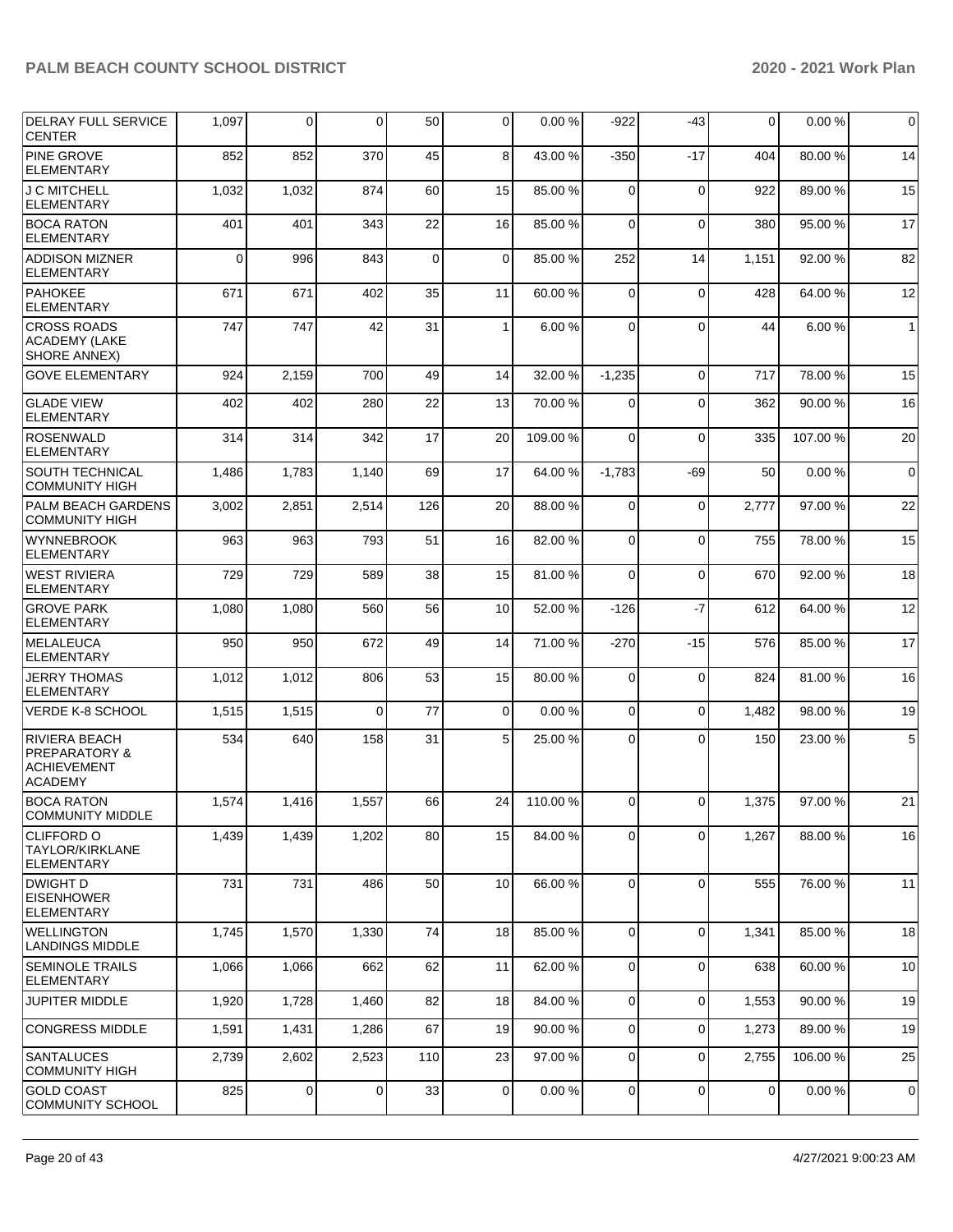| | | | | | | | | | | |
|---|---|---|---|---|---|---|---|---|---|---|
| DELRAY FULL SERVICE CENTER | 1,097 | 0 | 0 | 50 | 0 | 0.00 % | -922 | -43 | 0 | 0.00 % | 0 |
| PINE GROVE ELEMENTARY | 852 | 852 | 370 | 45 | 8 | 43.00 % | -350 | -17 | 404 | 80.00 % | 14 |
| J C MITCHELL ELEMENTARY | 1,032 | 1,032 | 874 | 60 | 15 | 85.00 % | 0 | 0 | 922 | 89.00 % | 15 |
| BOCA RATON ELEMENTARY | 401 | 401 | 343 | 22 | 16 | 85.00 % | 0 | 0 | 380 | 95.00 % | 17 |
| ADDISON MIZNER ELEMENTARY | 0 | 996 | 843 | 0 | 0 | 85.00 % | 252 | 14 | 1,151 | 92.00 % | 82 |
| PAHOKEE ELEMENTARY | 671 | 671 | 402 | 35 | 11 | 60.00 % | 0 | 0 | 428 | 64.00 % | 12 |
| CROSS ROADS ACADEMY (LAKE SHORE ANNEX) | 747 | 747 | 42 | 31 | 1 | 6.00 % | 0 | 0 | 44 | 6.00 % | 1 |
| GOVE ELEMENTARY | 924 | 2,159 | 700 | 49 | 14 | 32.00 % | -1,235 | 0 | 717 | 78.00 % | 15 |
| GLADE VIEW ELEMENTARY | 402 | 402 | 280 | 22 | 13 | 70.00 % | 0 | 0 | 362 | 90.00 % | 16 |
| ROSENWALD ELEMENTARY | 314 | 314 | 342 | 17 | 20 | 109.00 % | 0 | 0 | 335 | 107.00 % | 20 |
| SOUTH TECHNICAL COMMUNITY HIGH | 1,486 | 1,783 | 1,140 | 69 | 17 | 64.00 % | -1,783 | -69 | 50 | 0.00 % | 0 |
| PALM BEACH GARDENS COMMUNITY HIGH | 3,002 | 2,851 | 2,514 | 126 | 20 | 88.00 % | 0 | 0 | 2,777 | 97.00 % | 22 |
| WYNNEBROOK ELEMENTARY | 963 | 963 | 793 | 51 | 16 | 82.00 % | 0 | 0 | 755 | 78.00 % | 15 |
| WEST RIVIERA ELEMENTARY | 729 | 729 | 589 | 38 | 15 | 81.00 % | 0 | 0 | 670 | 92.00 % | 18 |
| GROVE PARK ELEMENTARY | 1,080 | 1,080 | 560 | 56 | 10 | 52.00 % | -126 | -7 | 612 | 64.00 % | 12 |
| MELALEUCA ELEMENTARY | 950 | 950 | 672 | 49 | 14 | 71.00 % | -270 | -15 | 576 | 85.00 % | 17 |
| JERRY THOMAS ELEMENTARY | 1,012 | 1,012 | 806 | 53 | 15 | 80.00 % | 0 | 0 | 824 | 81.00 % | 16 |
| VERDE K-8 SCHOOL | 1,515 | 1,515 | 0 | 77 | 0 | 0.00 % | 0 | 0 | 1,482 | 98.00 % | 19 |
| RIVIERA BEACH PREPARATORY & ACHIEVEMENT ACADEMY | 534 | 640 | 158 | 31 | 5 | 25.00 % | 0 | 0 | 150 | 23.00 % | 5 |
| BOCA RATON COMMUNITY MIDDLE | 1,574 | 1,416 | 1,557 | 66 | 24 | 110.00 % | 0 | 0 | 1,375 | 97.00 % | 21 |
| CLIFFORD O TAYLOR/KIRKLANE ELEMENTARY | 1,439 | 1,439 | 1,202 | 80 | 15 | 84.00 % | 0 | 0 | 1,267 | 88.00 % | 16 |
| DWIGHT D EISENHOWER ELEMENTARY | 731 | 731 | 486 | 50 | 10 | 66.00 % | 0 | 0 | 555 | 76.00 % | 11 |
| WELLINGTON LANDINGS MIDDLE | 1,745 | 1,570 | 1,330 | 74 | 18 | 85.00 % | 0 | 0 | 1,341 | 85.00 % | 18 |
| SEMINOLE TRAILS ELEMENTARY | 1,066 | 1,066 | 662 | 62 | 11 | 62.00 % | 0 | 0 | 638 | 60.00 % | 10 |
| JUPITER MIDDLE | 1,920 | 1,728 | 1,460 | 82 | 18 | 84.00 % | 0 | 0 | 1,553 | 90.00 % | 19 |
| CONGRESS MIDDLE | 1,591 | 1,431 | 1,286 | 67 | 19 | 90.00 % | 0 | 0 | 1,273 | 89.00 % | 19 |
| SANTALUCES COMMUNITY HIGH | 2,739 | 2,602 | 2,523 | 110 | 23 | 97.00 % | 0 | 0 | 2,755 | 106.00 % | 25 |
| GOLD COAST COMMUNITY SCHOOL | 825 | 0 | 0 | 33 | 0 | 0.00 % | 0 | 0 | 0 | 0.00 % | 0 |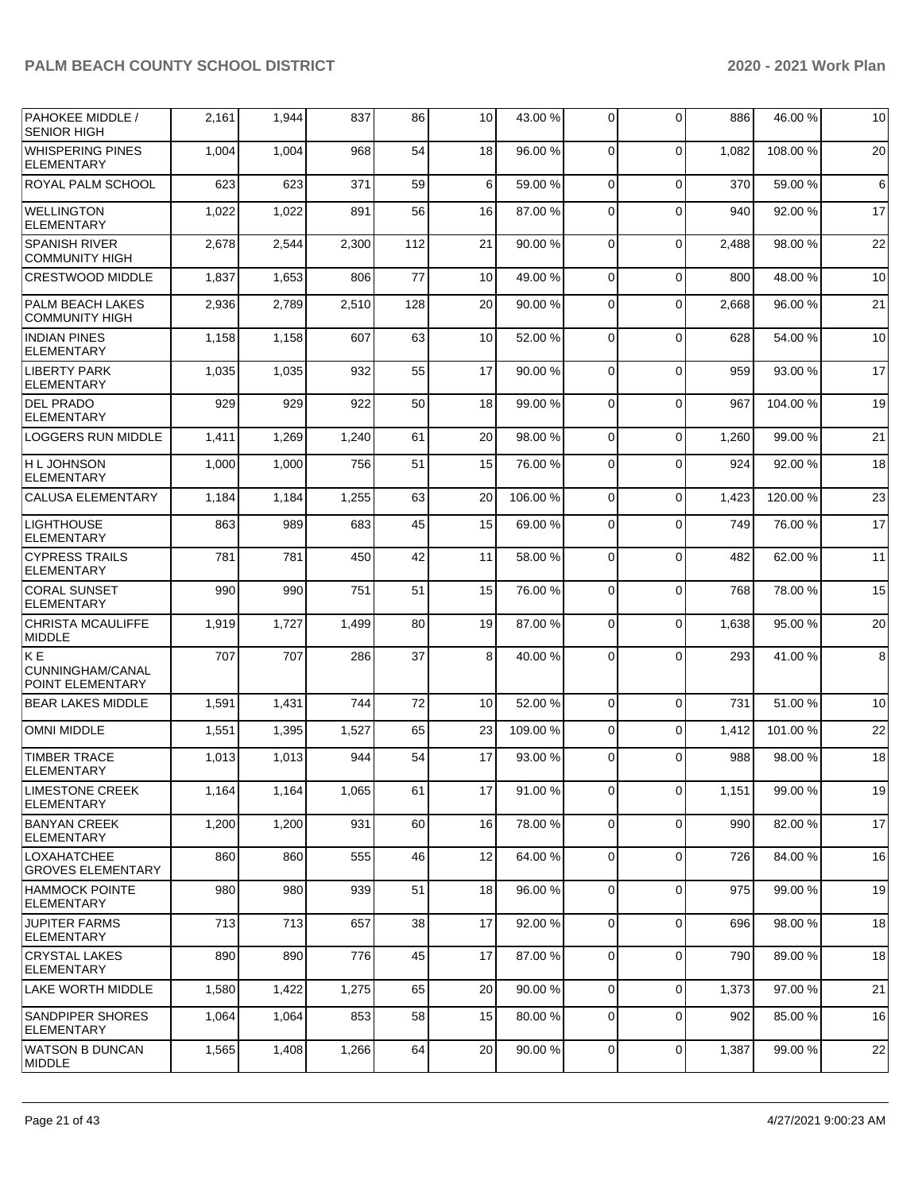| PAHOKEE MIDDLE / SENIOR HIGH | 2,161 | 1,944 | 837 | 86 | 10 | 43.00 % | 0 | 0 | 886 | 46.00 % | 10 |
|---|---|---|---|---|---|---|---|---|---|---|---|
| WHISPERING PINES ELEMENTARY | 1,004 | 1,004 | 968 | 54 | 18 | 96.00 % | 0 | 0 | 1,082 | 108.00 % | 20 |
| ROYAL PALM SCHOOL | 623 | 623 | 371 | 59 | 6 | 59.00 % | 0 | 0 | 370 | 59.00 % | 6 |
| WELLINGTON ELEMENTARY | 1,022 | 1,022 | 891 | 56 | 16 | 87.00 % | 0 | 0 | 940 | 92.00 % | 17 |
| SPANISH RIVER COMMUNITY HIGH | 2,678 | 2,544 | 2,300 | 112 | 21 | 90.00 % | 0 | 0 | 2,488 | 98.00 % | 22 |
| CRESTWOOD MIDDLE | 1,837 | 1,653 | 806 | 77 | 10 | 49.00 % | 0 | 0 | 800 | 48.00 % | 10 |
| PALM BEACH LAKES COMMUNITY HIGH | 2,936 | 2,789 | 2,510 | 128 | 20 | 90.00 % | 0 | 0 | 2,668 | 96.00 % | 21 |
| INDIAN PINES ELEMENTARY | 1,158 | 1,158 | 607 | 63 | 10 | 52.00 % | 0 | 0 | 628 | 54.00 % | 10 |
| LIBERTY PARK ELEMENTARY | 1,035 | 1,035 | 932 | 55 | 17 | 90.00 % | 0 | 0 | 959 | 93.00 % | 17 |
| DEL PRADO ELEMENTARY | 929 | 929 | 922 | 50 | 18 | 99.00 % | 0 | 0 | 967 | 104.00 % | 19 |
| LOGGERS RUN MIDDLE | 1,411 | 1,269 | 1,240 | 61 | 20 | 98.00 % | 0 | 0 | 1,260 | 99.00 % | 21 |
| H L JOHNSON ELEMENTARY | 1,000 | 1,000 | 756 | 51 | 15 | 76.00 % | 0 | 0 | 924 | 92.00 % | 18 |
| CALUSA ELEMENTARY | 1,184 | 1,184 | 1,255 | 63 | 20 | 106.00 % | 0 | 0 | 1,423 | 120.00 % | 23 |
| LIGHTHOUSE ELEMENTARY | 863 | 989 | 683 | 45 | 15 | 69.00 % | 0 | 0 | 749 | 76.00 % | 17 |
| CYPRESS TRAILS ELEMENTARY | 781 | 781 | 450 | 42 | 11 | 58.00 % | 0 | 0 | 482 | 62.00 % | 11 |
| CORAL SUNSET ELEMENTARY | 990 | 990 | 751 | 51 | 15 | 76.00 % | 0 | 0 | 768 | 78.00 % | 15 |
| CHRISTA MCAULIFFE MIDDLE | 1,919 | 1,727 | 1,499 | 80 | 19 | 87.00 % | 0 | 0 | 1,638 | 95.00 % | 20 |
| K E CUNNINGHAM/CANAL POINT ELEMENTARY | 707 | 707 | 286 | 37 | 8 | 40.00 % | 0 | 0 | 293 | 41.00 % | 8 |
| BEAR LAKES MIDDLE | 1,591 | 1,431 | 744 | 72 | 10 | 52.00 % | 0 | 0 | 731 | 51.00 % | 10 |
| OMNI MIDDLE | 1,551 | 1,395 | 1,527 | 65 | 23 | 109.00 % | 0 | 0 | 1,412 | 101.00 % | 22 |
| TIMBER TRACE ELEMENTARY | 1,013 | 1,013 | 944 | 54 | 17 | 93.00 % | 0 | 0 | 988 | 98.00 % | 18 |
| LIMESTONE CREEK ELEMENTARY | 1,164 | 1,164 | 1,065 | 61 | 17 | 91.00 % | 0 | 0 | 1,151 | 99.00 % | 19 |
| BANYAN CREEK ELEMENTARY | 1,200 | 1,200 | 931 | 60 | 16 | 78.00 % | 0 | 0 | 990 | 82.00 % | 17 |
| LOXAHATCHEE GROVES ELEMENTARY | 860 | 860 | 555 | 46 | 12 | 64.00 % | 0 | 0 | 726 | 84.00 % | 16 |
| HAMMOCK POINTE ELEMENTARY | 980 | 980 | 939 | 51 | 18 | 96.00 % | 0 | 0 | 975 | 99.00 % | 19 |
| JUPITER FARMS ELEMENTARY | 713 | 713 | 657 | 38 | 17 | 92.00 % | 0 | 0 | 696 | 98.00 % | 18 |
| CRYSTAL LAKES ELEMENTARY | 890 | 890 | 776 | 45 | 17 | 87.00 % | 0 | 0 | 790 | 89.00 % | 18 |
| LAKE WORTH MIDDLE | 1,580 | 1,422 | 1,275 | 65 | 20 | 90.00 % | 0 | 0 | 1,373 | 97.00 % | 21 |
| SANDPIPER SHORES ELEMENTARY | 1,064 | 1,064 | 853 | 58 | 15 | 80.00 % | 0 | 0 | 902 | 85.00 % | 16 |
| WATSON B DUNCAN MIDDLE | 1,565 | 1,408 | 1,266 | 64 | 20 | 90.00 % | 0 | 0 | 1,387 | 99.00 % | 22 |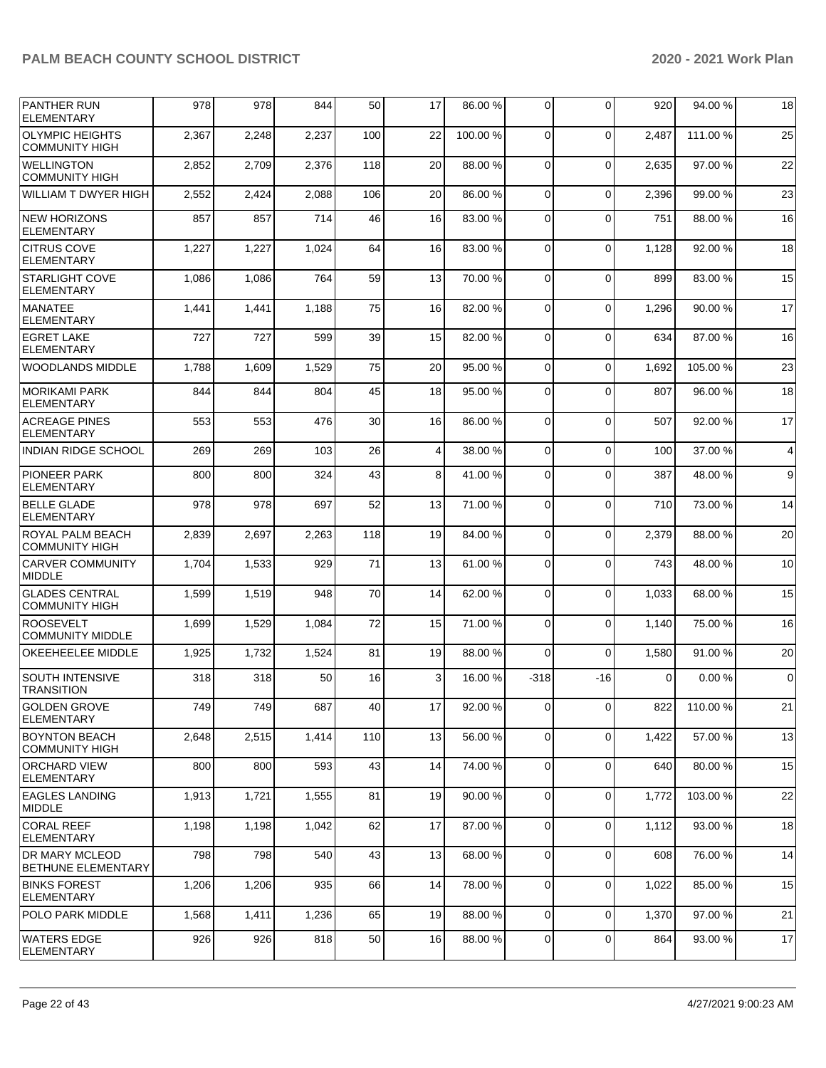| PANTHER RUN ELEMENTARY | 978 | 978 | 844 | 50 | 17 | 86.00 % | 0 | 0 | 920 | 94.00 % | 18 |
|---|---|---|---|---|---|---|---|---|---|---|---|
| OLYMPIC HEIGHTS COMMUNITY HIGH | 2,367 | 2,248 | 2,237 | 100 | 22 | 100.00 % | 0 | 0 | 2,487 | 111.00 % | 25 |
| WELLINGTON COMMUNITY HIGH | 2,852 | 2,709 | 2,376 | 118 | 20 | 88.00 % | 0 | 0 | 2,635 | 97.00 % | 22 |
| WILLIAM T DWYER HIGH | 2,552 | 2,424 | 2,088 | 106 | 20 | 86.00 % | 0 | 0 | 2,396 | 99.00 % | 23 |
| NEW HORIZONS ELEMENTARY | 857 | 857 | 714 | 46 | 16 | 83.00 % | 0 | 0 | 751 | 88.00 % | 16 |
| CITRUS COVE ELEMENTARY | 1,227 | 1,227 | 1,024 | 64 | 16 | 83.00 % | 0 | 0 | 1,128 | 92.00 % | 18 |
| STARLIGHT COVE ELEMENTARY | 1,086 | 1,086 | 764 | 59 | 13 | 70.00 % | 0 | 0 | 899 | 83.00 % | 15 |
| MANATEE ELEMENTARY | 1,441 | 1,441 | 1,188 | 75 | 16 | 82.00 % | 0 | 0 | 1,296 | 90.00 % | 17 |
| EGRET LAKE ELEMENTARY | 727 | 727 | 599 | 39 | 15 | 82.00 % | 0 | 0 | 634 | 87.00 % | 16 |
| WOODLANDS MIDDLE | 1,788 | 1,609 | 1,529 | 75 | 20 | 95.00 % | 0 | 0 | 1,692 | 105.00 % | 23 |
| MORIKAMI PARK ELEMENTARY | 844 | 844 | 804 | 45 | 18 | 95.00 % | 0 | 0 | 807 | 96.00 % | 18 |
| ACREAGE PINES ELEMENTARY | 553 | 553 | 476 | 30 | 16 | 86.00 % | 0 | 0 | 507 | 92.00 % | 17 |
| INDIAN RIDGE SCHOOL | 269 | 269 | 103 | 26 | 4 | 38.00 % | 0 | 0 | 100 | 37.00 % | 4 |
| PIONEER PARK ELEMENTARY | 800 | 800 | 324 | 43 | 8 | 41.00 % | 0 | 0 | 387 | 48.00 % | 9 |
| BELLE GLADE ELEMENTARY | 978 | 978 | 697 | 52 | 13 | 71.00 % | 0 | 0 | 710 | 73.00 % | 14 |
| ROYAL PALM BEACH COMMUNITY HIGH | 2,839 | 2,697 | 2,263 | 118 | 19 | 84.00 % | 0 | 0 | 2,379 | 88.00 % | 20 |
| CARVER COMMUNITY MIDDLE | 1,704 | 1,533 | 929 | 71 | 13 | 61.00 % | 0 | 0 | 743 | 48.00 % | 10 |
| GLADES CENTRAL COMMUNITY HIGH | 1,599 | 1,519 | 948 | 70 | 14 | 62.00 % | 0 | 0 | 1,033 | 68.00 % | 15 |
| ROOSEVELT COMMUNITY MIDDLE | 1,699 | 1,529 | 1,084 | 72 | 15 | 71.00 % | 0 | 0 | 1,140 | 75.00 % | 16 |
| OKEEHEELEE MIDDLE | 1,925 | 1,732 | 1,524 | 81 | 19 | 88.00 % | 0 | 0 | 1,580 | 91.00 % | 20 |
| SOUTH INTENSIVE TRANSITION | 318 | 318 | 50 | 16 | 3 | 16.00 % | -318 | -16 | 0 | 0.00 % | 0 |
| GOLDEN GROVE ELEMENTARY | 749 | 749 | 687 | 40 | 17 | 92.00 % | 0 | 0 | 822 | 110.00 % | 21 |
| BOYNTON BEACH COMMUNITY HIGH | 2,648 | 2,515 | 1,414 | 110 | 13 | 56.00 % | 0 | 0 | 1,422 | 57.00 % | 13 |
| ORCHARD VIEW ELEMENTARY | 800 | 800 | 593 | 43 | 14 | 74.00 % | 0 | 0 | 640 | 80.00 % | 15 |
| EAGLES LANDING MIDDLE | 1,913 | 1,721 | 1,555 | 81 | 19 | 90.00 % | 0 | 0 | 1,772 | 103.00 % | 22 |
| CORAL REEF ELEMENTARY | 1,198 | 1,198 | 1,042 | 62 | 17 | 87.00 % | 0 | 0 | 1,112 | 93.00 % | 18 |
| DR MARY MCLEOD BETHUNE ELEMENTARY | 798 | 798 | 540 | 43 | 13 | 68.00 % | 0 | 0 | 608 | 76.00 % | 14 |
| BINKS FOREST ELEMENTARY | 1,206 | 1,206 | 935 | 66 | 14 | 78.00 % | 0 | 0 | 1,022 | 85.00 % | 15 |
| POLO PARK MIDDLE | 1,568 | 1,411 | 1,236 | 65 | 19 | 88.00 % | 0 | 0 | 1,370 | 97.00 % | 21 |
| WATERS EDGE ELEMENTARY | 926 | 926 | 818 | 50 | 16 | 88.00 % | 0 | 0 | 864 | 93.00 % | 17 |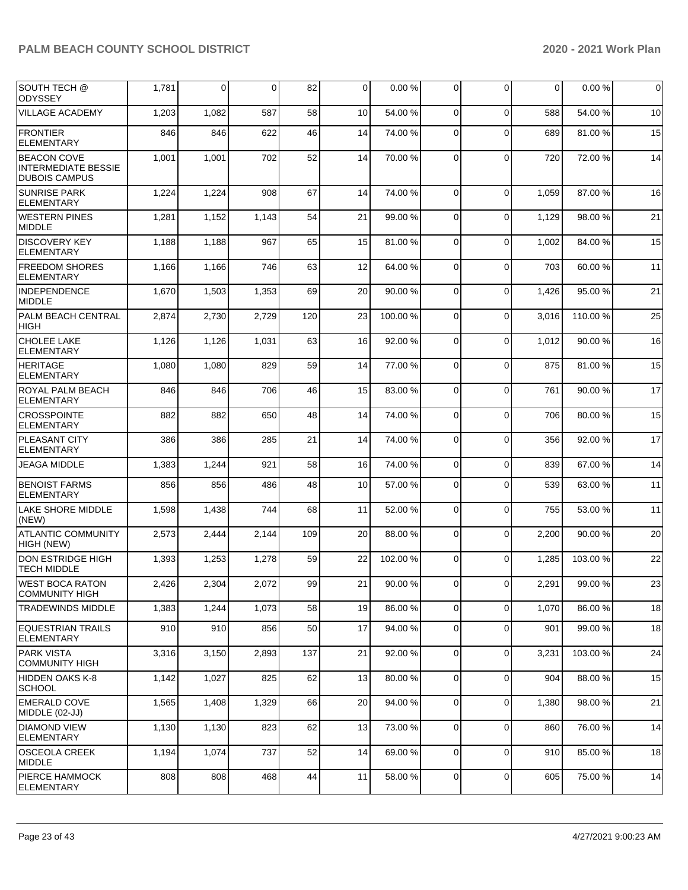| | | | | | | | | | | |
|---|---|---|---|---|---|---|---|---|---|---|
| SOUTH TECH @ ODYSSEY | 1,781 | 0 | 0 | 82 | 0 | 0.00 % | 0 | 0 | 0 | 0.00 % | 0 |
| VILLAGE ACADEMY | 1,203 | 1,082 | 587 | 58 | 10 | 54.00 % | 0 | 0 | 588 | 54.00 % | 10 |
| FRONTIER ELEMENTARY | 846 | 846 | 622 | 46 | 14 | 74.00 % | 0 | 0 | 689 | 81.00 % | 15 |
| BEACON COVE INTERMEDIATE BESSIE DUBOIS CAMPUS | 1,001 | 1,001 | 702 | 52 | 14 | 70.00 % | 0 | 0 | 720 | 72.00 % | 14 |
| SUNRISE PARK ELEMENTARY | 1,224 | 1,224 | 908 | 67 | 14 | 74.00 % | 0 | 0 | 1,059 | 87.00 % | 16 |
| WESTERN PINES MIDDLE | 1,281 | 1,152 | 1,143 | 54 | 21 | 99.00 % | 0 | 0 | 1,129 | 98.00 % | 21 |
| DISCOVERY KEY ELEMENTARY | 1,188 | 1,188 | 967 | 65 | 15 | 81.00 % | 0 | 0 | 1,002 | 84.00 % | 15 |
| FREEDOM SHORES ELEMENTARY | 1,166 | 1,166 | 746 | 63 | 12 | 64.00 % | 0 | 0 | 703 | 60.00 % | 11 |
| INDEPENDENCE MIDDLE | 1,670 | 1,503 | 1,353 | 69 | 20 | 90.00 % | 0 | 0 | 1,426 | 95.00 % | 21 |
| PALM BEACH CENTRAL HIGH | 2,874 | 2,730 | 2,729 | 120 | 23 | 100.00 % | 0 | 0 | 3,016 | 110.00 % | 25 |
| CHOLEE LAKE ELEMENTARY | 1,126 | 1,126 | 1,031 | 63 | 16 | 92.00 % | 0 | 0 | 1,012 | 90.00 % | 16 |
| HERITAGE ELEMENTARY | 1,080 | 1,080 | 829 | 59 | 14 | 77.00 % | 0 | 0 | 875 | 81.00 % | 15 |
| ROYAL PALM BEACH ELEMENTARY | 846 | 846 | 706 | 46 | 15 | 83.00 % | 0 | 0 | 761 | 90.00 % | 17 |
| CROSSPOINTE ELEMENTARY | 882 | 882 | 650 | 48 | 14 | 74.00 % | 0 | 0 | 706 | 80.00 % | 15 |
| PLEASANT CITY ELEMENTARY | 386 | 386 | 285 | 21 | 14 | 74.00 % | 0 | 0 | 356 | 92.00 % | 17 |
| JEAGA MIDDLE | 1,383 | 1,244 | 921 | 58 | 16 | 74.00 % | 0 | 0 | 839 | 67.00 % | 14 |
| BENOIST FARMS ELEMENTARY | 856 | 856 | 486 | 48 | 10 | 57.00 % | 0 | 0 | 539 | 63.00 % | 11 |
| LAKE SHORE MIDDLE (NEW) | 1,598 | 1,438 | 744 | 68 | 11 | 52.00 % | 0 | 0 | 755 | 53.00 % | 11 |
| ATLANTIC COMMUNITY HIGH (NEW) | 2,573 | 2,444 | 2,144 | 109 | 20 | 88.00 % | 0 | 0 | 2,200 | 90.00 % | 20 |
| DON ESTRIDGE HIGH TECH MIDDLE | 1,393 | 1,253 | 1,278 | 59 | 22 | 102.00 % | 0 | 0 | 1,285 | 103.00 % | 22 |
| WEST BOCA RATON COMMUNITY HIGH | 2,426 | 2,304 | 2,072 | 99 | 21 | 90.00 % | 0 | 0 | 2,291 | 99.00 % | 23 |
| TRADEWINDS MIDDLE | 1,383 | 1,244 | 1,073 | 58 | 19 | 86.00 % | 0 | 0 | 1,070 | 86.00 % | 18 |
| EQUESTRIAN TRAILS ELEMENTARY | 910 | 910 | 856 | 50 | 17 | 94.00 % | 0 | 0 | 901 | 99.00 % | 18 |
| PARK VISTA COMMUNITY HIGH | 3,316 | 3,150 | 2,893 | 137 | 21 | 92.00 % | 0 | 0 | 3,231 | 103.00 % | 24 |
| HIDDEN OAKS K-8 SCHOOL | 1,142 | 1,027 | 825 | 62 | 13 | 80.00 % | 0 | 0 | 904 | 88.00 % | 15 |
| EMERALD COVE MIDDLE (02-JJ) | 1,565 | 1,408 | 1,329 | 66 | 20 | 94.00 % | 0 | 0 | 1,380 | 98.00 % | 21 |
| DIAMOND VIEW ELEMENTARY | 1,130 | 1,130 | 823 | 62 | 13 | 73.00 % | 0 | 0 | 860 | 76.00 % | 14 |
| OSCEOLA CREEK MIDDLE | 1,194 | 1,074 | 737 | 52 | 14 | 69.00 % | 0 | 0 | 910 | 85.00 % | 18 |
| PIERCE HAMMOCK ELEMENTARY | 808 | 808 | 468 | 44 | 11 | 58.00 % | 0 | 0 | 605 | 75.00 % | 14 |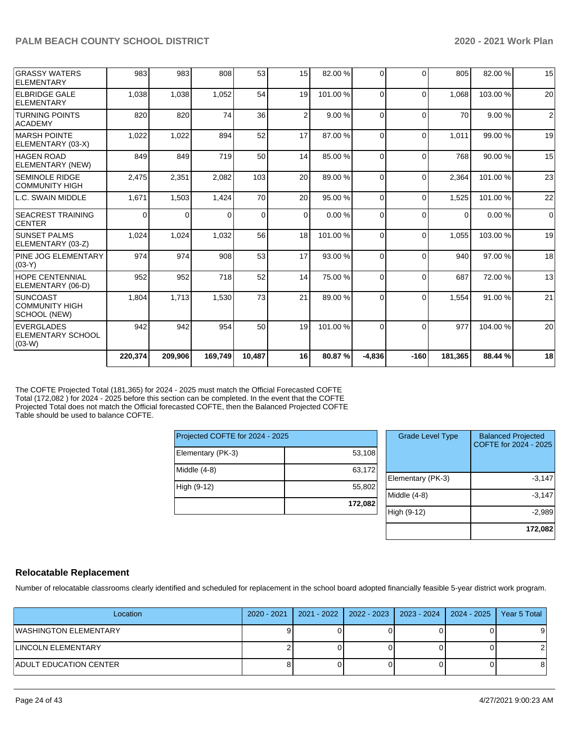| | | | | | | | | | | |
|---|---|---|---|---|---|---|---|---|---|---|
| GRASSY WATERS ELEMENTARY | 983 | 983 | 808 | 53 | 15 | 82.00 % | 0 | 0 | 805 | 82.00 % | 15 |
| ELBRIDGE GALE ELEMENTARY | 1,038 | 1,038 | 1,052 | 54 | 19 | 101.00 % | 0 | 0 | 1,068 | 103.00 % | 20 |
| TURNING POINTS ACADEMY | 820 | 820 | 74 | 36 | 2 | 9.00 % | 0 | 0 | 70 | 9.00 % | 2 |
| MARSH POINTE ELEMENTARY (03-X) | 1,022 | 1,022 | 894 | 52 | 17 | 87.00 % | 0 | 0 | 1,011 | 99.00 % | 19 |
| HAGEN ROAD ELEMENTARY (NEW) | 849 | 849 | 719 | 50 | 14 | 85.00 % | 0 | 0 | 768 | 90.00 % | 15 |
| SEMINOLE RIDGE COMMUNITY HIGH | 2,475 | 2,351 | 2,082 | 103 | 20 | 89.00 % | 0 | 0 | 2,364 | 101.00 % | 23 |
| L.C. SWAIN MIDDLE | 1,671 | 1,503 | 1,424 | 70 | 20 | 95.00 % | 0 | 0 | 1,525 | 101.00 % | 22 |
| SEACREST TRAINING CENTER | 0 | 0 | 0 | 0 | 0 | 0.00 % | 0 | 0 | 0 | 0.00 % | 0 |
| SUNSET PALMS ELEMENTARY (03-Z) | 1,024 | 1,024 | 1,032 | 56 | 18 | 101.00 % | 0 | 0 | 1,055 | 103.00 % | 19 |
| PINE JOG ELEMENTARY (03-Y) | 974 | 974 | 908 | 53 | 17 | 93.00 % | 0 | 0 | 940 | 97.00 % | 18 |
| HOPE CENTENNIAL ELEMENTARY (06-D) | 952 | 952 | 718 | 52 | 14 | 75.00 % | 0 | 0 | 687 | 72.00 % | 13 |
| SUNCOAST COMMUNITY HIGH SCHOOL (NEW) | 1,804 | 1,713 | 1,530 | 73 | 21 | 89.00 % | 0 | 0 | 1,554 | 91.00 % | 21 |
| EVERGLADES ELEMENTARY SCHOOL (03-W) | 942 | 942 | 954 | 50 | 19 | 101.00 % | 0 | 0 | 977 | 104.00 % | 20 |
| | **220,374** | **209,906** | **169,749** | **10,487** | **16** | **80.87 %** | **-4,836** | **-160** | **181,365** | **88.44 %** | **18** |

The COFTE Projected Total (181,365) for 2024 - 2025 must match the Official Forecasted COFTE Total (172,082 ) for 2024 - 2025 before this section can be completed. In the event that the COFTE Projected Total does not match the Official forecasted COFTE, then the Balanced Projected COFTE Table should be used to balance COFTE.

| Projected COFTE for 2024 - 2025 | |
|---|---|
| Elementary (PK-3) | 53,108 |
| Middle (4-8) | 63,172 |
| High (9-12) | 55,802 |
| | **172,082** |

| Grade Level Type | Balanced Projected COFTE for 2024 - 2025 |
|---|---|
| Elementary (PK-3) | -3,147 |
| Middle (4-8) | -3,147 |
| High (9-12) | -2,989 |
| | **172,082** |

## Relocatable Replacement

Number of relocatable classrooms clearly identified and scheduled for replacement in the school board adopted financially feasible 5-year district work program.

| Location | 2020 - 2021 | 2021 - 2022 | 2022 - 2023 | 2023 - 2024 | 2024 - 2025 | Year 5 Total |
|---|---|---|---|---|---|---|
| WASHINGTON ELEMENTARY | 9 | 0 | 0 | 0 | 0 | 9 |
| LINCOLN ELEMENTARY | 2 | 0 | 0 | 0 | 0 | 2 |
| ADULT EDUCATION CENTER | 8 | 0 | 0 | 0 | 0 | 8 |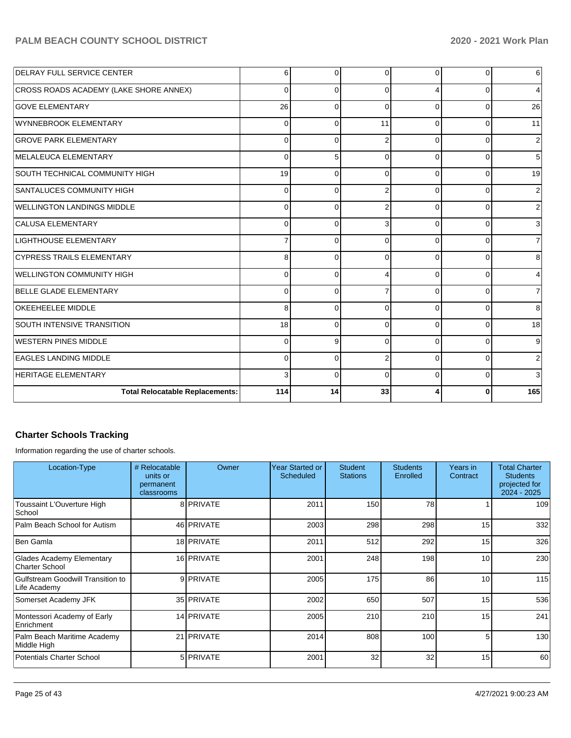| | | | | | | |
|---|---|---|---|---|---|---|
| DELRAY FULL SERVICE CENTER | 6 | 0 | 0 | 0 | 0 | 6 |
| CROSS ROADS ACADEMY (LAKE SHORE ANNEX) | 0 | 0 | 0 | 4 | 0 | 4 |
| GOVE ELEMENTARY | 26 | 0 | 0 | 0 | 0 | 26 |
| WYNNEBROOK ELEMENTARY | 0 | 0 | 11 | 0 | 0 | 11 |
| GROVE PARK ELEMENTARY | 0 | 0 | 2 | 0 | 0 | 2 |
| MELALEUCA ELEMENTARY | 0 | 5 | 0 | 0 | 0 | 5 |
| SOUTH TECHNICAL COMMUNITY HIGH | 19 | 0 | 0 | 0 | 0 | 19 |
| SANTALUCES COMMUNITY HIGH | 0 | 0 | 2 | 0 | 0 | 2 |
| WELLINGTON LANDINGS MIDDLE | 0 | 0 | 2 | 0 | 0 | 2 |
| CALUSA ELEMENTARY | 0 | 0 | 3 | 0 | 0 | 3 |
| LIGHTHOUSE ELEMENTARY | 7 | 0 | 0 | 0 | 0 | 7 |
| CYPRESS TRAILS ELEMENTARY | 8 | 0 | 0 | 0 | 0 | 8 |
| WELLINGTON COMMUNITY HIGH | 0 | 0 | 4 | 0 | 0 | 4 |
| BELLE GLADE ELEMENTARY | 0 | 0 | 7 | 0 | 0 | 7 |
| OKEEHEELEE MIDDLE | 8 | 0 | 0 | 0 | 0 | 8 |
| SOUTH INTENSIVE TRANSITION | 18 | 0 | 0 | 0 | 0 | 18 |
| WESTERN PINES MIDDLE | 0 | 9 | 0 | 0 | 0 | 9 |
| EAGLES LANDING MIDDLE | 0 | 0 | 2 | 0 | 0 | 2 |
| HERITAGE ELEMENTARY | 3 | 0 | 0 | 0 | 0 | 3 |
| **Total Relocatable Replacements:** | **114** | **14** | **33** | **4** | **0** | **165** |

## Charter Schools Tracking

Information regarding the use of charter schools.

| Location-Type | # Relocatable units or permanent classrooms | Owner | Year Started or Scheduled | Student Stations | Students Enrolled | Years in Contract | Total Charter Students projected for 2024 - 2025 |
|---|---|---|---|---|---|---|---|
| Toussaint L'Ouverture High School | 8 | PRIVATE | 2011 | 150 | 78 | 1 | 109 |
| Palm Beach School for Autism | 46 | PRIVATE | 2003 | 298 | 298 | 15 | 332 |
| Ben Gamla | 18 | PRIVATE | 2011 | 512 | 292 | 15 | 326 |
| Glades Academy Elementary Charter School | 16 | PRIVATE | 2001 | 248 | 198 | 10 | 230 |
| Gulfstream Goodwill Transition to Life Academy | 9 | PRIVATE | 2005 | 175 | 86 | 10 | 115 |
| Somerset Academy JFK | 35 | PRIVATE | 2002 | 650 | 507 | 15 | 536 |
| Montessori Academy of Early Enrichment | 14 | PRIVATE | 2005 | 210 | 210 | 15 | 241 |
| Palm Beach Maritime Academy Middle High | 21 | PRIVATE | 2014 | 808 | 100 | 5 | 130 |
| Potentials Charter School | 5 | PRIVATE | 2001 | 32 | 32 | 15 | 60 |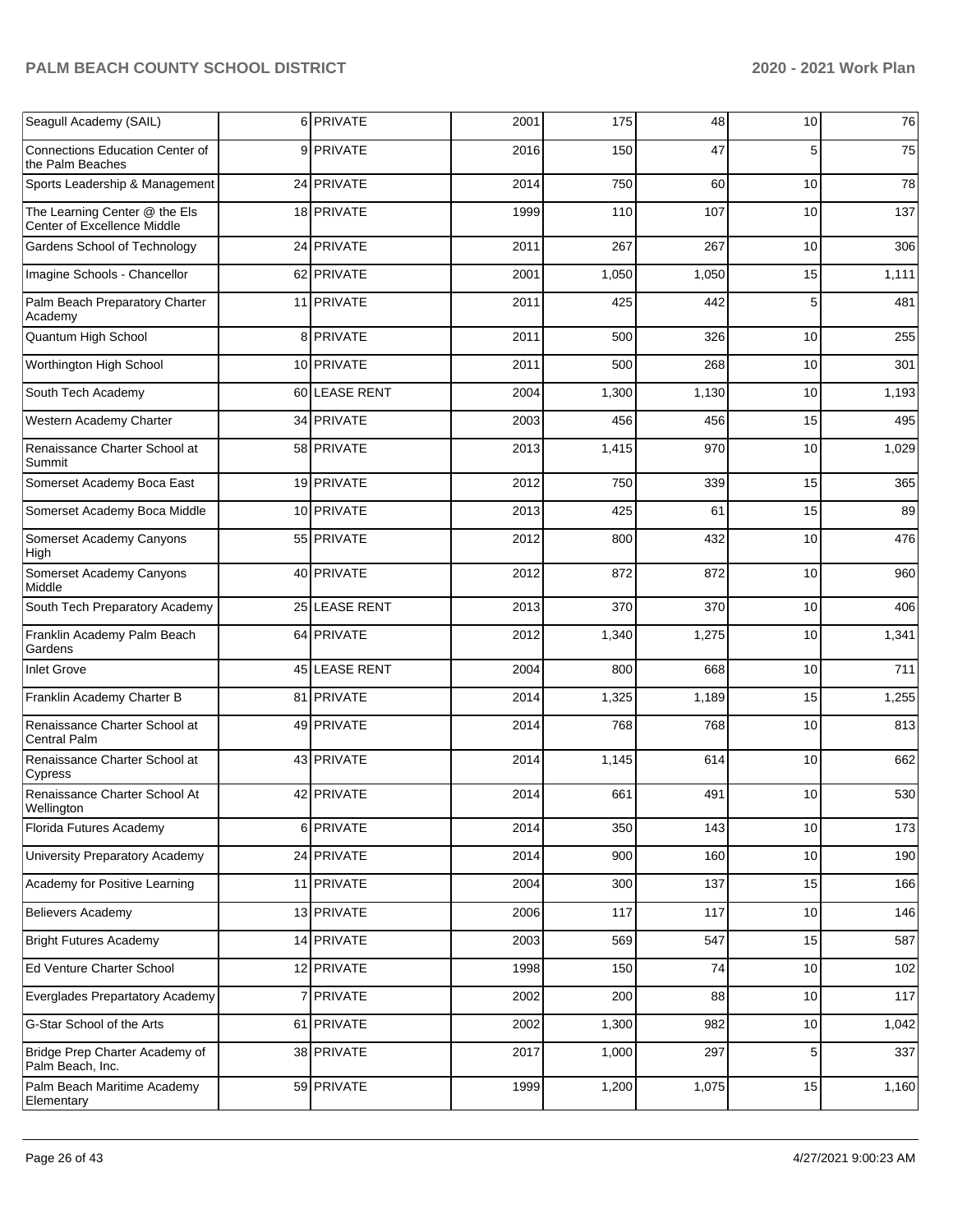| | | | | | | | |
|---|---|---|---|---|---|---|---|
| Seagull Academy (SAIL) | 6 | PRIVATE | 2001 | 175 | 48 | 10 | 76 |
| Connections Education Center of the Palm Beaches | 9 | PRIVATE | 2016 | 150 | 47 | 5 | 75 |
| Sports Leadership & Management | 24 | PRIVATE | 2014 | 750 | 60 | 10 | 78 |
| The Learning Center @ the Els Center of Excellence Middle | 18 | PRIVATE | 1999 | 110 | 107 | 10 | 137 |
| Gardens School of Technology | 24 | PRIVATE | 2011 | 267 | 267 | 10 | 306 |
| Imagine Schools - Chancellor | 62 | PRIVATE | 2001 | 1,050 | 1,050 | 15 | 1,111 |
| Palm Beach Preparatory Charter Academy | 11 | PRIVATE | 2011 | 425 | 442 | 5 | 481 |
| Quantum High School | 8 | PRIVATE | 2011 | 500 | 326 | 10 | 255 |
| Worthington High School | 10 | PRIVATE | 2011 | 500 | 268 | 10 | 301 |
| South Tech Academy | 60 | LEASE RENT | 2004 | 1,300 | 1,130 | 10 | 1,193 |
| Western Academy Charter | 34 | PRIVATE | 2003 | 456 | 456 | 15 | 495 |
| Renaissance Charter School at Summit | 58 | PRIVATE | 2013 | 1,415 | 970 | 10 | 1,029 |
| Somerset Academy Boca East | 19 | PRIVATE | 2012 | 750 | 339 | 15 | 365 |
| Somerset Academy Boca Middle | 10 | PRIVATE | 2013 | 425 | 61 | 15 | 89 |
| Somerset Academy Canyons High | 55 | PRIVATE | 2012 | 800 | 432 | 10 | 476 |
| Somerset Academy Canyons Middle | 40 | PRIVATE | 2012 | 872 | 872 | 10 | 960 |
| South Tech Preparatory Academy | 25 | LEASE RENT | 2013 | 370 | 370 | 10 | 406 |
| Franklin Academy Palm Beach Gardens | 64 | PRIVATE | 2012 | 1,340 | 1,275 | 10 | 1,341 |
| Inlet Grove | 45 | LEASE RENT | 2004 | 800 | 668 | 10 | 711 |
| Franklin Academy Charter B | 81 | PRIVATE | 2014 | 1,325 | 1,189 | 15 | 1,255 |
| Renaissance Charter School at Central Palm | 49 | PRIVATE | 2014 | 768 | 768 | 10 | 813 |
| Renaissance Charter School at Cypress | 43 | PRIVATE | 2014 | 1,145 | 614 | 10 | 662 |
| Renaissance Charter School At Wellington | 42 | PRIVATE | 2014 | 661 | 491 | 10 | 530 |
| Florida Futures Academy | 6 | PRIVATE | 2014 | 350 | 143 | 10 | 173 |
| University Preparatory Academy | 24 | PRIVATE | 2014 | 900 | 160 | 10 | 190 |
| Academy for Positive Learning | 11 | PRIVATE | 2004 | 300 | 137 | 15 | 166 |
| Believers Academy | 13 | PRIVATE | 2006 | 117 | 117 | 10 | 146 |
| Bright Futures Academy | 14 | PRIVATE | 2003 | 569 | 547 | 15 | 587 |
| Ed Venture Charter School | 12 | PRIVATE | 1998 | 150 | 74 | 10 | 102 |
| Everglades Prepartatory Academy | 7 | PRIVATE | 2002 | 200 | 88 | 10 | 117 |
| G-Star School of the Arts | 61 | PRIVATE | 2002 | 1,300 | 982 | 10 | 1,042 |
| Bridge Prep Charter Academy of Palm Beach, Inc. | 38 | PRIVATE | 2017 | 1,000 | 297 | 5 | 337 |
| Palm Beach Maritime Academy Elementary | 59 | PRIVATE | 1999 | 1,200 | 1,075 | 15 | 1,160 |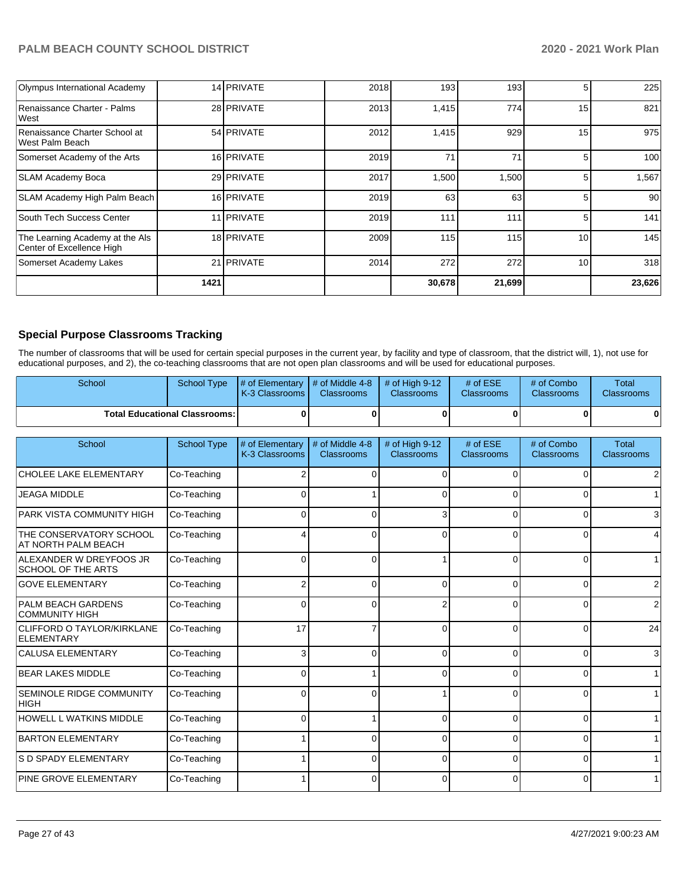| | | | | | | | |
|---|---|---|---|---|---|---|---|
| Olympus International Academy | 14 | PRIVATE | 2018 | 193 | 193 | 5 | 225 |
| Renaissance Charter - Palms West | 28 | PRIVATE | 2013 | 1,415 | 774 | 15 | 821 |
| Renaissance Charter School at West Palm Beach | 54 | PRIVATE | 2012 | 1,415 | 929 | 15 | 975 |
| Somerset Academy of the Arts | 16 | PRIVATE | 2019 | 71 | 71 | 5 | 100 |
| SLAM Academy Boca | 29 | PRIVATE | 2017 | 1,500 | 1,500 | 5 | 1,567 |
| SLAM Academy High Palm Beach | 16 | PRIVATE | 2019 | 63 | 63 | 5 | 90 |
| South Tech Success Center | 11 | PRIVATE | 2019 | 111 | 111 | 5 | 141 |
| The Learning Academy at the Als Center of Excellence High | 18 | PRIVATE | 2009 | 115 | 115 | 10 | 145 |
| Somerset Academy Lakes | 21 | PRIVATE | 2014 | 272 | 272 | 10 | 318 |
| | 1421 | | | 30,678 | 21,699 | | 23,626 |

## Special Purpose Classrooms Tracking

The number of classrooms that will be used for certain special purposes in the current year, by facility and type of classroom, that the district will, 1), not use for educational purposes, and 2), the co-teaching classrooms that are not open plan classrooms and will be used for educational purposes.

| School | School Type | # of Elementary K-3 Classrooms | # of Middle 4-8 Classrooms | # of High 9-12 Classrooms | # of ESE Classrooms | # of Combo Classrooms | Total Classrooms |
|---|---|---|---|---|---|---|---|
| **Total Educational Classrooms:** | | **0** | **0** | **0** | **0** | **0** | **0** |

| School | School Type | # of Elementary K-3 Classrooms | # of Middle 4-8 Classrooms | # of High 9-12 Classrooms | # of ESE Classrooms | # of Combo Classrooms | Total Classrooms |
|---|---|---|---|---|---|---|---|
| CHOLEE LAKE ELEMENTARY | Co-Teaching | 2 | 0 | 0 | 0 | 0 | 2 |
| JEAGA MIDDLE | Co-Teaching | 0 | 1 | 0 | 0 | 0 | 1 |
| PARK VISTA COMMUNITY HIGH | Co-Teaching | 0 | 0 | 3 | 0 | 0 | 3 |
| THE CONSERVATORY SCHOOL AT NORTH PALM BEACH | Co-Teaching | 4 | 0 | 0 | 0 | 0 | 4 |
| ALEXANDER W DREYFOOS JR SCHOOL OF THE ARTS | Co-Teaching | 0 | 0 | 1 | 0 | 0 | 1 |
| GOVE ELEMENTARY | Co-Teaching | 2 | 0 | 0 | 0 | 0 | 2 |
| PALM BEACH GARDENS COMMUNITY HIGH | Co-Teaching | 0 | 0 | 2 | 0 | 0 | 2 |
| CLIFFORD O TAYLOR/KIRKLANE ELEMENTARY | Co-Teaching | 17 | 7 | 0 | 0 | 0 | 24 |
| CALUSA ELEMENTARY | Co-Teaching | 3 | 0 | 0 | 0 | 0 | 3 |
| BEAR LAKES MIDDLE | Co-Teaching | 0 | 1 | 0 | 0 | 0 | 1 |
| SEMINOLE RIDGE COMMUNITY HIGH | Co-Teaching | 0 | 0 | 1 | 0 | 0 | 1 |
| HOWELL L WATKINS MIDDLE | Co-Teaching | 0 | 1 | 0 | 0 | 0 | 1 |
| BARTON ELEMENTARY | Co-Teaching | 1 | 0 | 0 | 0 | 0 | 1 |
| S D SPADY ELEMENTARY | Co-Teaching | 1 | 0 | 0 | 0 | 0 | 1 |
| PINE GROVE ELEMENTARY | Co-Teaching | 1 | 0 | 0 | 0 | 0 | 1 |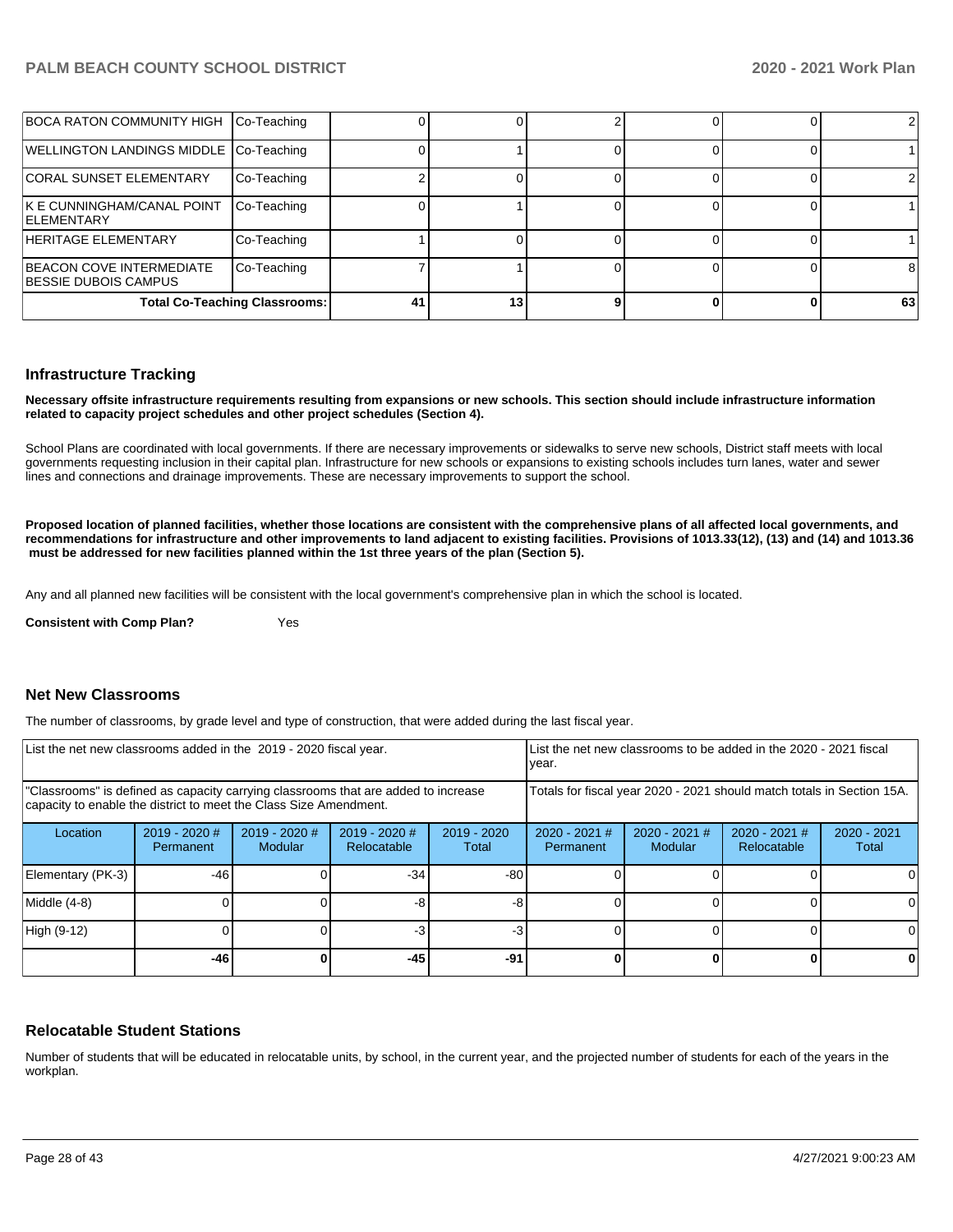| | | | | | | | |
|---|---|---|---|---|---|---|---|
| BOCA RATON COMMUNITY HIGH | Co-Teaching | 0 | 0 | 2 | 0 | 0 | 2 |
| WELLINGTON LANDINGS MIDDLE | Co-Teaching | 0 | 1 | 0 | 0 | 0 | 1 |
| CORAL SUNSET ELEMENTARY | Co-Teaching | 2 | 0 | 0 | 0 | 0 | 2 |
| K E CUNNINGHAM/CANAL POINT ELEMENTARY | Co-Teaching | 0 | 1 | 0 | 0 | 0 | 1 |
| HERITAGE ELEMENTARY | Co-Teaching | 1 | 0 | 0 | 0 | 0 | 1 |
| BEACON COVE INTERMEDIATE BESSIE DUBOIS CAMPUS | Co-Teaching | 7 | 1 | 0 | 0 | 0 | 8 |
| **Total Co-Teaching Classrooms:** | | **41** | **13** | **9** | **0** | **0** | **63** |

## Infrastructure Tracking

**Necessary offsite infrastructure requirements resulting from expansions or new schools. This section should include infrastructure information related to capacity project schedules and other project schedules (Section 4).**

School Plans are coordinated with local governments. If there are necessary improvements or sidewalks to serve new schools, District staff meets with local governments requesting inclusion in their capital plan. Infrastructure for new schools or expansions to existing schools includes turn lanes, water and sewer lines and connections and drainage improvements. These are necessary improvements to support the school.

**Proposed location of planned facilities, whether those locations are consistent with the comprehensive plans of all affected local governments, and recommendations for infrastructure and other improvements to land adjacent to existing facilities. Provisions of 1013.33(12), (13) and (14) and 1013.36 must be addressed for new facilities planned within the 1st three years of the plan (Section 5).**

Any and all planned new facilities will be consistent with the local government's comprehensive plan in which the school is located.

**Consistent with Comp Plan?** Yes

## Net New Classrooms

The number of classrooms, by grade level and type of construction, that were added during the last fiscal year.

| List the net new classrooms added in the 2019 - 2020 fiscal year. | | | | | List the net new classrooms to be added in the 2020 - 2021 fiscal year. | | | |
|---|---|---|---|---|---|---|---|---|
| "Classrooms" is defined as capacity carrying classrooms that are added to increase capacity to enable the district to meet the Class Size Amendment. | | | | | Totals for fiscal year 2020 - 2021 should match totals in Section 15A. | | | |
| Location | 2019 - 2020 # Permanent | 2019 - 2020 # Modular | 2019 - 2020 # Relocatable | 2019 - 2020 Total | 2020 - 2021 # Permanent | 2020 - 2021 # Modular | 2020 - 2021 # Relocatable | 2020 - 2021 Total |
| Elementary (PK-3) | -46 | 0 | -34 | -80 | 0 | 0 | 0 | 0 |
| Middle (4-8) | 0 | 0 | -8 | -8 | 0 | 0 | 0 | 0 |
| High (9-12) | 0 | 0 | -3 | -3 | 0 | 0 | 0 | 0 |
| | **-46** | **0** | **-45** | **-91** | **0** | **0** | **0** | **0** |

## Relocatable Student Stations

Number of students that will be educated in relocatable units, by school, in the current year, and the projected number of students for each of the years in the workplan.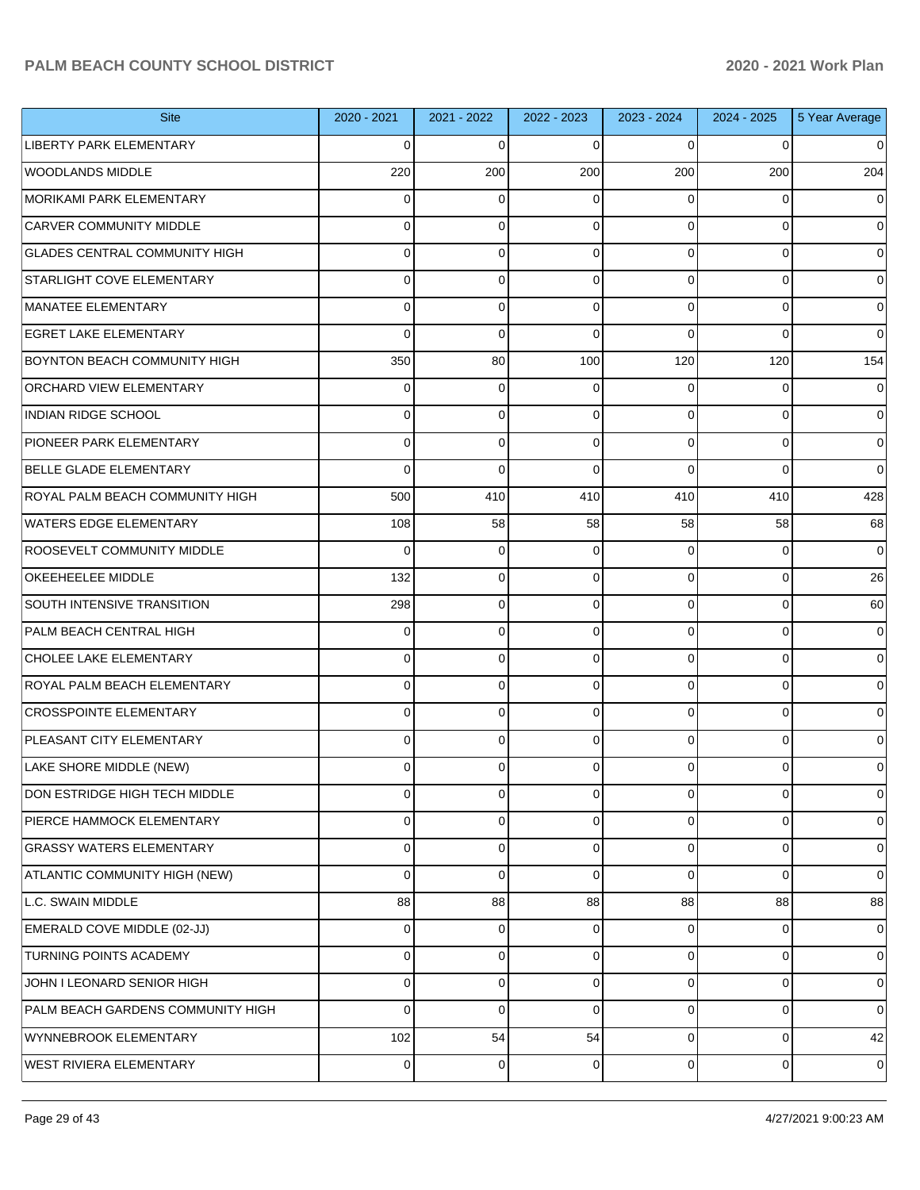| Site | 2020 - 2021 | 2021 - 2022 | 2022 - 2023 | 2023 - 2024 | 2024 - 2025 | 5 Year Average |
|---|---|---|---|---|---|---|
| LIBERTY PARK ELEMENTARY | 0 | 0 | 0 | 0 | 0 | 0 |
| WOODLANDS MIDDLE | 220 | 200 | 200 | 200 | 200 | 204 |
| MORIKAMI PARK ELEMENTARY | 0 | 0 | 0 | 0 | 0 | 0 |
| CARVER COMMUNITY MIDDLE | 0 | 0 | 0 | 0 | 0 | 0 |
| GLADES CENTRAL COMMUNITY HIGH | 0 | 0 | 0 | 0 | 0 | 0 |
| STARLIGHT COVE ELEMENTARY | 0 | 0 | 0 | 0 | 0 | 0 |
| MANATEE ELEMENTARY | 0 | 0 | 0 | 0 | 0 | 0 |
| EGRET LAKE ELEMENTARY | 0 | 0 | 0 | 0 | 0 | 0 |
| BOYNTON BEACH COMMUNITY HIGH | 350 | 80 | 100 | 120 | 120 | 154 |
| ORCHARD VIEW ELEMENTARY | 0 | 0 | 0 | 0 | 0 | 0 |
| INDIAN RIDGE SCHOOL | 0 | 0 | 0 | 0 | 0 | 0 |
| PIONEER PARK ELEMENTARY | 0 | 0 | 0 | 0 | 0 | 0 |
| BELLE GLADE ELEMENTARY | 0 | 0 | 0 | 0 | 0 | 0 |
| ROYAL PALM BEACH COMMUNITY HIGH | 500 | 410 | 410 | 410 | 410 | 428 |
| WATERS EDGE ELEMENTARY | 108 | 58 | 58 | 58 | 58 | 68 |
| ROOSEVELT COMMUNITY MIDDLE | 0 | 0 | 0 | 0 | 0 | 0 |
| OKEEHEELEE MIDDLE | 132 | 0 | 0 | 0 | 0 | 26 |
| SOUTH INTENSIVE TRANSITION | 298 | 0 | 0 | 0 | 0 | 60 |
| PALM BEACH CENTRAL HIGH | 0 | 0 | 0 | 0 | 0 | 0 |
| CHOLEE LAKE ELEMENTARY | 0 | 0 | 0 | 0 | 0 | 0 |
| ROYAL PALM BEACH ELEMENTARY | 0 | 0 | 0 | 0 | 0 | 0 |
| CROSSPOINTE ELEMENTARY | 0 | 0 | 0 | 0 | 0 | 0 |
| PLEASANT CITY ELEMENTARY | 0 | 0 | 0 | 0 | 0 | 0 |
| LAKE SHORE MIDDLE (NEW) | 0 | 0 | 0 | 0 | 0 | 0 |
| DON ESTRIDGE HIGH TECH MIDDLE | 0 | 0 | 0 | 0 | 0 | 0 |
| PIERCE HAMMOCK ELEMENTARY | 0 | 0 | 0 | 0 | 0 | 0 |
| GRASSY WATERS ELEMENTARY | 0 | 0 | 0 | 0 | 0 | 0 |
| ATLANTIC COMMUNITY HIGH (NEW) | 0 | 0 | 0 | 0 | 0 | 0 |
| L.C. SWAIN MIDDLE | 88 | 88 | 88 | 88 | 88 | 88 |
| EMERALD COVE MIDDLE (02-JJ) | 0 | 0 | 0 | 0 | 0 | 0 |
| TURNING POINTS ACADEMY | 0 | 0 | 0 | 0 | 0 | 0 |
| JOHN I LEONARD SENIOR HIGH | 0 | 0 | 0 | 0 | 0 | 0 |
| PALM BEACH GARDENS COMMUNITY HIGH | 0 | 0 | 0 | 0 | 0 | 0 |
| WYNNEBROOK ELEMENTARY | 102 | 54 | 54 | 0 | 0 | 42 |
| WEST RIVIERA ELEMENTARY | 0 | 0 | 0 | 0 | 0 | 0 |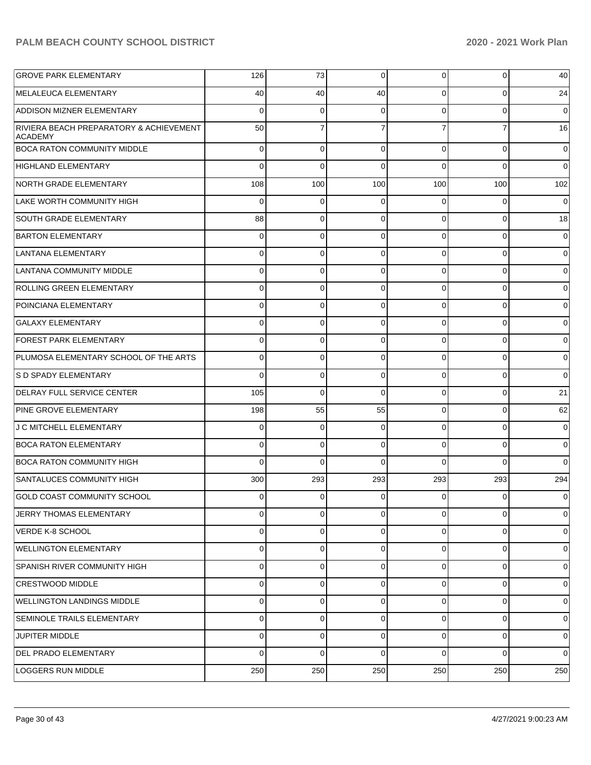| | | | | | | |
|---|---|---|---|---|---|---|
| GROVE PARK ELEMENTARY | 126 | 73 | 0 | 0 | 0 | 40 |
| MELALEUCA ELEMENTARY | 40 | 40 | 40 | 0 | 0 | 24 |
| ADDISON MIZNER ELEMENTARY | 0 | 0 | 0 | 0 | 0 | 0 |
| RIVIERA BEACH PREPARATORY & ACHIEVEMENT ACADEMY | 50 | 7 | 7 | 7 | 7 | 16 |
| BOCA RATON COMMUNITY MIDDLE | 0 | 0 | 0 | 0 | 0 | 0 |
| HIGHLAND ELEMENTARY | 0 | 0 | 0 | 0 | 0 | 0 |
| NORTH GRADE ELEMENTARY | 108 | 100 | 100 | 100 | 100 | 102 |
| LAKE WORTH COMMUNITY HIGH | 0 | 0 | 0 | 0 | 0 | 0 |
| SOUTH GRADE ELEMENTARY | 88 | 0 | 0 | 0 | 0 | 18 |
| BARTON ELEMENTARY | 0 | 0 | 0 | 0 | 0 | 0 |
| LANTANA ELEMENTARY | 0 | 0 | 0 | 0 | 0 | 0 |
| LANTANA COMMUNITY MIDDLE | 0 | 0 | 0 | 0 | 0 | 0 |
| ROLLING GREEN ELEMENTARY | 0 | 0 | 0 | 0 | 0 | 0 |
| POINCIANA ELEMENTARY | 0 | 0 | 0 | 0 | 0 | 0 |
| GALAXY ELEMENTARY | 0 | 0 | 0 | 0 | 0 | 0 |
| FOREST PARK ELEMENTARY | 0 | 0 | 0 | 0 | 0 | 0 |
| PLUMOSA ELEMENTARY SCHOOL OF THE ARTS | 0 | 0 | 0 | 0 | 0 | 0 |
| S D SPADY ELEMENTARY | 0 | 0 | 0 | 0 | 0 | 0 |
| DELRAY FULL SERVICE CENTER | 105 | 0 | 0 | 0 | 0 | 21 |
| PINE GROVE ELEMENTARY | 198 | 55 | 55 | 0 | 0 | 62 |
| J C MITCHELL ELEMENTARY | 0 | 0 | 0 | 0 | 0 | 0 |
| BOCA RATON ELEMENTARY | 0 | 0 | 0 | 0 | 0 | 0 |
| BOCA RATON COMMUNITY HIGH | 0 | 0 | 0 | 0 | 0 | 0 |
| SANTALUCES COMMUNITY HIGH | 300 | 293 | 293 | 293 | 293 | 294 |
| GOLD COAST COMMUNITY SCHOOL | 0 | 0 | 0 | 0 | 0 | 0 |
| JERRY THOMAS ELEMENTARY | 0 | 0 | 0 | 0 | 0 | 0 |
| VERDE K-8 SCHOOL | 0 | 0 | 0 | 0 | 0 | 0 |
| WELLINGTON ELEMENTARY | 0 | 0 | 0 | 0 | 0 | 0 |
| SPANISH RIVER COMMUNITY HIGH | 0 | 0 | 0 | 0 | 0 | 0 |
| CRESTWOOD MIDDLE | 0 | 0 | 0 | 0 | 0 | 0 |
| WELLINGTON LANDINGS MIDDLE | 0 | 0 | 0 | 0 | 0 | 0 |
| SEMINOLE TRAILS ELEMENTARY | 0 | 0 | 0 | 0 | 0 | 0 |
| JUPITER MIDDLE | 0 | 0 | 0 | 0 | 0 | 0 |
| DEL PRADO ELEMENTARY | 0 | 0 | 0 | 0 | 0 | 0 |
| LOGGERS RUN MIDDLE | 250 | 250 | 250 | 250 | 250 | 250 |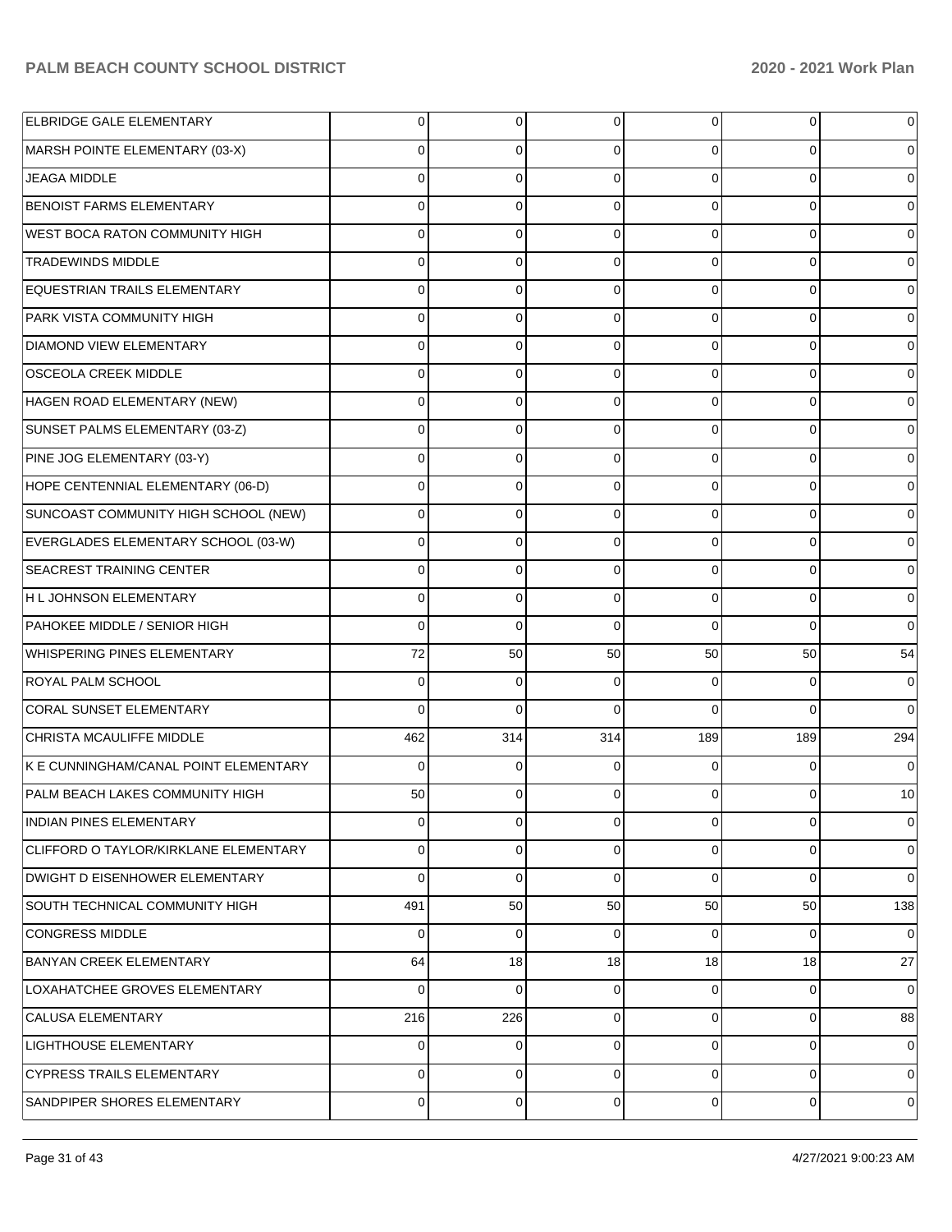| | | | | | | |
|---|---|---|---|---|---|---|
| ELBRIDGE GALE ELEMENTARY | 0 | 0 | 0 | 0 | 0 | 0 |
| MARSH POINTE ELEMENTARY (03-X) | 0 | 0 | 0 | 0 | 0 | 0 |
| JEAGA MIDDLE | 0 | 0 | 0 | 0 | 0 | 0 |
| BENOIST FARMS ELEMENTARY | 0 | 0 | 0 | 0 | 0 | 0 |
| WEST BOCA RATON COMMUNITY HIGH | 0 | 0 | 0 | 0 | 0 | 0 |
| TRADEWINDS MIDDLE | 0 | 0 | 0 | 0 | 0 | 0 |
| EQUESTRIAN TRAILS ELEMENTARY | 0 | 0 | 0 | 0 | 0 | 0 |
| PARK VISTA COMMUNITY HIGH | 0 | 0 | 0 | 0 | 0 | 0 |
| DIAMOND VIEW ELEMENTARY | 0 | 0 | 0 | 0 | 0 | 0 |
| OSCEOLA CREEK MIDDLE | 0 | 0 | 0 | 0 | 0 | 0 |
| HAGEN ROAD ELEMENTARY (NEW) | 0 | 0 | 0 | 0 | 0 | 0 |
| SUNSET PALMS ELEMENTARY (03-Z) | 0 | 0 | 0 | 0 | 0 | 0 |
| PINE JOG ELEMENTARY (03-Y) | 0 | 0 | 0 | 0 | 0 | 0 |
| HOPE CENTENNIAL ELEMENTARY (06-D) | 0 | 0 | 0 | 0 | 0 | 0 |
| SUNCOAST COMMUNITY HIGH SCHOOL (NEW) | 0 | 0 | 0 | 0 | 0 | 0 |
| EVERGLADES ELEMENTARY SCHOOL (03-W) | 0 | 0 | 0 | 0 | 0 | 0 |
| SEACREST TRAINING CENTER | 0 | 0 | 0 | 0 | 0 | 0 |
| H L JOHNSON ELEMENTARY | 0 | 0 | 0 | 0 | 0 | 0 |
| PAHOKEE MIDDLE / SENIOR HIGH | 0 | 0 | 0 | 0 | 0 | 0 |
| WHISPERING PINES ELEMENTARY | 72 | 50 | 50 | 50 | 50 | 54 |
| ROYAL PALM SCHOOL | 0 | 0 | 0 | 0 | 0 | 0 |
| CORAL SUNSET ELEMENTARY | 0 | 0 | 0 | 0 | 0 | 0 |
| CHRISTA MCAULIFFE MIDDLE | 462 | 314 | 314 | 189 | 189 | 294 |
| K E CUNNINGHAM/CANAL POINT ELEMENTARY | 0 | 0 | 0 | 0 | 0 | 0 |
| PALM BEACH LAKES COMMUNITY HIGH | 50 | 0 | 0 | 0 | 0 | 10 |
| INDIAN PINES ELEMENTARY | 0 | 0 | 0 | 0 | 0 | 0 |
| CLIFFORD O TAYLOR/KIRKLANE ELEMENTARY | 0 | 0 | 0 | 0 | 0 | 0 |
| DWIGHT D EISENHOWER ELEMENTARY | 0 | 0 | 0 | 0 | 0 | 0 |
| SOUTH TECHNICAL COMMUNITY HIGH | 491 | 50 | 50 | 50 | 50 | 138 |
| CONGRESS MIDDLE | 0 | 0 | 0 | 0 | 0 | 0 |
| BANYAN CREEK ELEMENTARY | 64 | 18 | 18 | 18 | 18 | 27 |
| LOXAHATCHEE GROVES ELEMENTARY | 0 | 0 | 0 | 0 | 0 | 0 |
| CALUSA ELEMENTARY | 216 | 226 | 0 | 0 | 0 | 88 |
| LIGHTHOUSE ELEMENTARY | 0 | 0 | 0 | 0 | 0 | 0 |
| CYPRESS TRAILS ELEMENTARY | 0 | 0 | 0 | 0 | 0 | 0 |
| SANDPIPER SHORES ELEMENTARY | 0 | 0 | 0 | 0 | 0 | 0 |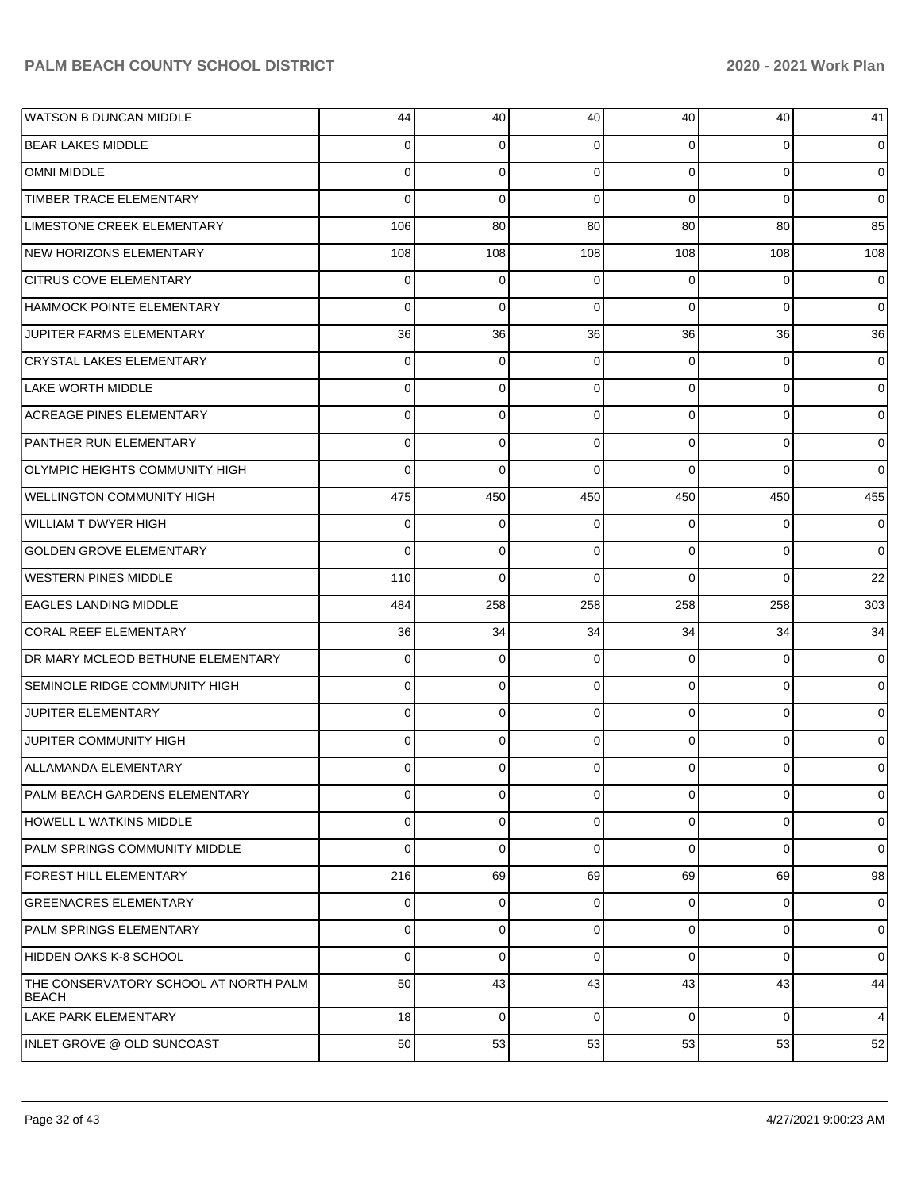| | | | | | | |
|---|---|---|---|---|---|---|
| WATSON B DUNCAN MIDDLE | 44 | 40 | 40 | 40 | 40 | 41 |
| BEAR LAKES MIDDLE | 0 | 0 | 0 | 0 | 0 | 0 |
| OMNI MIDDLE | 0 | 0 | 0 | 0 | 0 | 0 |
| TIMBER TRACE ELEMENTARY | 0 | 0 | 0 | 0 | 0 | 0 |
| LIMESTONE CREEK ELEMENTARY | 106 | 80 | 80 | 80 | 80 | 85 |
| NEW HORIZONS ELEMENTARY | 108 | 108 | 108 | 108 | 108 | 108 |
| CITRUS COVE ELEMENTARY | 0 | 0 | 0 | 0 | 0 | 0 |
| HAMMOCK POINTE ELEMENTARY | 0 | 0 | 0 | 0 | 0 | 0 |
| JUPITER FARMS ELEMENTARY | 36 | 36 | 36 | 36 | 36 | 36 |
| CRYSTAL LAKES ELEMENTARY | 0 | 0 | 0 | 0 | 0 | 0 |
| LAKE WORTH MIDDLE | 0 | 0 | 0 | 0 | 0 | 0 |
| ACREAGE PINES ELEMENTARY | 0 | 0 | 0 | 0 | 0 | 0 |
| PANTHER RUN ELEMENTARY | 0 | 0 | 0 | 0 | 0 | 0 |
| OLYMPIC HEIGHTS COMMUNITY HIGH | 0 | 0 | 0 | 0 | 0 | 0 |
| WELLINGTON COMMUNITY HIGH | 475 | 450 | 450 | 450 | 450 | 455 |
| WILLIAM T DWYER HIGH | 0 | 0 | 0 | 0 | 0 | 0 |
| GOLDEN GROVE ELEMENTARY | 0 | 0 | 0 | 0 | 0 | 0 |
| WESTERN PINES MIDDLE | 110 | 0 | 0 | 0 | 0 | 22 |
| EAGLES LANDING MIDDLE | 484 | 258 | 258 | 258 | 258 | 303 |
| CORAL REEF ELEMENTARY | 36 | 34 | 34 | 34 | 34 | 34 |
| DR MARY MCLEOD BETHUNE ELEMENTARY | 0 | 0 | 0 | 0 | 0 | 0 |
| SEMINOLE RIDGE COMMUNITY HIGH | 0 | 0 | 0 | 0 | 0 | 0 |
| JUPITER ELEMENTARY | 0 | 0 | 0 | 0 | 0 | 0 |
| JUPITER COMMUNITY HIGH | 0 | 0 | 0 | 0 | 0 | 0 |
| ALLAMANDA ELEMENTARY | 0 | 0 | 0 | 0 | 0 | 0 |
| PALM BEACH GARDENS ELEMENTARY | 0 | 0 | 0 | 0 | 0 | 0 |
| HOWELL L WATKINS MIDDLE | 0 | 0 | 0 | 0 | 0 | 0 |
| PALM SPRINGS COMMUNITY MIDDLE | 0 | 0 | 0 | 0 | 0 | 0 |
| FOREST HILL ELEMENTARY | 216 | 69 | 69 | 69 | 69 | 98 |
| GREENACRES ELEMENTARY | 0 | 0 | 0 | 0 | 0 | 0 |
| PALM SPRINGS ELEMENTARY | 0 | 0 | 0 | 0 | 0 | 0 |
| HIDDEN OAKS K-8 SCHOOL | 0 | 0 | 0 | 0 | 0 | 0 |
| THE CONSERVATORY SCHOOL AT NORTH PALM BEACH | 50 | 43 | 43 | 43 | 43 | 44 |
| LAKE PARK ELEMENTARY | 18 | 0 | 0 | 0 | 0 | 4 |
| INLET GROVE @ OLD SUNCOAST | 50 | 53 | 53 | 53 | 53 | 52 |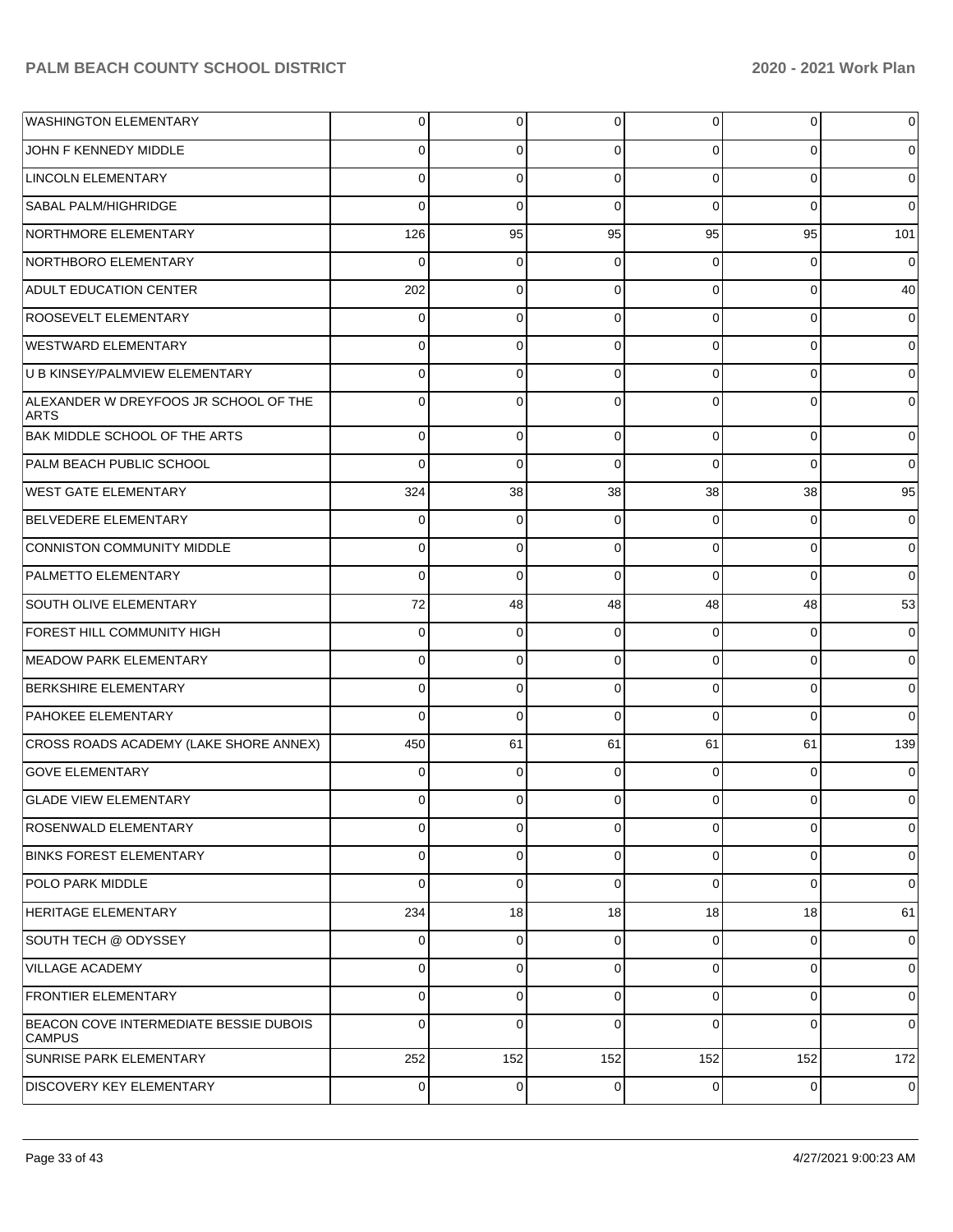| | | | | | | |
|---|---|---|---|---|---|---|
| WASHINGTON ELEMENTARY | 0 | 0 | 0 | 0 | 0 | 0 |
| JOHN F KENNEDY MIDDLE | 0 | 0 | 0 | 0 | 0 | 0 |
| LINCOLN ELEMENTARY | 0 | 0 | 0 | 0 | 0 | 0 |
| SABAL PALM/HIGHRIDGE | 0 | 0 | 0 | 0 | 0 | 0 |
| NORTHMORE ELEMENTARY | 126 | 95 | 95 | 95 | 95 | 101 |
| NORTHBORO ELEMENTARY | 0 | 0 | 0 | 0 | 0 | 0 |
| ADULT EDUCATION CENTER | 202 | 0 | 0 | 0 | 0 | 40 |
| ROOSEVELT ELEMENTARY | 0 | 0 | 0 | 0 | 0 | 0 |
| WESTWARD ELEMENTARY | 0 | 0 | 0 | 0 | 0 | 0 |
| U B KINSEY/PALMVIEW ELEMENTARY | 0 | 0 | 0 | 0 | 0 | 0 |
| ALEXANDER W DREYFOOS JR SCHOOL OF THE ARTS | 0 | 0 | 0 | 0 | 0 | 0 |
| BAK MIDDLE SCHOOL OF THE ARTS | 0 | 0 | 0 | 0 | 0 | 0 |
| PALM BEACH PUBLIC SCHOOL | 0 | 0 | 0 | 0 | 0 | 0 |
| WEST GATE ELEMENTARY | 324 | 38 | 38 | 38 | 38 | 95 |
| BELVEDERE ELEMENTARY | 0 | 0 | 0 | 0 | 0 | 0 |
| CONNISTON COMMUNITY MIDDLE | 0 | 0 | 0 | 0 | 0 | 0 |
| PALMETTO ELEMENTARY | 0 | 0 | 0 | 0 | 0 | 0 |
| SOUTH OLIVE ELEMENTARY | 72 | 48 | 48 | 48 | 48 | 53 |
| FOREST HILL COMMUNITY HIGH | 0 | 0 | 0 | 0 | 0 | 0 |
| MEADOW PARK ELEMENTARY | 0 | 0 | 0 | 0 | 0 | 0 |
| BERKSHIRE ELEMENTARY | 0 | 0 | 0 | 0 | 0 | 0 |
| PAHOKEE ELEMENTARY | 0 | 0 | 0 | 0 | 0 | 0 |
| CROSS ROADS ACADEMY (LAKE SHORE ANNEX) | 450 | 61 | 61 | 61 | 61 | 139 |
| GOVE ELEMENTARY | 0 | 0 | 0 | 0 | 0 | 0 |
| GLADE VIEW ELEMENTARY | 0 | 0 | 0 | 0 | 0 | 0 |
| ROSENWALD ELEMENTARY | 0 | 0 | 0 | 0 | 0 | 0 |
| BINKS FOREST ELEMENTARY | 0 | 0 | 0 | 0 | 0 | 0 |
| POLO PARK MIDDLE | 0 | 0 | 0 | 0 | 0 | 0 |
| HERITAGE ELEMENTARY | 234 | 18 | 18 | 18 | 18 | 61 |
| SOUTH TECH @ ODYSSEY | 0 | 0 | 0 | 0 | 0 | 0 |
| VILLAGE ACADEMY | 0 | 0 | 0 | 0 | 0 | 0 |
| FRONTIER ELEMENTARY | 0 | 0 | 0 | 0 | 0 | 0 |
| BEACON COVE INTERMEDIATE BESSIE DUBOIS CAMPUS | 0 | 0 | 0 | 0 | 0 | 0 |
| SUNRISE PARK ELEMENTARY | 252 | 152 | 152 | 152 | 152 | 172 |
| DISCOVERY KEY ELEMENTARY | 0 | 0 | 0 | 0 | 0 | 0 |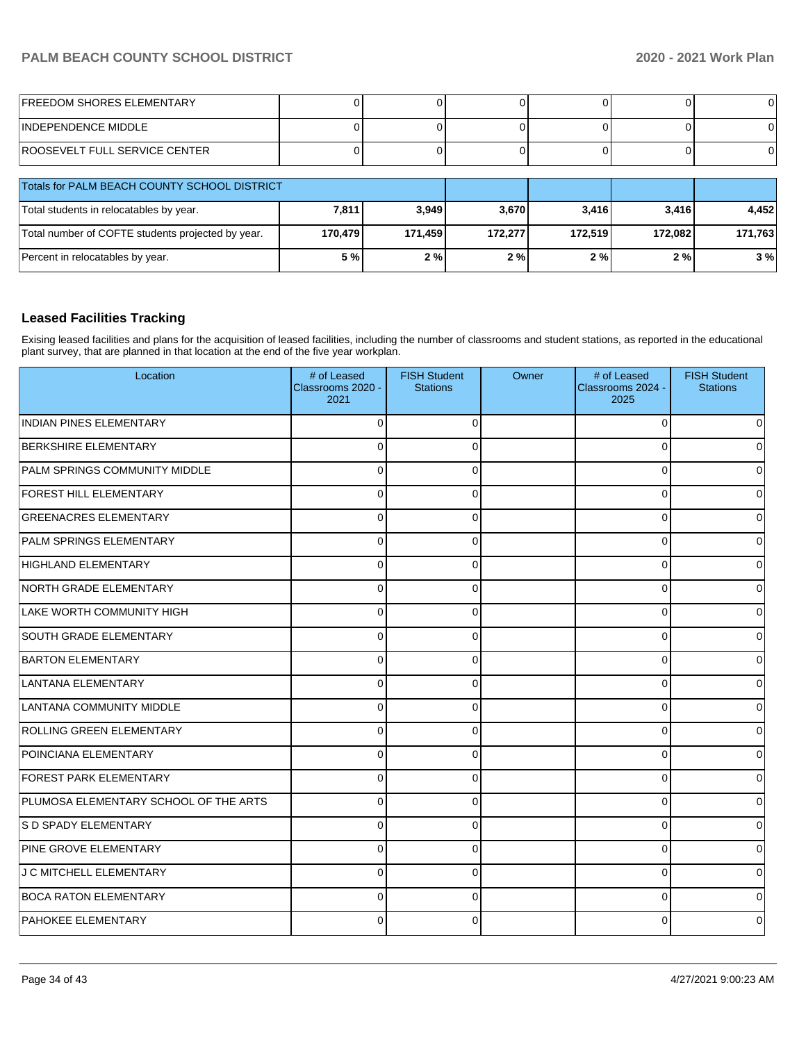| | | | | | | |
|---|---|---|---|---|---|---|
| FREEDOM SHORES ELEMENTARY | 0 | 0 | 0 | 0 | 0 | 0 |
| INDEPENDENCE MIDDLE | 0 | 0 | 0 | 0 | 0 | 0 |
| ROOSEVELT FULL SERVICE CENTER | 0 | 0 | 0 | 0 | 0 | 0 |

| Totals for PALM BEACH COUNTY SCHOOL DISTRICT | | | | | | |
|---|---|---|---|---|---|---|
| Total students in relocatables by year. | **7,811** | **3,949** | **3,670** | **3,416** | **3,416** | **4,452** |
| Total number of COFTE students projected by year. | **170,479** | **171,459** | **172,277** | **172,519** | **172,082** | **171,763** |
| Percent in relocatables by year. | **5 %** | **2 %** | **2 %** | **2 %** | **2 %** | **3 %** |

## Leased Facilities Tracking

Exising leased facilities and plans for the acquisition of leased facilities, including the number of classrooms and student stations, as reported in the educational plant survey, that are planned in that location at the end of the five year workplan.

| Location | # of Leased Classrooms 2020 - 2021 | FISH Student Stations | Owner | # of Leased Classrooms 2024 - 2025 | FISH Student Stations |
|---|---|---|---|---|---|
| INDIAN PINES ELEMENTARY | 0 | 0 | | 0 | 0 |
| BERKSHIRE ELEMENTARY | 0 | 0 | | 0 | 0 |
| PALM SPRINGS COMMUNITY MIDDLE | 0 | 0 | | 0 | 0 |
| FOREST HILL ELEMENTARY | 0 | 0 | | 0 | 0 |
| GREENACRES ELEMENTARY | 0 | 0 | | 0 | 0 |
| PALM SPRINGS ELEMENTARY | 0 | 0 | | 0 | 0 |
| HIGHLAND ELEMENTARY | 0 | 0 | | 0 | 0 |
| NORTH GRADE ELEMENTARY | 0 | 0 | | 0 | 0 |
| LAKE WORTH COMMUNITY HIGH | 0 | 0 | | 0 | 0 |
| SOUTH GRADE ELEMENTARY | 0 | 0 | | 0 | 0 |
| BARTON ELEMENTARY | 0 | 0 | | 0 | 0 |
| LANTANA ELEMENTARY | 0 | 0 | | 0 | 0 |
| LANTANA COMMUNITY MIDDLE | 0 | 0 | | 0 | 0 |
| ROLLING GREEN ELEMENTARY | 0 | 0 | | 0 | 0 |
| POINCIANA ELEMENTARY | 0 | 0 | | 0 | 0 |
| FOREST PARK ELEMENTARY | 0 | 0 | | 0 | 0 |
| PLUMOSA ELEMENTARY SCHOOL OF THE ARTS | 0 | 0 | | 0 | 0 |
| S D SPADY ELEMENTARY | 0 | 0 | | 0 | 0 |
| PINE GROVE ELEMENTARY | 0 | 0 | | 0 | 0 |
| J C MITCHELL ELEMENTARY | 0 | 0 | | 0 | 0 |
| BOCA RATON ELEMENTARY | 0 | 0 | | 0 | 0 |
| PAHOKEE ELEMENTARY | 0 | 0 | | 0 | 0 |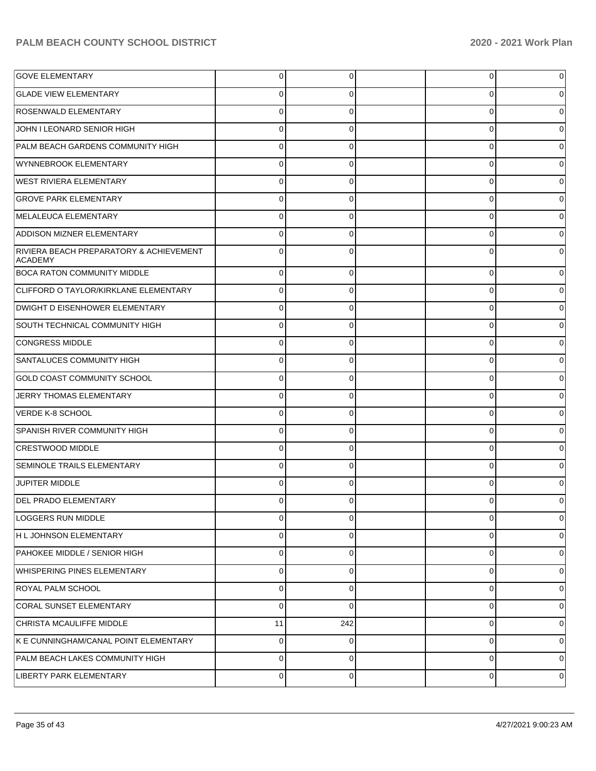| | | | | | |
|---|---|---|---|---|---|
| GOVE ELEMENTARY | 0 | 0 | | 0 | 0 |
| GLADE VIEW ELEMENTARY | 0 | 0 | | 0 | 0 |
| ROSENWALD ELEMENTARY | 0 | 0 | | 0 | 0 |
| JOHN I LEONARD SENIOR HIGH | 0 | 0 | | 0 | 0 |
| PALM BEACH GARDENS COMMUNITY HIGH | 0 | 0 | | 0 | 0 |
| WYNNEBROOK ELEMENTARY | 0 | 0 | | 0 | 0 |
| WEST RIVIERA ELEMENTARY | 0 | 0 | | 0 | 0 |
| GROVE PARK ELEMENTARY | 0 | 0 | | 0 | 0 |
| MELALEUCA ELEMENTARY | 0 | 0 | | 0 | 0 |
| ADDISON MIZNER ELEMENTARY | 0 | 0 | | 0 | 0 |
| RIVIERA BEACH PREPARATORY & ACHIEVEMENT ACADEMY | 0 | 0 | | 0 | 0 |
| BOCA RATON COMMUNITY MIDDLE | 0 | 0 | | 0 | 0 |
| CLIFFORD O TAYLOR/KIRKLANE ELEMENTARY | 0 | 0 | | 0 | 0 |
| DWIGHT D EISENHOWER ELEMENTARY | 0 | 0 | | 0 | 0 |
| SOUTH TECHNICAL COMMUNITY HIGH | 0 | 0 | | 0 | 0 |
| CONGRESS MIDDLE | 0 | 0 | | 0 | 0 |
| SANTALUCES COMMUNITY HIGH | 0 | 0 | | 0 | 0 |
| GOLD COAST COMMUNITY SCHOOL | 0 | 0 | | 0 | 0 |
| JERRY THOMAS ELEMENTARY | 0 | 0 | | 0 | 0 |
| VERDE K-8 SCHOOL | 0 | 0 | | 0 | 0 |
| SPANISH RIVER COMMUNITY HIGH | 0 | 0 | | 0 | 0 |
| CRESTWOOD MIDDLE | 0 | 0 | | 0 | 0 |
| SEMINOLE TRAILS ELEMENTARY | 0 | 0 | | 0 | 0 |
| JUPITER MIDDLE | 0 | 0 | | 0 | 0 |
| DEL PRADO ELEMENTARY | 0 | 0 | | 0 | 0 |
| LOGGERS RUN MIDDLE | 0 | 0 | | 0 | 0 |
| H L JOHNSON ELEMENTARY | 0 | 0 | | 0 | 0 |
| PAHOKEE MIDDLE / SENIOR HIGH | 0 | 0 | | 0 | 0 |
| WHISPERING PINES ELEMENTARY | 0 | 0 | | 0 | 0 |
| ROYAL PALM SCHOOL | 0 | 0 | | 0 | 0 |
| CORAL SUNSET ELEMENTARY | 0 | 0 | | 0 | 0 |
| CHRISTA MCAULIFFE MIDDLE | 11 | 242 | | 0 | 0 |
| K E CUNNINGHAM/CANAL POINT ELEMENTARY | 0 | 0 | | 0 | 0 |
| PALM BEACH LAKES COMMUNITY HIGH | 0 | 0 | | 0 | 0 |
| LIBERTY PARK ELEMENTARY | 0 | 0 | | 0 | 0 |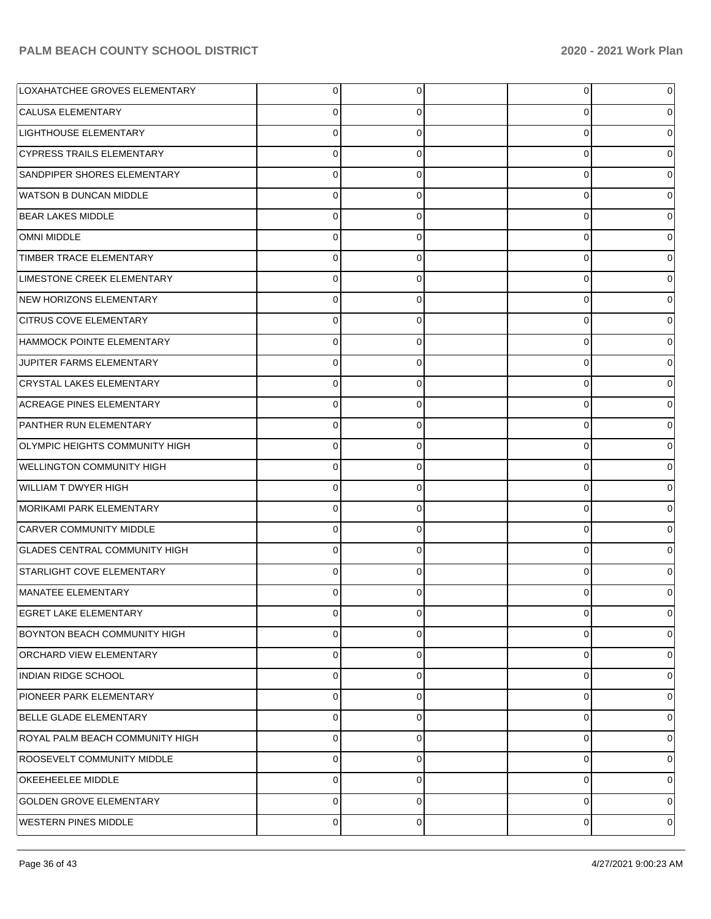| | | | | | |
|---|---|---|---|---|---|
| LOXAHATCHEE GROVES ELEMENTARY | 0 | 0 | | 0 | 0 |
| CALUSA ELEMENTARY | 0 | 0 | | 0 | 0 |
| LIGHTHOUSE ELEMENTARY | 0 | 0 | | 0 | 0 |
| CYPRESS TRAILS ELEMENTARY | 0 | 0 | | 0 | 0 |
| SANDPIPER SHORES ELEMENTARY | 0 | 0 | | 0 | 0 |
| WATSON B DUNCAN MIDDLE | 0 | 0 | | 0 | 0 |
| BEAR LAKES MIDDLE | 0 | 0 | | 0 | 0 |
| OMNI MIDDLE | 0 | 0 | | 0 | 0 |
| TIMBER TRACE ELEMENTARY | 0 | 0 | | 0 | 0 |
| LIMESTONE CREEK ELEMENTARY | 0 | 0 | | 0 | 0 |
| NEW HORIZONS ELEMENTARY | 0 | 0 | | 0 | 0 |
| CITRUS COVE ELEMENTARY | 0 | 0 | | 0 | 0 |
| HAMMOCK POINTE ELEMENTARY | 0 | 0 | | 0 | 0 |
| JUPITER FARMS ELEMENTARY | 0 | 0 | | 0 | 0 |
| CRYSTAL LAKES ELEMENTARY | 0 | 0 | | 0 | 0 |
| ACREAGE PINES ELEMENTARY | 0 | 0 | | 0 | 0 |
| PANTHER RUN ELEMENTARY | 0 | 0 | | 0 | 0 |
| OLYMPIC HEIGHTS COMMUNITY HIGH | 0 | 0 | | 0 | 0 |
| WELLINGTON COMMUNITY HIGH | 0 | 0 | | 0 | 0 |
| WILLIAM T DWYER HIGH | 0 | 0 | | 0 | 0 |
| MORIKAMI PARK ELEMENTARY | 0 | 0 | | 0 | 0 |
| CARVER COMMUNITY MIDDLE | 0 | 0 | | 0 | 0 |
| GLADES CENTRAL COMMUNITY HIGH | 0 | 0 | | 0 | 0 |
| STARLIGHT COVE ELEMENTARY | 0 | 0 | | 0 | 0 |
| MANATEE ELEMENTARY | 0 | 0 | | 0 | 0 |
| EGRET LAKE ELEMENTARY | 0 | 0 | | 0 | 0 |
| BOYNTON BEACH COMMUNITY HIGH | 0 | 0 | | 0 | 0 |
| ORCHARD VIEW ELEMENTARY | 0 | 0 | | 0 | 0 |
| INDIAN RIDGE SCHOOL | 0 | 0 | | 0 | 0 |
| PIONEER PARK ELEMENTARY | 0 | 0 | | 0 | 0 |
| BELLE GLADE ELEMENTARY | 0 | 0 | | 0 | 0 |
| ROYAL PALM BEACH COMMUNITY HIGH | 0 | 0 | | 0 | 0 |
| ROOSEVELT COMMUNITY MIDDLE | 0 | 0 | | 0 | 0 |
| OKEEHEELEE MIDDLE | 0 | 0 | | 0 | 0 |
| GOLDEN GROVE ELEMENTARY | 0 | 0 | | 0 | 0 |
| WESTERN PINES MIDDLE | 0 | 0 | | 0 | 0 |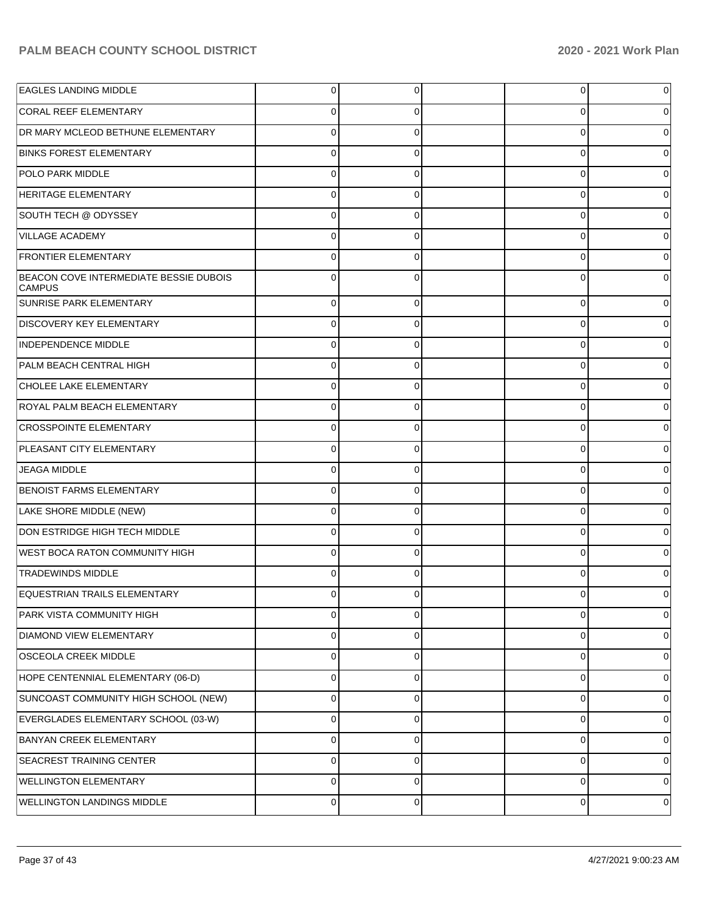| | | | | | |
|---|---|---|---|---|---|
| EAGLES LANDING MIDDLE | 0 | 0 | | 0 | 0 |
| CORAL REEF ELEMENTARY | 0 | 0 | | 0 | 0 |
| DR MARY MCLEOD BETHUNE ELEMENTARY | 0 | 0 | | 0 | 0 |
| BINKS FOREST ELEMENTARY | 0 | 0 | | 0 | 0 |
| POLO PARK MIDDLE | 0 | 0 | | 0 | 0 |
| HERITAGE ELEMENTARY | 0 | 0 | | 0 | 0 |
| SOUTH TECH @ ODYSSEY | 0 | 0 | | 0 | 0 |
| VILLAGE ACADEMY | 0 | 0 | | 0 | 0 |
| FRONTIER ELEMENTARY | 0 | 0 | | 0 | 0 |
| BEACON COVE INTERMEDIATE BESSIE DUBOIS CAMPUS | 0 | 0 | | 0 | 0 |
| SUNRISE PARK ELEMENTARY | 0 | 0 | | 0 | 0 |
| DISCOVERY KEY ELEMENTARY | 0 | 0 | | 0 | 0 |
| INDEPENDENCE MIDDLE | 0 | 0 | | 0 | 0 |
| PALM BEACH CENTRAL HIGH | 0 | 0 | | 0 | 0 |
| CHOLEE LAKE ELEMENTARY | 0 | 0 | | 0 | 0 |
| ROYAL PALM BEACH ELEMENTARY | 0 | 0 | | 0 | 0 |
| CROSSPOINTE ELEMENTARY | 0 | 0 | | 0 | 0 |
| PLEASANT CITY ELEMENTARY | 0 | 0 | | 0 | 0 |
| JEAGA MIDDLE | 0 | 0 | | 0 | 0 |
| BENOIST FARMS ELEMENTARY | 0 | 0 | | 0 | 0 |
| LAKE SHORE MIDDLE (NEW) | 0 | 0 | | 0 | 0 |
| DON ESTRIDGE HIGH TECH MIDDLE | 0 | 0 | | 0 | 0 |
| WEST BOCA RATON COMMUNITY HIGH | 0 | 0 | | 0 | 0 |
| TRADEWINDS MIDDLE | 0 | 0 | | 0 | 0 |
| EQUESTRIAN TRAILS ELEMENTARY | 0 | 0 | | 0 | 0 |
| PARK VISTA COMMUNITY HIGH | 0 | 0 | | 0 | 0 |
| DIAMOND VIEW ELEMENTARY | 0 | 0 | | 0 | 0 |
| OSCEOLA CREEK MIDDLE | 0 | 0 | | 0 | 0 |
| HOPE CENTENNIAL ELEMENTARY (06-D) | 0 | 0 | | 0 | 0 |
| SUNCOAST COMMUNITY HIGH SCHOOL (NEW) | 0 | 0 | | 0 | 0 |
| EVERGLADES ELEMENTARY SCHOOL (03-W) | 0 | 0 | | 0 | 0 |
| BANYAN CREEK ELEMENTARY | 0 | 0 | | 0 | 0 |
| SEACREST TRAINING CENTER | 0 | 0 | | 0 | 0 |
| WELLINGTON ELEMENTARY | 0 | 0 | | 0 | 0 |
| WELLINGTON LANDINGS MIDDLE | 0 | 0 | | 0 | 0 |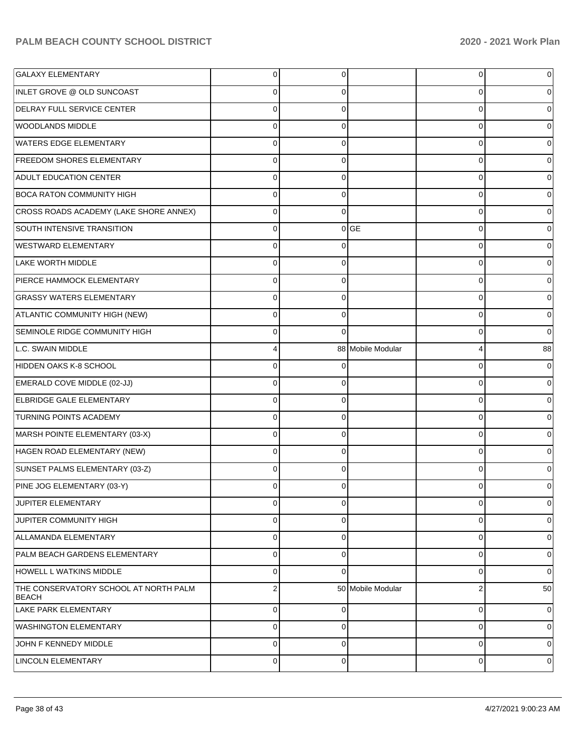| | | | | | |
|---|---|---|---|---|---|
| GALAXY ELEMENTARY | 0 | 0 | | 0 | 0 |
| INLET GROVE @ OLD SUNCOAST | 0 | 0 | | 0 | 0 |
| DELRAY FULL SERVICE CENTER | 0 | 0 | | 0 | 0 |
| WOODLANDS MIDDLE | 0 | 0 | | 0 | 0 |
| WATERS EDGE ELEMENTARY | 0 | 0 | | 0 | 0 |
| FREEDOM SHORES ELEMENTARY | 0 | 0 | | 0 | 0 |
| ADULT EDUCATION CENTER | 0 | 0 | | 0 | 0 |
| BOCA RATON COMMUNITY HIGH | 0 | 0 | | 0 | 0 |
| CROSS ROADS ACADEMY (LAKE SHORE ANNEX) | 0 | 0 | | 0 | 0 |
| SOUTH INTENSIVE TRANSITION | 0 | 0 | GE | 0 | 0 |
| WESTWARD ELEMENTARY | 0 | 0 | | 0 | 0 |
| LAKE WORTH MIDDLE | 0 | 0 | | 0 | 0 |
| PIERCE HAMMOCK ELEMENTARY | 0 | 0 | | 0 | 0 |
| GRASSY WATERS ELEMENTARY | 0 | 0 | | 0 | 0 |
| ATLANTIC COMMUNITY HIGH (NEW) | 0 | 0 | | 0 | 0 |
| SEMINOLE RIDGE COMMUNITY HIGH | 0 | 0 | | 0 | 0 |
| L.C. SWAIN MIDDLE | 4 | 88 | Mobile Modular | 4 | 88 |
| HIDDEN OAKS K-8 SCHOOL | 0 | 0 | | 0 | 0 |
| EMERALD COVE MIDDLE (02-JJ) | 0 | 0 | | 0 | 0 |
| ELBRIDGE GALE ELEMENTARY | 0 | 0 | | 0 | 0 |
| TURNING POINTS ACADEMY | 0 | 0 | | 0 | 0 |
| MARSH POINTE ELEMENTARY (03-X) | 0 | 0 | | 0 | 0 |
| HAGEN ROAD ELEMENTARY (NEW) | 0 | 0 | | 0 | 0 |
| SUNSET PALMS ELEMENTARY (03-Z) | 0 | 0 | | 0 | 0 |
| PINE JOG ELEMENTARY (03-Y) | 0 | 0 | | 0 | 0 |
| JUPITER ELEMENTARY | 0 | 0 | | 0 | 0 |
| JUPITER COMMUNITY HIGH | 0 | 0 | | 0 | 0 |
| ALLAMANDA ELEMENTARY | 0 | 0 | | 0 | 0 |
| PALM BEACH GARDENS ELEMENTARY | 0 | 0 | | 0 | 0 |
| HOWELL L WATKINS MIDDLE | 0 | 0 | | 0 | 0 |
| THE CONSERVATORY SCHOOL AT NORTH PALM BEACH | 2 | 50 | Mobile Modular | 2 | 50 |
| LAKE PARK ELEMENTARY | 0 | 0 | | 0 | 0 |
| WASHINGTON ELEMENTARY | 0 | 0 | | 0 | 0 |
| JOHN F KENNEDY MIDDLE | 0 | 0 | | 0 | 0 |
| LINCOLN ELEMENTARY | 0 | 0 | | 0 | 0 |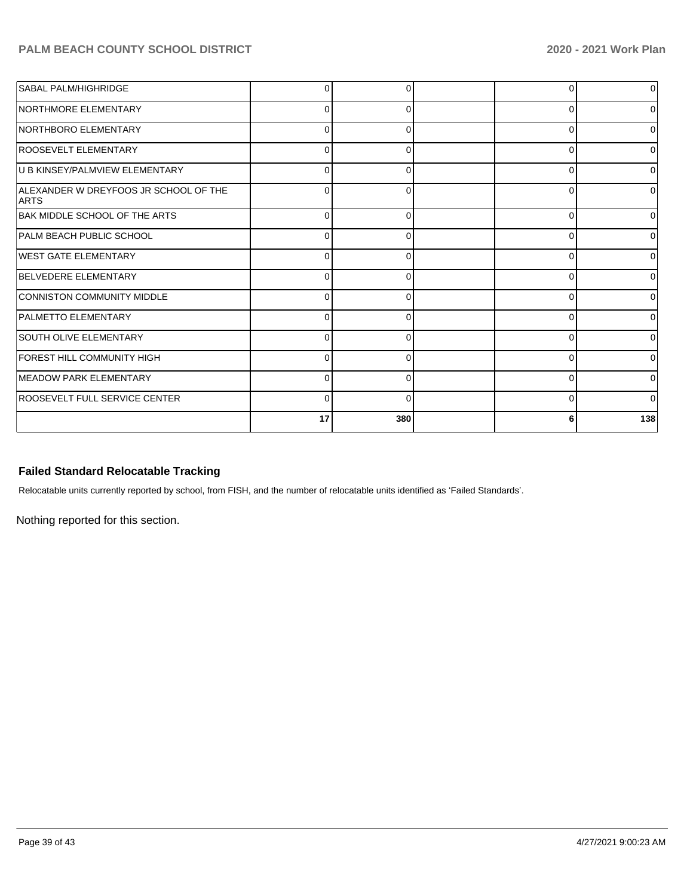| | | | | | |
|---|---|---|---|---|---|
| SABAL PALM/HIGHRIDGE | 0 | 0 | | 0 | 0 |
| NORTHMORE ELEMENTARY | 0 | 0 | | 0 | 0 |
| NORTHBORO ELEMENTARY | 0 | 0 | | 0 | 0 |
| ROOSEVELT ELEMENTARY | 0 | 0 | | 0 | 0 |
| U B KINSEY/PALMVIEW ELEMENTARY | 0 | 0 | | 0 | 0 |
| ALEXANDER W DREYFOOS JR SCHOOL OF THE ARTS | 0 | 0 | | 0 | 0 |
| BAK MIDDLE SCHOOL OF THE ARTS | 0 | 0 | | 0 | 0 |
| PALM BEACH PUBLIC SCHOOL | 0 | 0 | | 0 | 0 |
| WEST GATE ELEMENTARY | 0 | 0 | | 0 | 0 |
| BELVEDERE ELEMENTARY | 0 | 0 | | 0 | 0 |
| CONNISTON COMMUNITY MIDDLE | 0 | 0 | | 0 | 0 |
| PALMETTO ELEMENTARY | 0 | 0 | | 0 | 0 |
| SOUTH OLIVE ELEMENTARY | 0 | 0 | | 0 | 0 |
| FOREST HILL COMMUNITY HIGH | 0 | 0 | | 0 | 0 |
| MEADOW PARK ELEMENTARY | 0 | 0 | | 0 | 0 |
| ROOSEVELT FULL SERVICE CENTER | 0 | 0 | | 0 | 0 |
| | **17** | **380** | | **6** | **138** |

### Failed Standard Relocatable Tracking

Relocatable units currently reported by school, from FISH, and the number of relocatable units identified as 'Failed Standards'.

Nothing reported for this section.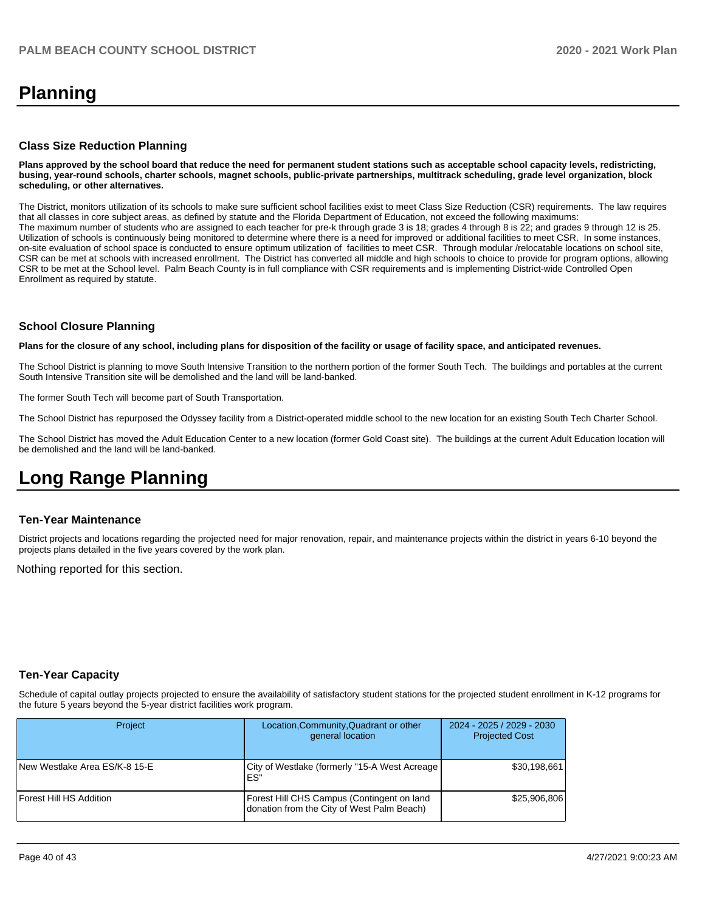# Planning

### Class Size Reduction Planning

**Plans approved by the school board that reduce the need for permanent student stations such as acceptable school capacity levels, redistricting, busing, year-round schools, charter schools, magnet schools, public-private partnerships, multitrack scheduling, grade level organization, block scheduling, or other alternatives.**

The District, monitors utilization of its schools to make sure sufficient school facilities exist to meet Class Size Reduction (CSR) requirements. The law requires that all classes in core subject areas, as defined by statute and the Florida Department of Education, not exceed the following maximums:
The maximum number of students who are assigned to each teacher for pre-k through grade 3 is 18; grades 4 through 8 is 22; and grades 9 through 12 is 25. Utilization of schools is continuously being monitored to determine where there is a need for improved or additional facilities to meet CSR. In some instances, on-site evaluation of school space is conducted to ensure optimum utilization of facilities to meet CSR. Through modular /relocatable locations on school site, CSR can be met at schools with increased enrollment. The District has converted all middle and high schools to choice to provide for program options, allowing CSR to be met at the School level. Palm Beach County is in full compliance with CSR requirements and is implementing District-wide Controlled Open Enrollment as required by statute.

### School Closure Planning

**Plans for the closure of any school, including plans for disposition of the facility or usage of facility space, and anticipated revenues.**

The School District is planning to move South Intensive Transition to the northern portion of the former South Tech. The buildings and portables at the current South Intensive Transition site will be demolished and the land will be land-banked.

The former South Tech will become part of South Transportation.

The School District has repurposed the Odyssey facility from a District-operated middle school to the new location for an existing South Tech Charter School.

The School District has moved the Adult Education Center to a new location (former Gold Coast site). The buildings at the current Adult Education location will be demolished and the land will be land-banked.

# Long Range Planning

### Ten-Year Maintenance

District projects and locations regarding the projected need for major renovation, repair, and maintenance projects within the district in years 6-10 beyond the projects plans detailed in the five years covered by the work plan.

Nothing reported for this section.

### Ten-Year Capacity

Schedule of capital outlay projects projected to ensure the availability of satisfactory student stations for the projected student enrollment in K-12 programs for the future 5 years beyond the 5-year district facilities work program.

| Project | Location,Community,Quadrant or other general location | 2024 - 2025 / 2029 - 2030 Projected Cost |
|---|---|---|
| New Westlake Area ES/K-8 15-E | City of Westlake (formerly "15-A West Acreage ES" | $30,198,661 |
| Forest Hill HS Addition | Forest Hill CHS Campus (Contingent on land donation from the City of West Palm Beach) | $25,906,806 |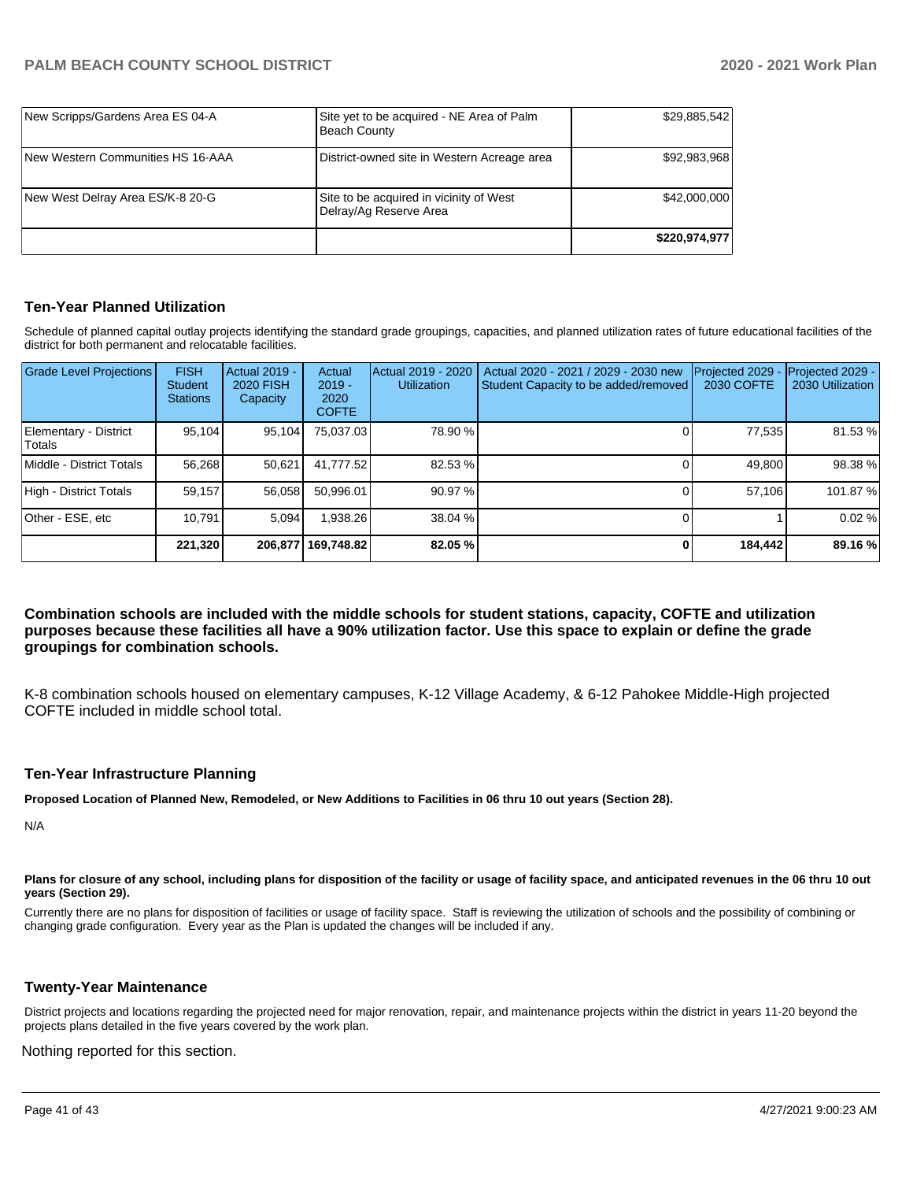| | | |
|---|---|---|
| New Scripps/Gardens Area ES 04-A | Site yet to be acquired - NE Area of Palm Beach County | $29,885,542 |
| New Western Communities HS 16-AAA | District-owned site in Western Acreage area | $92,983,968 |
| New West Delray Area ES/K-8 20-G | Site to be acquired in vicinity of West Delray/Ag Reserve Area | $42,000,000 |
| | | **$220,974,977** |

## Ten-Year Planned Utilization

Schedule of planned capital outlay projects identifying the standard grade groupings, capacities, and planned utilization rates of future educational facilities of the district for both permanent and relocatable facilities.

| Grade Level Projections | FISH Student Stations | Actual 2019 - 2020 FISH Capacity | Actual 2019 - 2020 COFTE | Actual 2019 - 2020 Utilization | Actual 2020 - 2021 / 2029 - 2030 new Student Capacity to be added/removed | Projected 2029 - 2030 COFTE | Projected 2029 - 2030 Utilization |
|---|---|---|---|---|---|---|---|
| Elementary - District Totals | 95,104 | 95,104 | 75,037.03 | 78.90 % | 0 | 77,535 | 81.53 % |
| Middle - District Totals | 56,268 | 50,621 | 41,777.52 | 82.53 % | 0 | 49,800 | 98.38 % |
| High - District Totals | 59,157 | 56,058 | 50,996.01 | 90.97 % | 0 | 57,106 | 101.87 % |
| Other - ESE, etc | 10,791 | 5,094 | 1,938.26 | 38.04 % | 0 | 1 | 0.02 % |
| | **221,320** | **206,877** | **169,748.82** | **82.05 %** | **0** | **184,442** | **89.16 %** |

**Combination schools are included with the middle schools for student stations, capacity, COFTE and utilization purposes because these facilities all have a 90% utilization factor. Use this space to explain or define the grade groupings for combination schools.**

K-8 combination schools housed on elementary campuses, K-12 Village Academy, & 6-12 Pahokee Middle-High projected COFTE included in middle school total.

## Ten-Year Infrastructure Planning

**Proposed Location of Planned New, Remodeled, or New Additions to Facilities in 06 thru 10 out years (Section 28).**

N/A

**Plans for closure of any school, including plans for disposition of the facility or usage of facility space, and anticipated revenues in the 06 thru 10 out years (Section 29).**

Currently there are no plans for disposition of facilities or usage of facility space. Staff is reviewing the utilization of schools and the possibility of combining or changing grade configuration. Every year as the Plan is updated the changes will be included if any.

## Twenty-Year Maintenance

District projects and locations regarding the projected need for major renovation, repair, and maintenance projects within the district in years 11-20 beyond the projects plans detailed in the five years covered by the work plan.

Nothing reported for this section.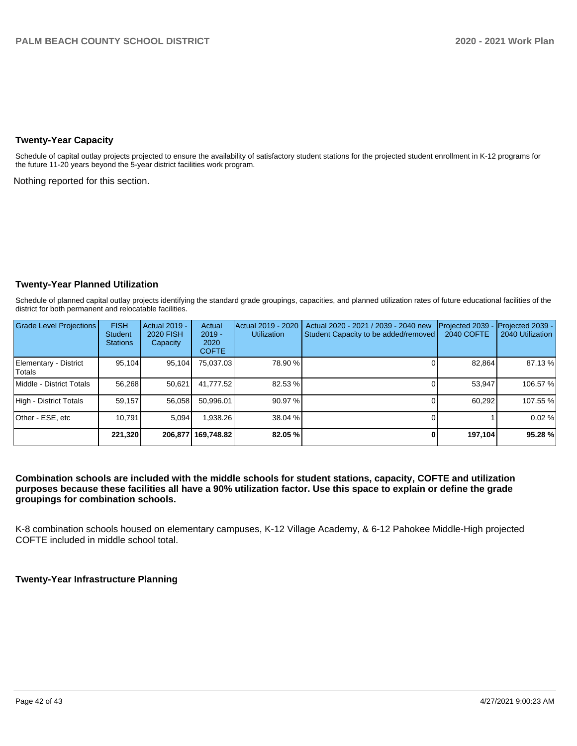## Twenty-Year Capacity

Schedule of capital outlay projects projected to ensure the availability of satisfactory student stations for the projected student enrollment in K-12 programs for the future 11-20 years beyond the 5-year district facilities work program.

Nothing reported for this section.

## Twenty-Year Planned Utilization

Schedule of planned capital outlay projects identifying the standard grade groupings, capacities, and planned utilization rates of future educational facilities of the district for both permanent and relocatable facilities.

| Grade Level Projections | FISH Student Stations | Actual 2019 - 2020 FISH Capacity | Actual 2019 - 2020 COFTE | Actual 2019 - 2020 Utilization | Actual 2020 - 2021 / 2039 - 2040 new Student Capacity to be added/removed | Projected 2039 - 2040 COFTE | Projected 2039 - 2040 Utilization |
|---|---|---|---|---|---|---|---|
| Elementary - District Totals | 95,104 | 95,104 | 75,037.03 | 78.90 % | 0 | 82,864 | 87.13 % |
| Middle - District Totals | 56,268 | 50,621 | 41,777.52 | 82.53 % | 0 | 53,947 | 106.57 % |
| High - District Totals | 59,157 | 56,058 | 50,996.01 | 90.97 % | 0 | 60,292 | 107.55 % |
| Other - ESE, etc | 10,791 | 5,094 | 1,938.26 | 38.04 % | 0 | 1 | 0.02 % |
| | **221,320** | **206,877** | **169,748.82** | **82.05 %** | **0** | **197,104** | **95.28 %** |

**Combination schools are included with the middle schools for student stations, capacity, COFTE and utilization purposes because these facilities all have a 90% utilization factor. Use this space to explain or define the grade groupings for combination schools.**

K-8 combination schools housed on elementary campuses, K-12 Village Academy, & 6-12 Pahokee Middle-High projected COFTE included in middle school total.

## Twenty-Year Infrastructure Planning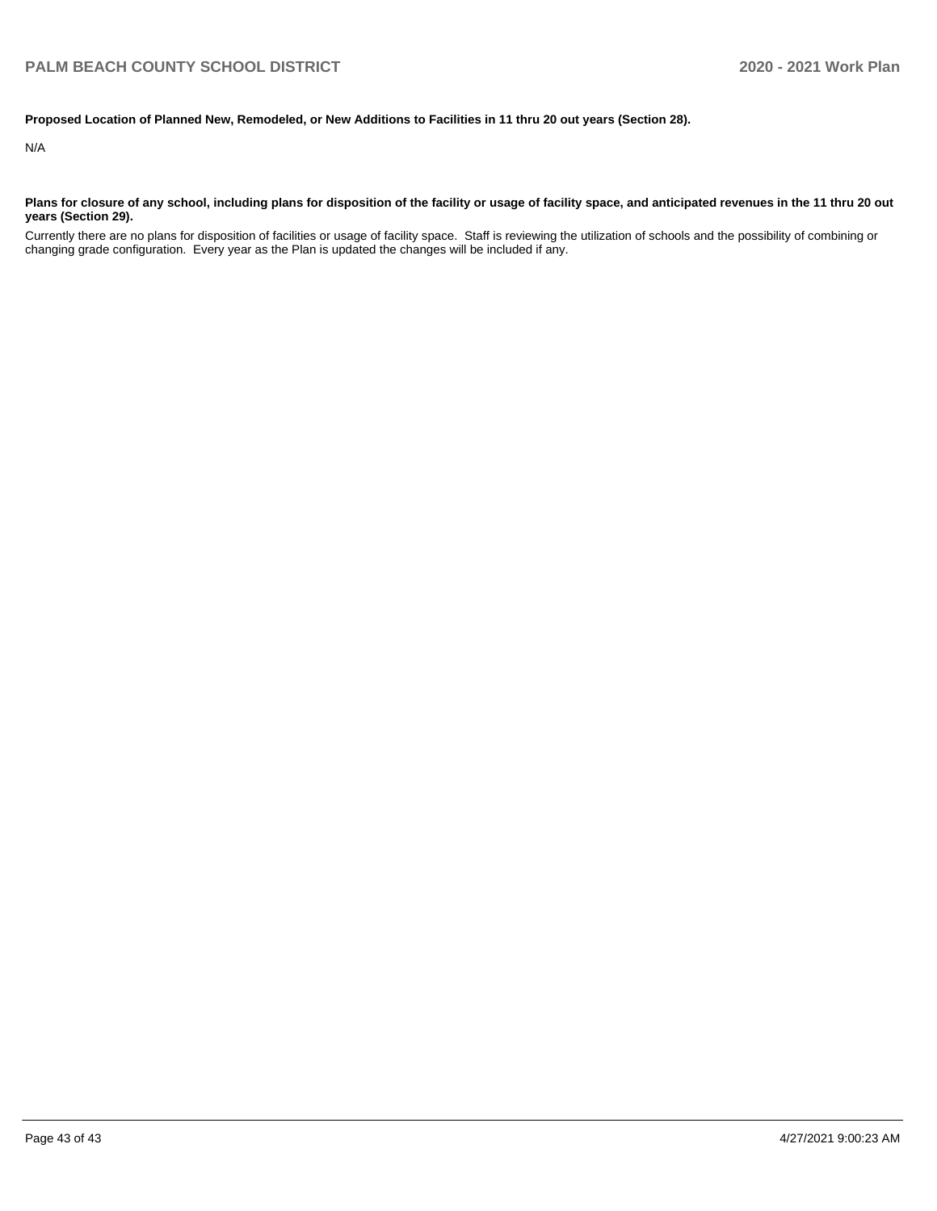**Proposed Location of Planned New, Remodeled, or New Additions to Facilities in 11 thru 20 out years (Section 28).**

N/A

**Plans for closure of any school, including plans for disposition of the facility or usage of facility space, and anticipated revenues in the 11 thru 20 out years (Section 29).**

Currently there are no plans for disposition of facilities or usage of facility space. Staff is reviewing the utilization of schools and the possibility of combining or changing grade configuration. Every year as the Plan is updated the changes will be included if any.